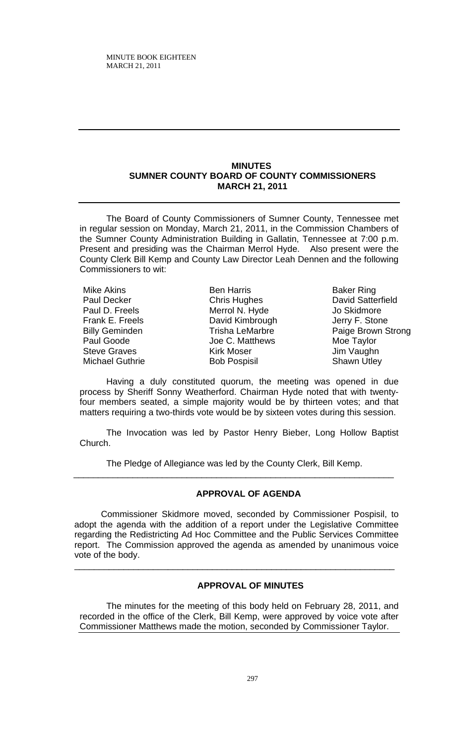## MINUTES
## SUMNER COUNTY BOARD OF COUNTY COMMISSIONERS
## MARCH 21, 2011

The Board of County Commissioners of Sumner County, Tennessee met in regular session on Monday, March 21, 2011, in the Commission Chambers of the Sumner County Administration Building in Gallatin, Tennessee at 7:00 p.m. Present and presiding was the Chairman Merrol Hyde. Also present were the County Clerk Bill Kemp and County Law Director Leah Dennen and the following Commissioners to wit:

| | | |
|---|---|---|
| Mike Akins | Ben Harris | Baker Ring |
| Paul Decker | Chris Hughes | David Satterfield |
| Paul D. Freels | Merrol N. Hyde | Jo Skidmore |
| Frank E. Freels | David Kimbrough | Jerry F. Stone |
| Billy Geminden | Trisha LeMarbre | Paige Brown Strong |
| Paul Goode | Joe C. Matthews | Moe Taylor |
| Steve Graves | Kirk Moser | Jim Vaughn |
| Michael Guthrie | Bob Pospisil | Shawn Utley |

Having a duly constituted quorum, the meeting was opened in due process by Sheriff Sonny Weatherford. Chairman Hyde noted that with twenty-four members seated, a simple majority would be by thirteen votes; and that matters requiring a two-thirds vote would be by sixteen votes during this session.

The Invocation was led by Pastor Henry Bieber, Long Hollow Baptist Church.

The Pledge of Allegiance was led by the County Clerk, Bill Kemp.

---

### APPROVAL OF AGENDA

Commissioner Skidmore moved, seconded by Commissioner Pospisil, to adopt the agenda with the addition of a report under the Legislative Committee regarding the Redistricting Ad Hoc Committee and the Public Services Committee report. The Commission approved the agenda as amended by unanimous voice vote of the body.

---

### APPROVAL OF MINUTES

The minutes for the meeting of this body held on February 28, 2011, and recorded in the office of the Clerk, Bill Kemp, were approved by voice vote after Commissioner Matthews made the motion, seconded by Commissioner Taylor.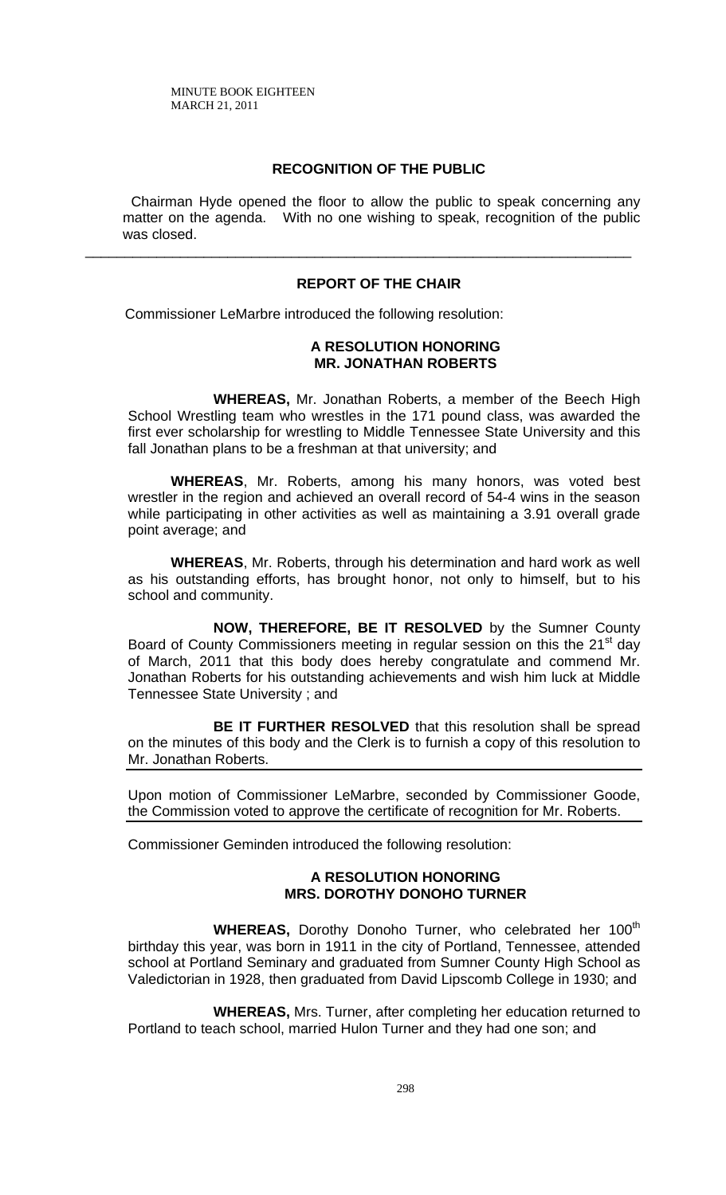## RECOGNITION OF THE PUBLIC

Chairman Hyde opened the floor to allow the public to speak concerning any matter on the agenda. With no one wishing to speak, recognition of the public was closed.

---

## REPORT OF THE CHAIR

Commissioner LeMarbre introduced the following resolution:

### A RESOLUTION HONORING MR. JONATHAN ROBERTS

**WHEREAS,** Mr. Jonathan Roberts, a member of the Beech High School Wrestling team who wrestles in the 171 pound class, was awarded the first ever scholarship for wrestling to Middle Tennessee State University and this fall Jonathan plans to be a freshman at that university; and

**WHEREAS**, Mr. Roberts, among his many honors, was voted best wrestler in the region and achieved an overall record of 54-4 wins in the season while participating in other activities as well as maintaining a 3.91 overall grade point average; and

**WHEREAS**, Mr. Roberts, through his determination and hard work as well as his outstanding efforts, has brought honor, not only to himself, but to his school and community.

**NOW, THEREFORE, BE IT RESOLVED** by the Sumner County Board of County Commissioners meeting in regular session on this the 21st day of March, 2011 that this body does hereby congratulate and commend Mr. Jonathan Roberts for his outstanding achievements and wish him luck at Middle Tennessee State University ; and

**BE IT FURTHER RESOLVED** that this resolution shall be spread on the minutes of this body and the Clerk is to furnish a copy of this resolution to Mr. Jonathan Roberts.

Upon motion of Commissioner LeMarbre, seconded by Commissioner Goode, the Commission voted to approve the certificate of recognition for Mr. Roberts.

Commissioner Geminden introduced the following resolution:

### A RESOLUTION HONORING MRS. DOROTHY DONOHO TURNER

**WHEREAS,** Dorothy Donoho Turner, who celebrated her 100th birthday this year, was born in 1911 in the city of Portland, Tennessee, attended school at Portland Seminary and graduated from Sumner County High School as Valedictorian in 1928, then graduated from David Lipscomb College in 1930; and

**WHEREAS,** Mrs. Turner, after completing her education returned to Portland to teach school, married Hulon Turner and they had one son; and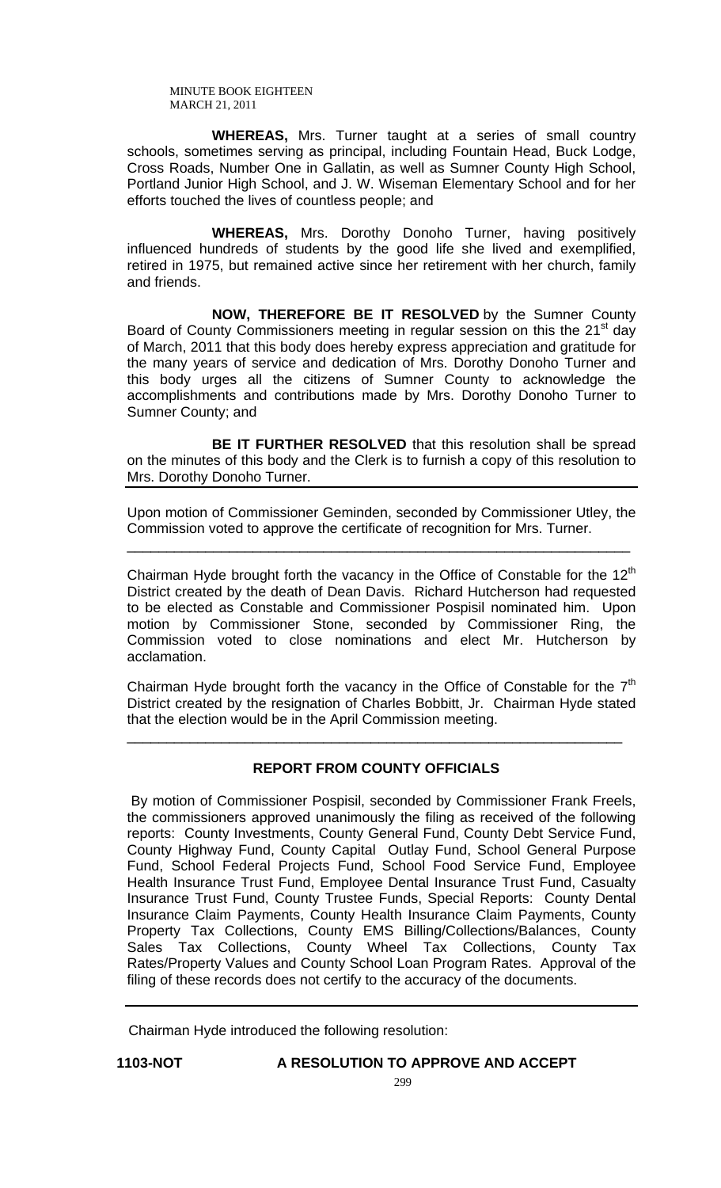**WHEREAS,** Mrs. Turner taught at a series of small country schools, sometimes serving as principal, including Fountain Head, Buck Lodge, Cross Roads, Number One in Gallatin, as well as Sumner County High School, Portland Junior High School, and J. W. Wiseman Elementary School and for her efforts touched the lives of countless people; and

**WHEREAS,** Mrs. Dorothy Donoho Turner, having positively influenced hundreds of students by the good life she lived and exemplified, retired in 1975, but remained active since her retirement with her church, family and friends.

**NOW, THEREFORE BE IT RESOLVED** by the Sumner County Board of County Commissioners meeting in regular session on this the 21st day of March, 2011 that this body does hereby express appreciation and gratitude for the many years of service and dedication of Mrs. Dorothy Donoho Turner and this body urges all the citizens of Sumner County to acknowledge the accomplishments and contributions made by Mrs. Dorothy Donoho Turner to Sumner County; and

**BE IT FURTHER RESOLVED** that this resolution shall be spread on the minutes of this body and the Clerk is to furnish a copy of this resolution to Mrs. Dorothy Donoho Turner.

---

Upon motion of Commissioner Geminden, seconded by Commissioner Utley, the Commission voted to approve the certificate of recognition for Mrs. Turner.

---

Chairman Hyde brought forth the vacancy in the Office of Constable for the 12th District created by the death of Dean Davis. Richard Hutcherson had requested to be elected as Constable and Commissioner Pospisil nominated him. Upon motion by Commissioner Stone, seconded by Commissioner Ring, the Commission voted to close nominations and elect Mr. Hutcherson by acclamation.

Chairman Hyde brought forth the vacancy in the Office of Constable for the 7th District created by the resignation of Charles Bobbitt, Jr. Chairman Hyde stated that the election would be in the April Commission meeting.

---

## REPORT FROM COUNTY OFFICIALS

By motion of Commissioner Pospisil, seconded by Commissioner Frank Freels, the commissioners approved unanimously the filing as received of the following reports: County Investments, County General Fund, County Debt Service Fund, County Highway Fund, County Capital Outlay Fund, School General Purpose Fund, School Federal Projects Fund, School Food Service Fund, Employee Health Insurance Trust Fund, Employee Dental Insurance Trust Fund, Casualty Insurance Trust Fund, County Trustee Funds, Special Reports: County Dental Insurance Claim Payments, County Health Insurance Claim Payments, County Property Tax Collections, County EMS Billing/Collections/Balances, County Sales Tax Collections, County Wheel Tax Collections, County Tax Rates/Property Values and County School Loan Program Rates. Approval of the filing of these records does not certify to the accuracy of the documents.

---

Chairman Hyde introduced the following resolution:

**1103-NOT** **A RESOLUTION TO APPROVE AND ACCEPT**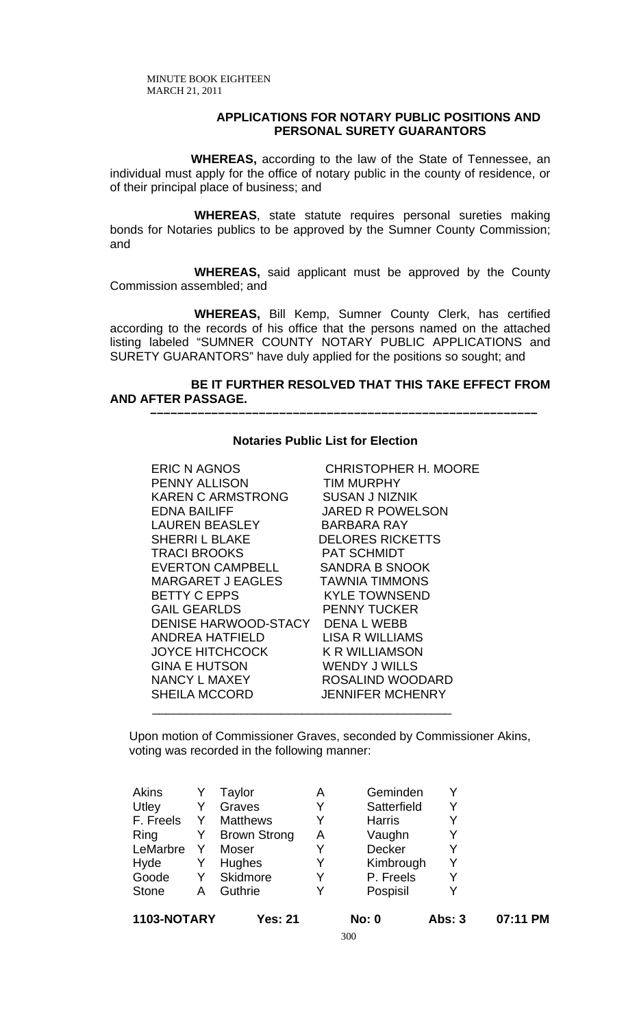### APPLICATIONS FOR NOTARY PUBLIC POSITIONS AND PERSONAL SURETY GUARANTORS

**WHEREAS,** according to the law of the State of Tennessee, an individual must apply for the office of notary public in the county of residence, or of their principal place of business; and

**WHEREAS**, state statute requires personal sureties making bonds for Notaries publics to be approved by the Sumner County Commission; and

**WHEREAS,** said applicant must be approved by the County Commission assembled; and

**WHEREAS,** Bill Kemp, Sumner County Clerk, has certified according to the records of his office that the persons named on the attached listing labeled "SUMNER COUNTY NOTARY PUBLIC APPLICATIONS and SURETY GUARANTORS" have duly applied for the positions so sought; and

**BE IT FURTHER RESOLVED THAT THIS TAKE EFFECT FROM AND AFTER PASSAGE.**

---

**Notaries Public List for Election**

| | |
|---|---|
| ERIC N AGNOS | CHRISTOPHER H. MOORE |
| PENNY ALLISON | TIM MURPHY |
| KAREN C ARMSTRONG | SUSAN J NIZNIK |
| EDNA BAILIFF | JARED R POWELSON |
| LAUREN BEASLEY | BARBARA RAY |
| SHERRI L BLAKE | DELORES RICKETTS |
| TRACI BROOKS | PAT SCHMIDT |
| EVERTON CAMPBELL | SANDRA B SNOOK |
| MARGARET J EAGLES | TAWNIA TIMMONS |
| BETTY C EPPS | KYLE TOWNSEND |
| GAIL GEARLDS | PENNY TUCKER |
| DENISE HARWOOD-STACY | DENA L WEBB |
| ANDREA HATFIELD | LISA R WILLIAMS |
| JOYCE HITCHCOCK | K R WILLIAMSON |
| GINA E HUTSON | WENDY J WILLS |
| NANCY L MAXEY | ROSALIND WOODARD |
| SHEILA MCCORD | JENNIFER MCHENRY |

Upon motion of Commissioner Graves, seconded by Commissioner Akins, voting was recorded in the following manner:

| | | | | | |
|---|---|---|---|---|---|
| Akins | Y | Taylor | A | Geminden | Y |
| Utley | Y | Graves | Y | Satterfield | Y |
| F. Freels | Y | Matthews | Y | Harris | Y |
| Ring | Y | Brown Strong | A | Vaughn | Y |
| LeMarbre | Y | Moser | Y | Decker | Y |
| Hyde | Y | Hughes | Y | Kimbrough | Y |
| Goode | Y | Skidmore | Y | P. Freels | Y |
| Stone | A | Guthrie | Y | Pospisil | Y |

**1103-NOTARY Yes: 21 No: 0 Abs: 3 07:11 PM**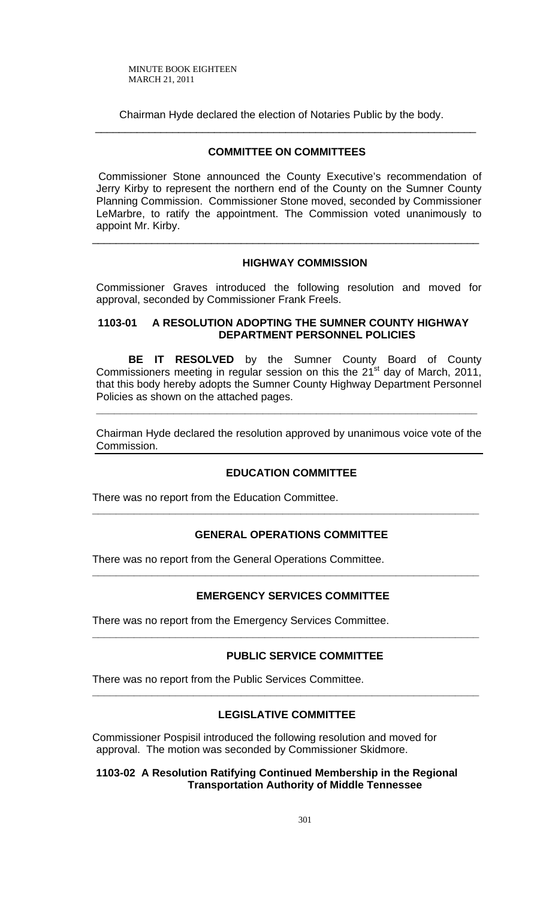Chairman Hyde declared the election of Notaries Public by the body.

---

**COMMITTEE ON COMMITTEES**

Commissioner Stone announced the County Executive's recommendation of Jerry Kirby to represent the northern end of the County on the Sumner County Planning Commission. Commissioner Stone moved, seconded by Commissioner LeMarbre, to ratify the appointment. The Commission voted unanimously to appoint Mr. Kirby.

---

**HIGHWAY COMMISSION**

Commissioner Graves introduced the following resolution and moved for approval, seconded by Commissioner Frank Freels.

**1103-01 A RESOLUTION ADOPTING THE SUMNER COUNTY HIGHWAY DEPARTMENT PERSONNEL POLICIES**

**BE IT RESOLVED** by the Sumner County Board of County Commissioners meeting in regular session on this the 21st day of March, 2011, that this body hereby adopts the Sumner County Highway Department Personnel Policies as shown on the attached pages.

---

Chairman Hyde declared the resolution approved by unanimous voice vote of the Commission.

---

**EDUCATION COMMITTEE**

There was no report from the Education Committee.

---

**GENERAL OPERATIONS COMMITTEE**

There was no report from the General Operations Committee.

---

**EMERGENCY SERVICES COMMITTEE**

There was no report from the Emergency Services Committee.

---

**PUBLIC SERVICE COMMITTEE**

There was no report from the Public Services Committee.

---

**LEGISLATIVE COMMITTEE**

Commissioner Pospisil introduced the following resolution and moved for approval. The motion was seconded by Commissioner Skidmore.

**1103-02 A Resolution Ratifying Continued Membership in the Regional Transportation Authority of Middle Tennessee**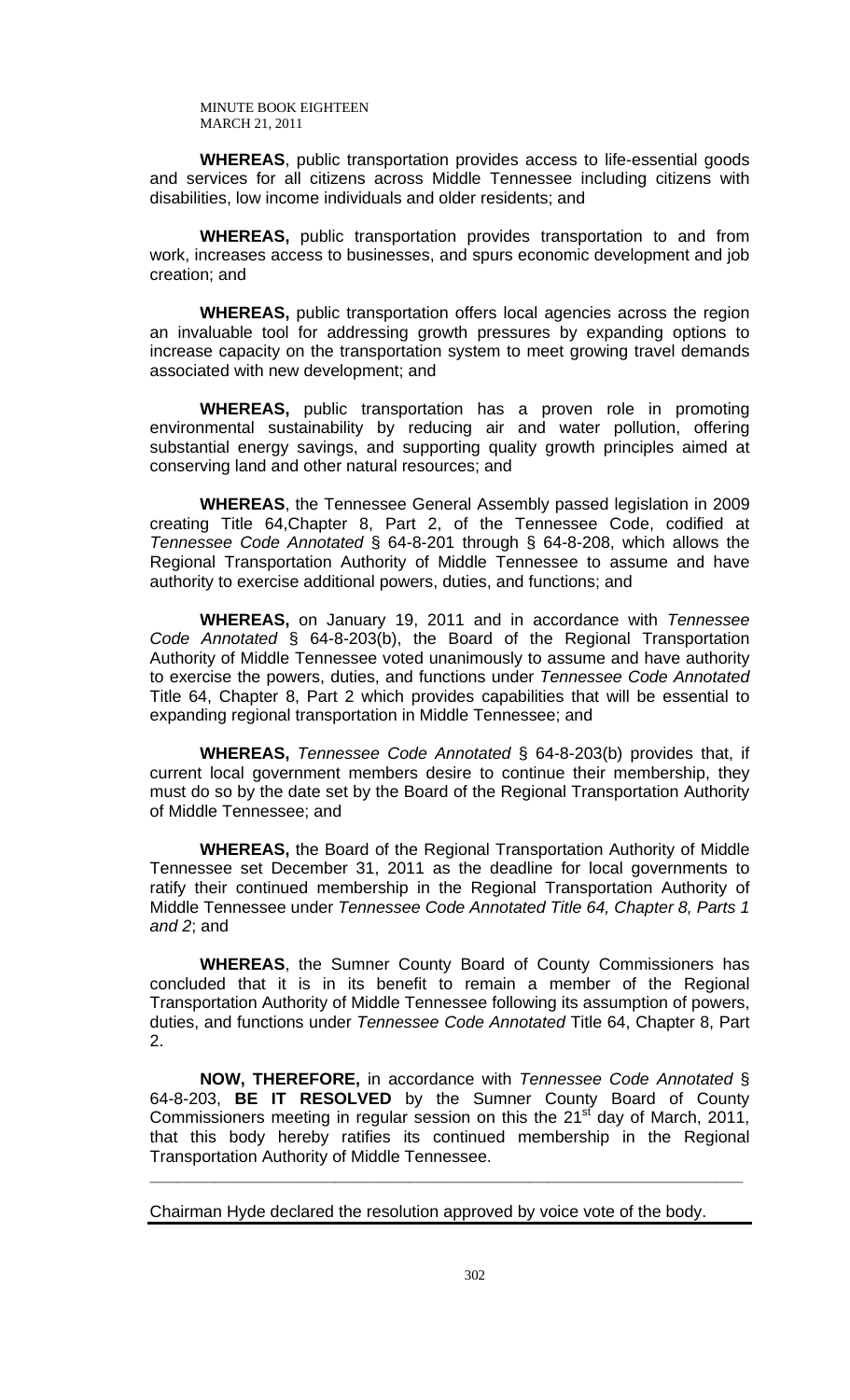**WHEREAS**, public transportation provides access to life-essential goods and services for all citizens across Middle Tennessee including citizens with disabilities, low income individuals and older residents; and

**WHEREAS,** public transportation provides transportation to and from work, increases access to businesses, and spurs economic development and job creation; and

**WHEREAS,** public transportation offers local agencies across the region an invaluable tool for addressing growth pressures by expanding options to increase capacity on the transportation system to meet growing travel demands associated with new development; and

**WHEREAS,** public transportation has a proven role in promoting environmental sustainability by reducing air and water pollution, offering substantial energy savings, and supporting quality growth principles aimed at conserving land and other natural resources; and

**WHEREAS**, the Tennessee General Assembly passed legislation in 2009 creating Title 64,Chapter 8, Part 2, of the Tennessee Code, codified at *Tennessee Code Annotated* § 64-8-201 through § 64-8-208, which allows the Regional Transportation Authority of Middle Tennessee to assume and have authority to exercise additional powers, duties, and functions; and

**WHEREAS,** on January 19, 2011 and in accordance with *Tennessee Code Annotated* § 64-8-203(b), the Board of the Regional Transportation Authority of Middle Tennessee voted unanimously to assume and have authority to exercise the powers, duties, and functions under *Tennessee Code Annotated* Title 64, Chapter 8, Part 2 which provides capabilities that will be essential to expanding regional transportation in Middle Tennessee; and

**WHEREAS,** *Tennessee Code Annotated* § 64-8-203(b) provides that, if current local government members desire to continue their membership, they must do so by the date set by the Board of the Regional Transportation Authority of Middle Tennessee; and

**WHEREAS,** the Board of the Regional Transportation Authority of Middle Tennessee set December 31, 2011 as the deadline for local governments to ratify their continued membership in the Regional Transportation Authority of Middle Tennessee under *Tennessee Code Annotated Title 64, Chapter 8, Parts 1 and 2*; and

**WHEREAS**, the Sumner County Board of County Commissioners has concluded that it is in its benefit to remain a member of the Regional Transportation Authority of Middle Tennessee following its assumption of powers, duties, and functions under *Tennessee Code Annotated* Title 64, Chapter 8, Part 2.

**NOW, THEREFORE,** in accordance with *Tennessee Code Annotated* § 64-8-203, **BE IT RESOLVED** by the Sumner County Board of County Commissioners meeting in regular session on this the 21st day of March, 2011, that this body hereby ratifies its continued membership in the Regional Transportation Authority of Middle Tennessee.

\_\_\_\_\_\_\_\_\_\_\_\_\_\_\_\_\_\_\_\_\_\_\_\_\_\_\_\_\_\_\_\_\_\_\_\_\_\_\_\_\_\_\_\_\_\_\_\_\_\_\_\_\_\_\_\_\_\_\_\_\_\_\_\_

Chairman Hyde declared the resolution approved by voice vote of the body.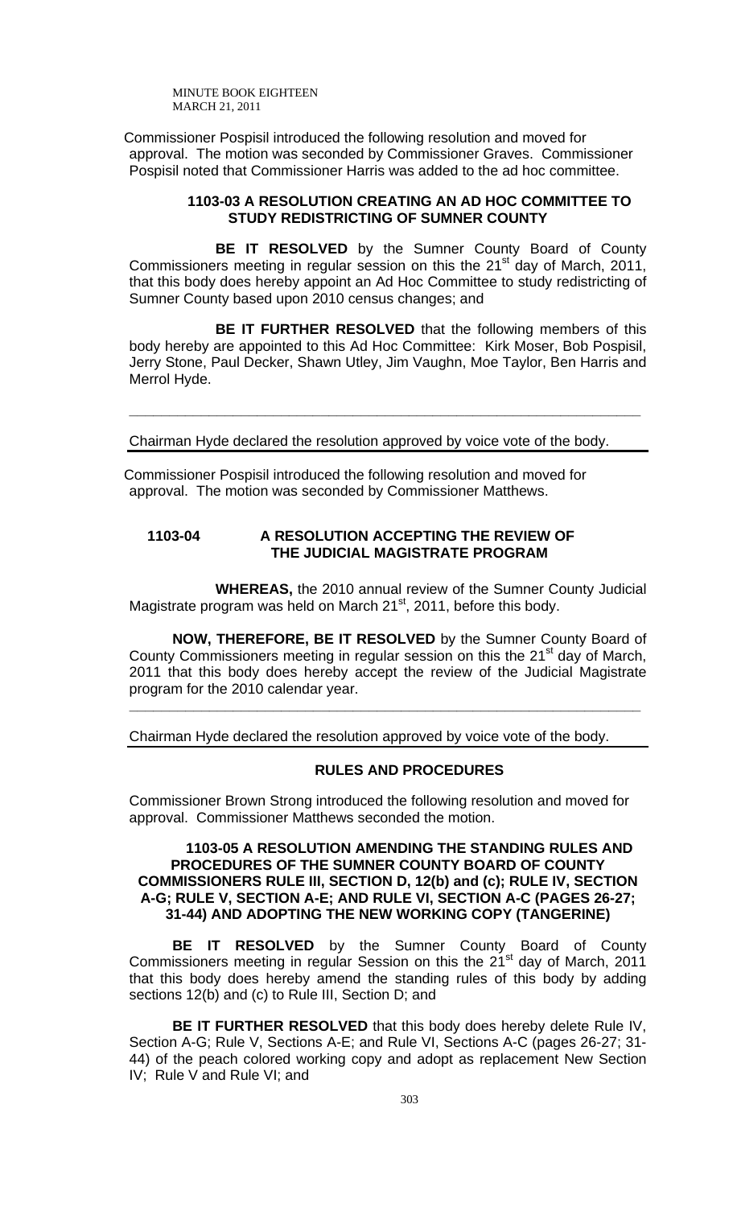Commissioner Pospisil introduced the following resolution and moved for approval. The motion was seconded by Commissioner Graves. Commissioner Pospisil noted that Commissioner Harris was added to the ad hoc committee.

**1103-03 A RESOLUTION CREATING AN AD HOC COMMITTEE TO STUDY REDISTRICTING OF SUMNER COUNTY**

**BE IT RESOLVED** by the Sumner County Board of County Commissioners meeting in regular session on this the 21st day of March, 2011, that this body does hereby appoint an Ad Hoc Committee to study redistricting of Sumner County based upon 2010 census changes; and

**BE IT FURTHER RESOLVED** that the following members of this body hereby are appointed to this Ad Hoc Committee: Kirk Moser, Bob Pospisil, Jerry Stone, Paul Decker, Shawn Utley, Jim Vaughn, Moe Taylor, Ben Harris and Merrol Hyde.

---

Chairman Hyde declared the resolution approved by voice vote of the body.

Commissioner Pospisil introduced the following resolution and moved for approval. The motion was seconded by Commissioner Matthews.

**1103-04 A RESOLUTION ACCEPTING THE REVIEW OF THE JUDICIAL MAGISTRATE PROGRAM**

**WHEREAS,** the 2010 annual review of the Sumner County Judicial Magistrate program was held on March 21st, 2011, before this body.

**NOW, THEREFORE, BE IT RESOLVED** by the Sumner County Board of County Commissioners meeting in regular session on this the 21st day of March, 2011 that this body does hereby accept the review of the Judicial Magistrate program for the 2010 calendar year.

---

Chairman Hyde declared the resolution approved by voice vote of the body.

## RULES AND PROCEDURES

Commissioner Brown Strong introduced the following resolution and moved for approval. Commissioner Matthews seconded the motion.

**1103-05 A RESOLUTION AMENDING THE STANDING RULES AND PROCEDURES OF THE SUMNER COUNTY BOARD OF COUNTY COMMISSIONERS RULE III, SECTION D, 12(b) and (c); RULE IV, SECTION A-G; RULE V, SECTION A-E; AND RULE VI, SECTION A-C (PAGES 26-27; 31-44) AND ADOPTING THE NEW WORKING COPY (TANGERINE)**

**BE IT RESOLVED** by the Sumner County Board of County Commissioners meeting in regular Session on this the 21st day of March, 2011 that this body does hereby amend the standing rules of this body by adding sections 12(b) and (c) to Rule III, Section D; and

**BE IT FURTHER RESOLVED** that this body does hereby delete Rule IV, Section A-G; Rule V, Sections A-E; and Rule VI, Sections A-C (pages 26-27; 31-44) of the peach colored working copy and adopt as replacement New Section IV; Rule V and Rule VI; and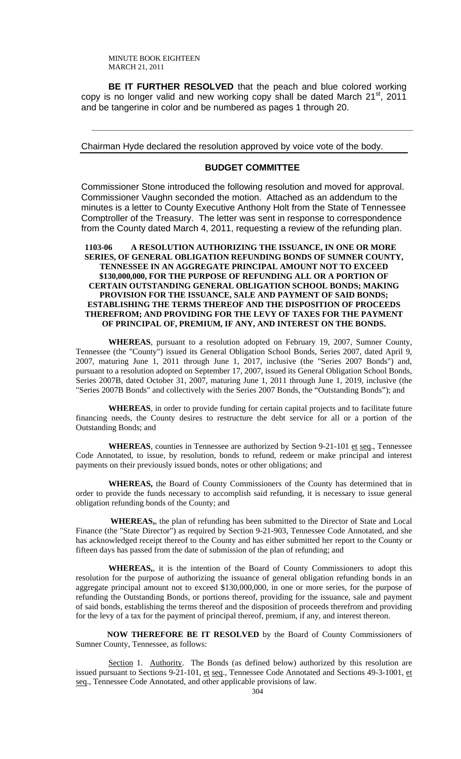**BE IT FURTHER RESOLVED** that the peach and blue colored working copy is no longer valid and new working copy shall be dated March 21st, 2011 and be tangerine in color and be numbered as pages 1 through 20.

---

Chairman Hyde declared the resolution approved by voice vote of the body.

## BUDGET COMMITTEE

Commissioner Stone introduced the following resolution and moved for approval. Commissioner Vaughn seconded the motion. Attached as an addendum to the minutes is a letter to County Executive Anthony Holt from the State of Tennessee Comptroller of the Treasury. The letter was sent in response to correspondence from the County dated March 4, 2011, requesting a review of the refunding plan.

**1103-06 A RESOLUTION AUTHORIZING THE ISSUANCE, IN ONE OR MORE SERIES, OF GENERAL OBLIGATION REFUNDING BONDS OF SUMNER COUNTY, TENNESSEE IN AN AGGREGATE PRINCIPAL AMOUNT NOT TO EXCEED \$130,000,000, FOR THE PURPOSE OF REFUNDING ALL OR A PORTION OF CERTAIN OUTSTANDING GENERAL OBLIGATION SCHOOL BONDS; MAKING PROVISION FOR THE ISSUANCE, SALE AND PAYMENT OF SAID BONDS; ESTABLISHING THE TERMS THEREOF AND THE DISPOSITION OF PROCEEDS THEREFROM; AND PROVIDING FOR THE LEVY OF TAXES FOR THE PAYMENT OF PRINCIPAL OF, PREMIUM, IF ANY, AND INTEREST ON THE BONDS.**

**WHEREAS**, pursuant to a resolution adopted on February 19, 2007, Sumner County, Tennessee (the "County") issued its General Obligation School Bonds, Series 2007, dated April 9, 2007, maturing June 1, 2011 through June 1, 2017, inclusive (the "Series 2007 Bonds") and, pursuant to a resolution adopted on September 17, 2007, issued its General Obligation School Bonds, Series 2007B, dated October 31, 2007, maturing June 1, 2011 through June 1, 2019, inclusive (the "Series 2007B Bonds" and collectively with the Series 2007 Bonds, the "Outstanding Bonds"); and

**WHEREAS**, in order to provide funding for certain capital projects and to facilitate future financing needs, the County desires to restructure the debt service for all or a portion of the Outstanding Bonds; and

**WHEREAS**, counties in Tennessee are authorized by Section 9-21-101 et seq., Tennessee Code Annotated, to issue, by resolution, bonds to refund, redeem or make principal and interest payments on their previously issued bonds, notes or other obligations; and

**WHEREAS,** the Board of County Commissioners of the County has determined that in order to provide the funds necessary to accomplish said refunding, it is necessary to issue general obligation refunding bonds of the County; and

**WHEREAS,**, the plan of refunding has been submitted to the Director of State and Local Finance (the "State Director") as required by Section 9-21-903, Tennessee Code Annotated, and she has acknowledged receipt thereof to the County and has either submitted her report to the County or fifteen days has passed from the date of submission of the plan of refunding; and

**WHEREAS,**, it is the intention of the Board of County Commissioners to adopt this resolution for the purpose of authorizing the issuance of general obligation refunding bonds in an aggregate principal amount not to exceed \$130,000,000, in one or more series, for the purpose of refunding the Outstanding Bonds, or portions thereof, providing for the issuance, sale and payment of said bonds, establishing the terms thereof and the disposition of proceeds therefrom and providing for the levy of a tax for the payment of principal thereof, premium, if any, and interest thereon.

**NOW THEREFORE BE IT RESOLVED** by the Board of County Commissioners of Sumner County, Tennessee, as follows:

Section 1. Authority. The Bonds (as defined below) authorized by this resolution are issued pursuant to Sections 9-21-101, et seq., Tennessee Code Annotated and Sections 49-3-1001, et seq., Tennessee Code Annotated, and other applicable provisions of law.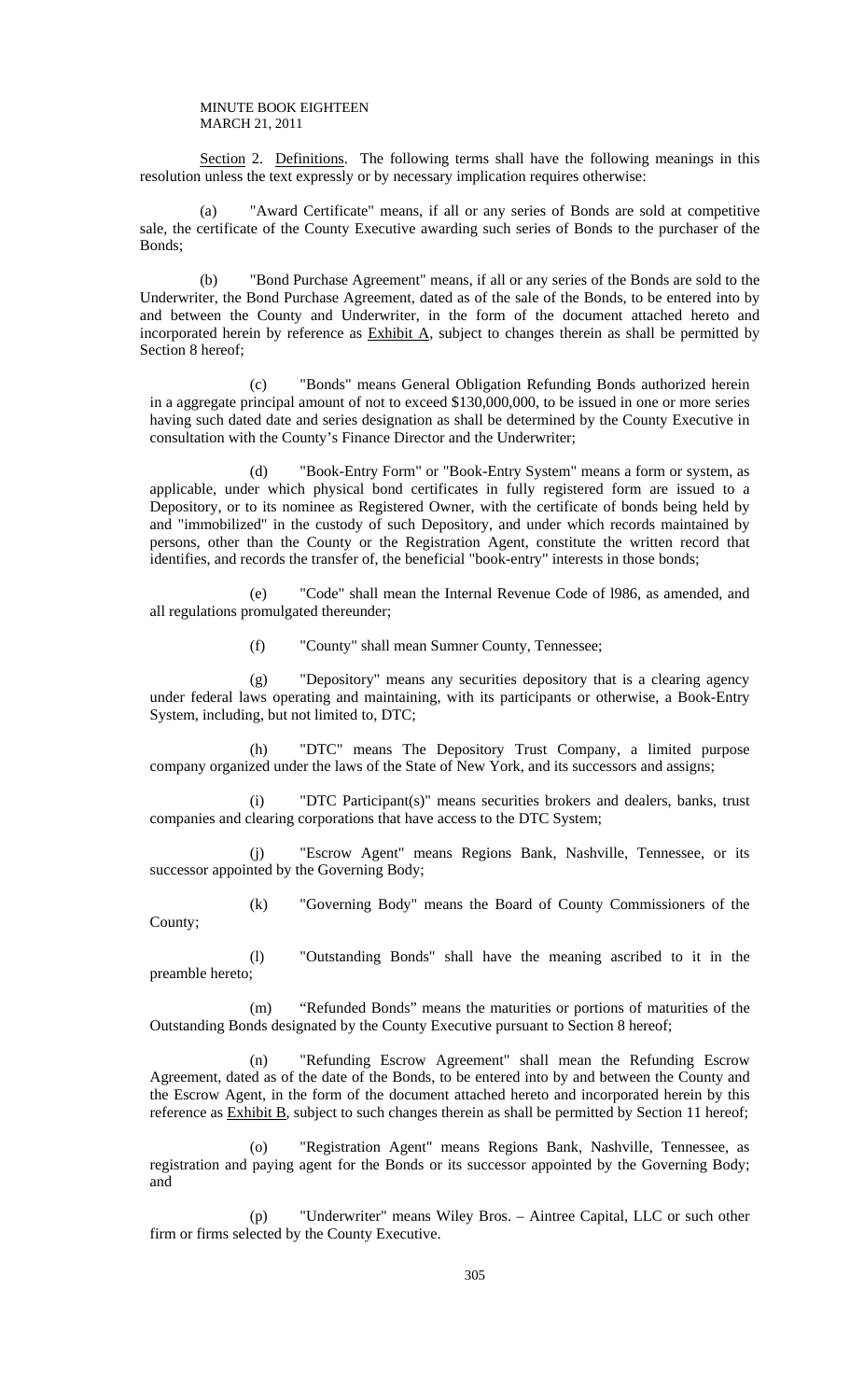Section 2. Definitions. The following terms shall have the following meanings in this resolution unless the text expressly or by necessary implication requires otherwise:

(a) "Award Certificate" means, if all or any series of Bonds are sold at competitive sale, the certificate of the County Executive awarding such series of Bonds to the purchaser of the Bonds;

(b) "Bond Purchase Agreement" means, if all or any series of the Bonds are sold to the Underwriter, the Bond Purchase Agreement, dated as of the sale of the Bonds, to be entered into by and between the County and Underwriter, in the form of the document attached hereto and incorporated herein by reference as Exhibit A, subject to changes therein as shall be permitted by Section 8 hereof;

(c) "Bonds" means General Obligation Refunding Bonds authorized herein in a aggregate principal amount of not to exceed $130,000,000, to be issued in one or more series having such dated date and series designation as shall be determined by the County Executive in consultation with the County's Finance Director and the Underwriter;

(d) "Book-Entry Form" or "Book-Entry System" means a form or system, as applicable, under which physical bond certificates in fully registered form are issued to a Depository, or to its nominee as Registered Owner, with the certificate of bonds being held by and "immobilized" in the custody of such Depository, and under which records maintained by persons, other than the County or the Registration Agent, constitute the written record that identifies, and records the transfer of, the beneficial "book-entry" interests in those bonds;

(e) "Code" shall mean the Internal Revenue Code of l986, as amended, and all regulations promulgated thereunder;

(f) "County" shall mean Sumner County, Tennessee;

(g) "Depository" means any securities depository that is a clearing agency under federal laws operating and maintaining, with its participants or otherwise, a Book-Entry System, including, but not limited to, DTC;

(h) "DTC" means The Depository Trust Company, a limited purpose company organized under the laws of the State of New York, and its successors and assigns;

(i) "DTC Participant(s)" means securities brokers and dealers, banks, trust companies and clearing corporations that have access to the DTC System;

(j) "Escrow Agent" means Regions Bank, Nashville, Tennessee, or its successor appointed by the Governing Body;

(k) "Governing Body" means the Board of County Commissioners of the County;

(l) "Outstanding Bonds" shall have the meaning ascribed to it in the preamble hereto;

(m) "Refunded Bonds" means the maturities or portions of maturities of the Outstanding Bonds designated by the County Executive pursuant to Section 8 hereof;

(n) "Refunding Escrow Agreement" shall mean the Refunding Escrow Agreement, dated as of the date of the Bonds, to be entered into by and between the County and the Escrow Agent, in the form of the document attached hereto and incorporated herein by this reference as Exhibit B, subject to such changes therein as shall be permitted by Section 11 hereof;

(o) "Registration Agent" means Regions Bank, Nashville, Tennessee, as registration and paying agent for the Bonds or its successor appointed by the Governing Body; and

(p) "Underwriter" means Wiley Bros. – Aintree Capital, LLC or such other firm or firms selected by the County Executive.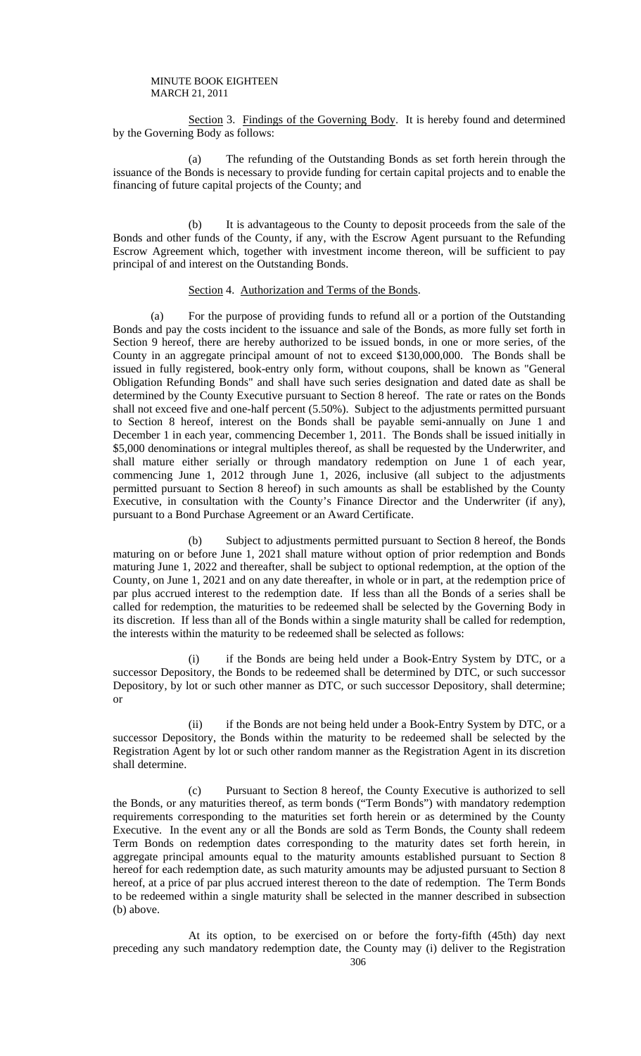Section 3. Findings of the Governing Body. It is hereby found and determined by the Governing Body as follows:

(a) The refunding of the Outstanding Bonds as set forth herein through the issuance of the Bonds is necessary to provide funding for certain capital projects and to enable the financing of future capital projects of the County; and

(b) It is advantageous to the County to deposit proceeds from the sale of the Bonds and other funds of the County, if any, with the Escrow Agent pursuant to the Refunding Escrow Agreement which, together with investment income thereon, will be sufficient to pay principal of and interest on the Outstanding Bonds.

Section 4. Authorization and Terms of the Bonds.

(a) For the purpose of providing funds to refund all or a portion of the Outstanding Bonds and pay the costs incident to the issuance and sale of the Bonds, as more fully set forth in Section 9 hereof, there are hereby authorized to be issued bonds, in one or more series, of the County in an aggregate principal amount of not to exceed $130,000,000. The Bonds shall be issued in fully registered, book-entry only form, without coupons, shall be known as "General Obligation Refunding Bonds" and shall have such series designation and dated date as shall be determined by the County Executive pursuant to Section 8 hereof. The rate or rates on the Bonds shall not exceed five and one-half percent (5.50%). Subject to the adjustments permitted pursuant to Section 8 hereof, interest on the Bonds shall be payable semi-annually on June 1 and December 1 in each year, commencing December 1, 2011. The Bonds shall be issued initially in $5,000 denominations or integral multiples thereof, as shall be requested by the Underwriter, and shall mature either serially or through mandatory redemption on June 1 of each year, commencing June 1, 2012 through June 1, 2026, inclusive (all subject to the adjustments permitted pursuant to Section 8 hereof) in such amounts as shall be established by the County Executive, in consultation with the County's Finance Director and the Underwriter (if any), pursuant to a Bond Purchase Agreement or an Award Certificate.

(b) Subject to adjustments permitted pursuant to Section 8 hereof, the Bonds maturing on or before June 1, 2021 shall mature without option of prior redemption and Bonds maturing June 1, 2022 and thereafter, shall be subject to optional redemption, at the option of the County, on June 1, 2021 and on any date thereafter, in whole or in part, at the redemption price of par plus accrued interest to the redemption date. If less than all the Bonds of a series shall be called for redemption, the maturities to be redeemed shall be selected by the Governing Body in its discretion. If less than all of the Bonds within a single maturity shall be called for redemption, the interests within the maturity to be redeemed shall be selected as follows:

(i) if the Bonds are being held under a Book-Entry System by DTC, or a successor Depository, the Bonds to be redeemed shall be determined by DTC, or such successor Depository, by lot or such other manner as DTC, or such successor Depository, shall determine; or

(ii) if the Bonds are not being held under a Book-Entry System by DTC, or a successor Depository, the Bonds within the maturity to be redeemed shall be selected by the Registration Agent by lot or such other random manner as the Registration Agent in its discretion shall determine.

(c) Pursuant to Section 8 hereof, the County Executive is authorized to sell the Bonds, or any maturities thereof, as term bonds ("Term Bonds") with mandatory redemption requirements corresponding to the maturities set forth herein or as determined by the County Executive. In the event any or all the Bonds are sold as Term Bonds, the County shall redeem Term Bonds on redemption dates corresponding to the maturity dates set forth herein, in aggregate principal amounts equal to the maturity amounts established pursuant to Section 8 hereof for each redemption date, as such maturity amounts may be adjusted pursuant to Section 8 hereof, at a price of par plus accrued interest thereon to the date of redemption. The Term Bonds to be redeemed within a single maturity shall be selected in the manner described in subsection (b) above.

At its option, to be exercised on or before the forty-fifth (45th) day next preceding any such mandatory redemption date, the County may (i) deliver to the Registration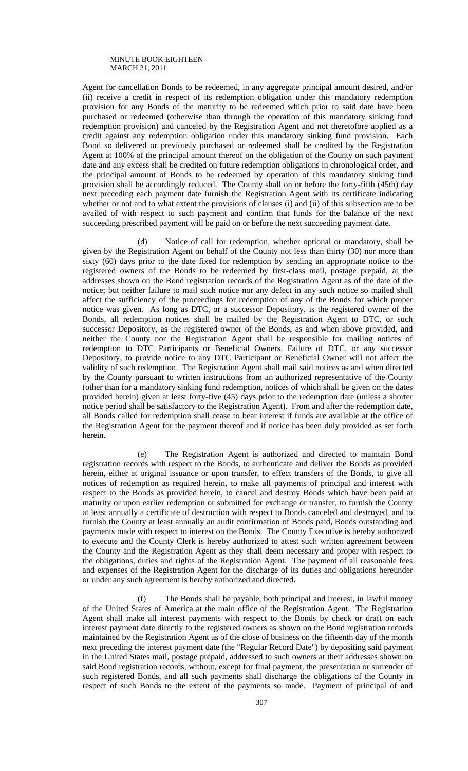Agent for cancellation Bonds to be redeemed, in any aggregate principal amount desired, and/or (ii) receive a credit in respect of its redemption obligation under this mandatory redemption provision for any Bonds of the maturity to be redeemed which prior to said date have been purchased or redeemed (otherwise than through the operation of this mandatory sinking fund redemption provision) and canceled by the Registration Agent and not theretofore applied as a credit against any redemption obligation under this mandatory sinking fund provision. Each Bond so delivered or previously purchased or redeemed shall be credited by the Registration Agent at 100% of the principal amount thereof on the obligation of the County on such payment date and any excess shall be credited on future redemption obligations in chronological order, and the principal amount of Bonds to be redeemed by operation of this mandatory sinking fund provision shall be accordingly reduced. The County shall on or before the forty-fifth (45th) day next preceding each payment date furnish the Registration Agent with its certificate indicating whether or not and to what extent the provisions of clauses (i) and (ii) of this subsection are to be availed of with respect to such payment and confirm that funds for the balance of the next succeeding prescribed payment will be paid on or before the next succeeding payment date.

(d) Notice of call for redemption, whether optional or mandatory, shall be given by the Registration Agent on behalf of the County not less than thirty (30) nor more than sixty (60) days prior to the date fixed for redemption by sending an appropriate notice to the registered owners of the Bonds to be redeemed by first-class mail, postage prepaid, at the addresses shown on the Bond registration records of the Registration Agent as of the date of the notice; but neither failure to mail such notice nor any defect in any such notice so mailed shall affect the sufficiency of the proceedings for redemption of any of the Bonds for which proper notice was given. As long as DTC, or a successor Depository, is the registered owner of the Bonds, all redemption notices shall be mailed by the Registration Agent to DTC, or such successor Depository, as the registered owner of the Bonds, as and when above provided, and neither the County nor the Registration Agent shall be responsible for mailing notices of redemption to DTC Participants or Beneficial Owners. Failure of DTC, or any successor Depository, to provide notice to any DTC Participant or Beneficial Owner will not affect the validity of such redemption. The Registration Agent shall mail said notices as and when directed by the County pursuant to written instructions from an authorized representative of the County (other than for a mandatory sinking fund redemption, notices of which shall be given on the dates provided herein) given at least forty-five (45) days prior to the redemption date (unless a shorter notice period shall be satisfactory to the Registration Agent). From and after the redemption date, all Bonds called for redemption shall cease to bear interest if funds are available at the office of the Registration Agent for the payment thereof and if notice has been duly provided as set forth herein.

(e) The Registration Agent is authorized and directed to maintain Bond registration records with respect to the Bonds, to authenticate and deliver the Bonds as provided herein, either at original issuance or upon transfer, to effect transfers of the Bonds, to give all notices of redemption as required herein, to make all payments of principal and interest with respect to the Bonds as provided herein, to cancel and destroy Bonds which have been paid at maturity or upon earlier redemption or submitted for exchange or transfer, to furnish the County at least annually a certificate of destruction with respect to Bonds canceled and destroyed, and to furnish the County at least annually an audit confirmation of Bonds paid, Bonds outstanding and payments made with respect to interest on the Bonds. The County Executive is hereby authorized to execute and the County Clerk is hereby authorized to attest such written agreement between the County and the Registration Agent as they shall deem necessary and proper with respect to the obligations, duties and rights of the Registration Agent. The payment of all reasonable fees and expenses of the Registration Agent for the discharge of its duties and obligations hereunder or under any such agreement is hereby authorized and directed.

(f) The Bonds shall be payable, both principal and interest, in lawful money of the United States of America at the main office of the Registration Agent. The Registration Agent shall make all interest payments with respect to the Bonds by check or draft on each interest payment date directly to the registered owners as shown on the Bond registration records maintained by the Registration Agent as of the close of business on the fifteenth day of the month next preceding the interest payment date (the "Regular Record Date") by depositing said payment in the United States mail, postage prepaid, addressed to such owners at their addresses shown on said Bond registration records, without, except for final payment, the presentation or surrender of such registered Bonds, and all such payments shall discharge the obligations of the County in respect of such Bonds to the extent of the payments so made. Payment of principal of and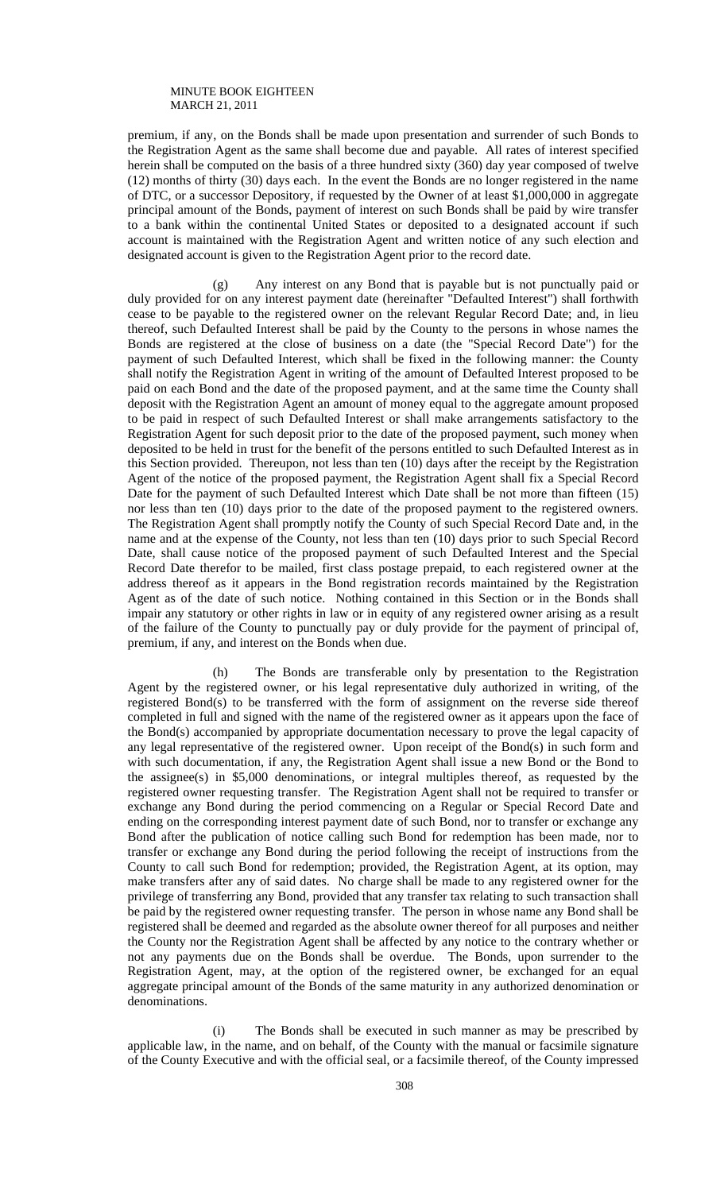premium, if any, on the Bonds shall be made upon presentation and surrender of such Bonds to the Registration Agent as the same shall become due and payable. All rates of interest specified herein shall be computed on the basis of a three hundred sixty (360) day year composed of twelve (12) months of thirty (30) days each. In the event the Bonds are no longer registered in the name of DTC, or a successor Depository, if requested by the Owner of at least $1,000,000 in aggregate principal amount of the Bonds, payment of interest on such Bonds shall be paid by wire transfer to a bank within the continental United States or deposited to a designated account if such account is maintained with the Registration Agent and written notice of any such election and designated account is given to the Registration Agent prior to the record date.

(g) Any interest on any Bond that is payable but is not punctually paid or duly provided for on any interest payment date (hereinafter "Defaulted Interest") shall forthwith cease to be payable to the registered owner on the relevant Regular Record Date; and, in lieu thereof, such Defaulted Interest shall be paid by the County to the persons in whose names the Bonds are registered at the close of business on a date (the "Special Record Date") for the payment of such Defaulted Interest, which shall be fixed in the following manner: the County shall notify the Registration Agent in writing of the amount of Defaulted Interest proposed to be paid on each Bond and the date of the proposed payment, and at the same time the County shall deposit with the Registration Agent an amount of money equal to the aggregate amount proposed to be paid in respect of such Defaulted Interest or shall make arrangements satisfactory to the Registration Agent for such deposit prior to the date of the proposed payment, such money when deposited to be held in trust for the benefit of the persons entitled to such Defaulted Interest as in this Section provided. Thereupon, not less than ten (10) days after the receipt by the Registration Agent of the notice of the proposed payment, the Registration Agent shall fix a Special Record Date for the payment of such Defaulted Interest which Date shall be not more than fifteen (15) nor less than ten (10) days prior to the date of the proposed payment to the registered owners. The Registration Agent shall promptly notify the County of such Special Record Date and, in the name and at the expense of the County, not less than ten (10) days prior to such Special Record Date, shall cause notice of the proposed payment of such Defaulted Interest and the Special Record Date therefor to be mailed, first class postage prepaid, to each registered owner at the address thereof as it appears in the Bond registration records maintained by the Registration Agent as of the date of such notice. Nothing contained in this Section or in the Bonds shall impair any statutory or other rights in law or in equity of any registered owner arising as a result of the failure of the County to punctually pay or duly provide for the payment of principal of, premium, if any, and interest on the Bonds when due.

(h) The Bonds are transferable only by presentation to the Registration Agent by the registered owner, or his legal representative duly authorized in writing, of the registered Bond(s) to be transferred with the form of assignment on the reverse side thereof completed in full and signed with the name of the registered owner as it appears upon the face of the Bond(s) accompanied by appropriate documentation necessary to prove the legal capacity of any legal representative of the registered owner. Upon receipt of the Bond(s) in such form and with such documentation, if any, the Registration Agent shall issue a new Bond or the Bond to the assignee(s) in $5,000 denominations, or integral multiples thereof, as requested by the registered owner requesting transfer. The Registration Agent shall not be required to transfer or exchange any Bond during the period commencing on a Regular or Special Record Date and ending on the corresponding interest payment date of such Bond, nor to transfer or exchange any Bond after the publication of notice calling such Bond for redemption has been made, nor to transfer or exchange any Bond during the period following the receipt of instructions from the County to call such Bond for redemption; provided, the Registration Agent, at its option, may make transfers after any of said dates. No charge shall be made to any registered owner for the privilege of transferring any Bond, provided that any transfer tax relating to such transaction shall be paid by the registered owner requesting transfer. The person in whose name any Bond shall be registered shall be deemed and regarded as the absolute owner thereof for all purposes and neither the County nor the Registration Agent shall be affected by any notice to the contrary whether or not any payments due on the Bonds shall be overdue. The Bonds, upon surrender to the Registration Agent, may, at the option of the registered owner, be exchanged for an equal aggregate principal amount of the Bonds of the same maturity in any authorized denomination or denominations.

(i) The Bonds shall be executed in such manner as may be prescribed by applicable law, in the name, and on behalf, of the County with the manual or facsimile signature of the County Executive and with the official seal, or a facsimile thereof, of the County impressed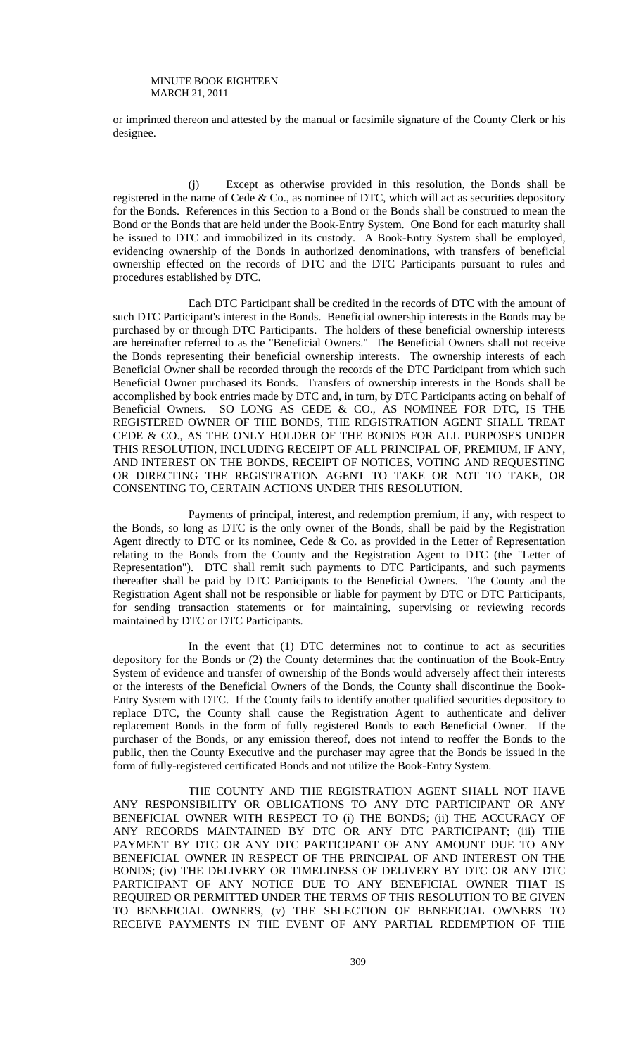or imprinted thereon and attested by the manual or facsimile signature of the County Clerk or his designee.

(j) Except as otherwise provided in this resolution, the Bonds shall be registered in the name of Cede & Co., as nominee of DTC, which will act as securities depository for the Bonds. References in this Section to a Bond or the Bonds shall be construed to mean the Bond or the Bonds that are held under the Book-Entry System. One Bond for each maturity shall be issued to DTC and immobilized in its custody. A Book-Entry System shall be employed, evidencing ownership of the Bonds in authorized denominations, with transfers of beneficial ownership effected on the records of DTC and the DTC Participants pursuant to rules and procedures established by DTC.

Each DTC Participant shall be credited in the records of DTC with the amount of such DTC Participant's interest in the Bonds. Beneficial ownership interests in the Bonds may be purchased by or through DTC Participants. The holders of these beneficial ownership interests are hereinafter referred to as the "Beneficial Owners." The Beneficial Owners shall not receive the Bonds representing their beneficial ownership interests. The ownership interests of each Beneficial Owner shall be recorded through the records of the DTC Participant from which such Beneficial Owner purchased its Bonds. Transfers of ownership interests in the Bonds shall be accomplished by book entries made by DTC and, in turn, by DTC Participants acting on behalf of Beneficial Owners. SO LONG AS CEDE & CO., AS NOMINEE FOR DTC, IS THE REGISTERED OWNER OF THE BONDS, THE REGISTRATION AGENT SHALL TREAT CEDE & CO., AS THE ONLY HOLDER OF THE BONDS FOR ALL PURPOSES UNDER THIS RESOLUTION, INCLUDING RECEIPT OF ALL PRINCIPAL OF, PREMIUM, IF ANY, AND INTEREST ON THE BONDS, RECEIPT OF NOTICES, VOTING AND REQUESTING OR DIRECTING THE REGISTRATION AGENT TO TAKE OR NOT TO TAKE, OR CONSENTING TO, CERTAIN ACTIONS UNDER THIS RESOLUTION.

Payments of principal, interest, and redemption premium, if any, with respect to the Bonds, so long as DTC is the only owner of the Bonds, shall be paid by the Registration Agent directly to DTC or its nominee, Cede & Co. as provided in the Letter of Representation relating to the Bonds from the County and the Registration Agent to DTC (the "Letter of Representation"). DTC shall remit such payments to DTC Participants, and such payments thereafter shall be paid by DTC Participants to the Beneficial Owners. The County and the Registration Agent shall not be responsible or liable for payment by DTC or DTC Participants, for sending transaction statements or for maintaining, supervising or reviewing records maintained by DTC or DTC Participants.

In the event that (1) DTC determines not to continue to act as securities depository for the Bonds or (2) the County determines that the continuation of the Book-Entry System of evidence and transfer of ownership of the Bonds would adversely affect their interests or the interests of the Beneficial Owners of the Bonds, the County shall discontinue the Book-Entry System with DTC. If the County fails to identify another qualified securities depository to replace DTC, the County shall cause the Registration Agent to authenticate and deliver replacement Bonds in the form of fully registered Bonds to each Beneficial Owner. If the purchaser of the Bonds, or any emission thereof, does not intend to reoffer the Bonds to the public, then the County Executive and the purchaser may agree that the Bonds be issued in the form of fully-registered certificated Bonds and not utilize the Book-Entry System.

THE COUNTY AND THE REGISTRATION AGENT SHALL NOT HAVE ANY RESPONSIBILITY OR OBLIGATIONS TO ANY DTC PARTICIPANT OR ANY BENEFICIAL OWNER WITH RESPECT TO (i) THE BONDS; (ii) THE ACCURACY OF ANY RECORDS MAINTAINED BY DTC OR ANY DTC PARTICIPANT; (iii) THE PAYMENT BY DTC OR ANY DTC PARTICIPANT OF ANY AMOUNT DUE TO ANY BENEFICIAL OWNER IN RESPECT OF THE PRINCIPAL OF AND INTEREST ON THE BONDS; (iv) THE DELIVERY OR TIMELINESS OF DELIVERY BY DTC OR ANY DTC PARTICIPANT OF ANY NOTICE DUE TO ANY BENEFICIAL OWNER THAT IS REQUIRED OR PERMITTED UNDER THE TERMS OF THIS RESOLUTION TO BE GIVEN TO BENEFICIAL OWNERS, (v) THE SELECTION OF BENEFICIAL OWNERS TO RECEIVE PAYMENTS IN THE EVENT OF ANY PARTIAL REDEMPTION OF THE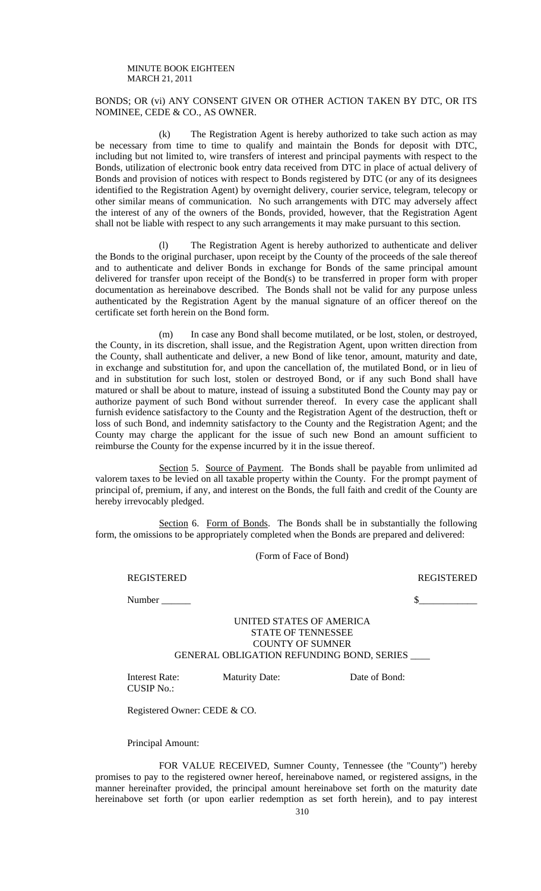BONDS; OR (vi) ANY CONSENT GIVEN OR OTHER ACTION TAKEN BY DTC, OR ITS NOMINEE, CEDE & CO., AS OWNER.

(k) The Registration Agent is hereby authorized to take such action as may be necessary from time to time to qualify and maintain the Bonds for deposit with DTC, including but not limited to, wire transfers of interest and principal payments with respect to the Bonds, utilization of electronic book entry data received from DTC in place of actual delivery of Bonds and provision of notices with respect to Bonds registered by DTC (or any of its designees identified to the Registration Agent) by overnight delivery, courier service, telegram, telecopy or other similar means of communication. No such arrangements with DTC may adversely affect the interest of any of the owners of the Bonds, provided, however, that the Registration Agent shall not be liable with respect to any such arrangements it may make pursuant to this section.

(l) The Registration Agent is hereby authorized to authenticate and deliver the Bonds to the original purchaser, upon receipt by the County of the proceeds of the sale thereof and to authenticate and deliver Bonds in exchange for Bonds of the same principal amount delivered for transfer upon receipt of the Bond(s) to be transferred in proper form with proper documentation as hereinabove described. The Bonds shall not be valid for any purpose unless authenticated by the Registration Agent by the manual signature of an officer thereof on the certificate set forth herein on the Bond form.

(m) In case any Bond shall become mutilated, or be lost, stolen, or destroyed, the County, in its discretion, shall issue, and the Registration Agent, upon written direction from the County, shall authenticate and deliver, a new Bond of like tenor, amount, maturity and date, in exchange and substitution for, and upon the cancellation of, the mutilated Bond, or in lieu of and in substitution for such lost, stolen or destroyed Bond, or if any such Bond shall have matured or shall be about to mature, instead of issuing a substituted Bond the County may pay or authorize payment of such Bond without surrender thereof. In every case the applicant shall furnish evidence satisfactory to the County and the Registration Agent of the destruction, theft or loss of such Bond, and indemnity satisfactory to the County and the Registration Agent; and the County may charge the applicant for the issue of such new Bond an amount sufficient to reimburse the County for the expense incurred by it in the issue thereof.

Section 5. Source of Payment. The Bonds shall be payable from unlimited ad valorem taxes to be levied on all taxable property within the County. For the prompt payment of principal of, premium, if any, and interest on the Bonds, the full faith and credit of the County are hereby irrevocably pledged.

Section 6. Form of Bonds. The Bonds shall be in substantially the following form, the omissions to be appropriately completed when the Bonds are prepared and delivered:

(Form of Face of Bond)

REGISTERED REGISTERED

Number ______ $____________

UNITED STATES OF AMERICA
STATE OF TENNESSEE
COUNTY OF SUMNER
GENERAL OBLIGATION REFUNDING BOND, SERIES ____

Interest Rate: Maturity Date: Date of Bond:
CUSIP No.:

Registered Owner: CEDE & CO.

Principal Amount:

FOR VALUE RECEIVED, Sumner County, Tennessee (the "County") hereby promises to pay to the registered owner hereof, hereinabove named, or registered assigns, in the manner hereinafter provided, the principal amount hereinabove set forth on the maturity date hereinabove set forth (or upon earlier redemption as set forth herein), and to pay interest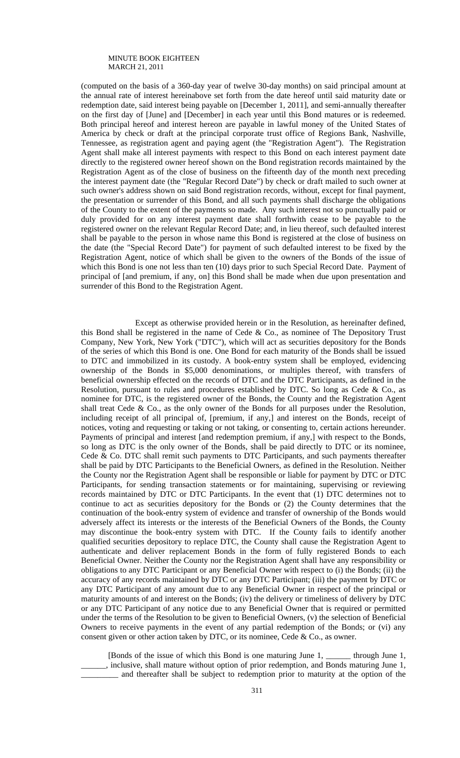(computed on the basis of a 360-day year of twelve 30-day months) on said principal amount at the annual rate of interest hereinabove set forth from the date hereof until said maturity date or redemption date, said interest being payable on [December 1, 2011], and semi-annually thereafter on the first day of [June] and [December] in each year until this Bond matures or is redeemed. Both principal hereof and interest hereon are payable in lawful money of the United States of America by check or draft at the principal corporate trust office of Regions Bank, Nashville, Tennessee, as registration agent and paying agent (the "Registration Agent"). The Registration Agent shall make all interest payments with respect to this Bond on each interest payment date directly to the registered owner hereof shown on the Bond registration records maintained by the Registration Agent as of the close of business on the fifteenth day of the month next preceding the interest payment date (the "Regular Record Date") by check or draft mailed to such owner at such owner's address shown on said Bond registration records, without, except for final payment, the presentation or surrender of this Bond, and all such payments shall discharge the obligations of the County to the extent of the payments so made. Any such interest not so punctually paid or duly provided for on any interest payment date shall forthwith cease to be payable to the registered owner on the relevant Regular Record Date; and, in lieu thereof, such defaulted interest shall be payable to the person in whose name this Bond is registered at the close of business on the date (the "Special Record Date") for payment of such defaulted interest to be fixed by the Registration Agent, notice of which shall be given to the owners of the Bonds of the issue of which this Bond is one not less than ten (10) days prior to such Special Record Date. Payment of principal of [and premium, if any, on] this Bond shall be made when due upon presentation and surrender of this Bond to the Registration Agent.

Except as otherwise provided herein or in the Resolution, as hereinafter defined, this Bond shall be registered in the name of Cede & Co., as nominee of The Depository Trust Company, New York, New York ("DTC"), which will act as securities depository for the Bonds of the series of which this Bond is one. One Bond for each maturity of the Bonds shall be issued to DTC and immobilized in its custody. A book-entry system shall be employed, evidencing ownership of the Bonds in $5,000 denominations, or multiples thereof, with transfers of beneficial ownership effected on the records of DTC and the DTC Participants, as defined in the Resolution, pursuant to rules and procedures established by DTC. So long as Cede & Co., as nominee for DTC, is the registered owner of the Bonds, the County and the Registration Agent shall treat Cede & Co., as the only owner of the Bonds for all purposes under the Resolution, including receipt of all principal of, [premium, if any,] and interest on the Bonds, receipt of notices, voting and requesting or taking or not taking, or consenting to, certain actions hereunder. Payments of principal and interest [and redemption premium, if any,] with respect to the Bonds, so long as DTC is the only owner of the Bonds, shall be paid directly to DTC or its nominee, Cede & Co. DTC shall remit such payments to DTC Participants, and such payments thereafter shall be paid by DTC Participants to the Beneficial Owners, as defined in the Resolution. Neither the County nor the Registration Agent shall be responsible or liable for payment by DTC or DTC Participants, for sending transaction statements or for maintaining, supervising or reviewing records maintained by DTC or DTC Participants. In the event that (1) DTC determines not to continue to act as securities depository for the Bonds or (2) the County determines that the continuation of the book-entry system of evidence and transfer of ownership of the Bonds would adversely affect its interests or the interests of the Beneficial Owners of the Bonds, the County may discontinue the book-entry system with DTC. If the County fails to identify another qualified securities depository to replace DTC, the County shall cause the Registration Agent to authenticate and deliver replacement Bonds in the form of fully registered Bonds to each Beneficial Owner. Neither the County nor the Registration Agent shall have any responsibility or obligations to any DTC Participant or any Beneficial Owner with respect to (i) the Bonds; (ii) the accuracy of any records maintained by DTC or any DTC Participant; (iii) the payment by DTC or any DTC Participant of any amount due to any Beneficial Owner in respect of the principal or maturity amounts of and interest on the Bonds; (iv) the delivery or timeliness of delivery by DTC or any DTC Participant of any notice due to any Beneficial Owner that is required or permitted under the terms of the Resolution to be given to Beneficial Owners, (v) the selection of Beneficial Owners to receive payments in the event of any partial redemption of the Bonds; or (vi) any consent given or other action taken by DTC, or its nominee, Cede & Co., as owner.

[Bonds of the issue of which this Bond is one maturing June 1, ______ through June 1, ______, inclusive, shall mature without option of prior redemption, and Bonds maturing June 1, _________ and thereafter shall be subject to redemption prior to maturity at the option of the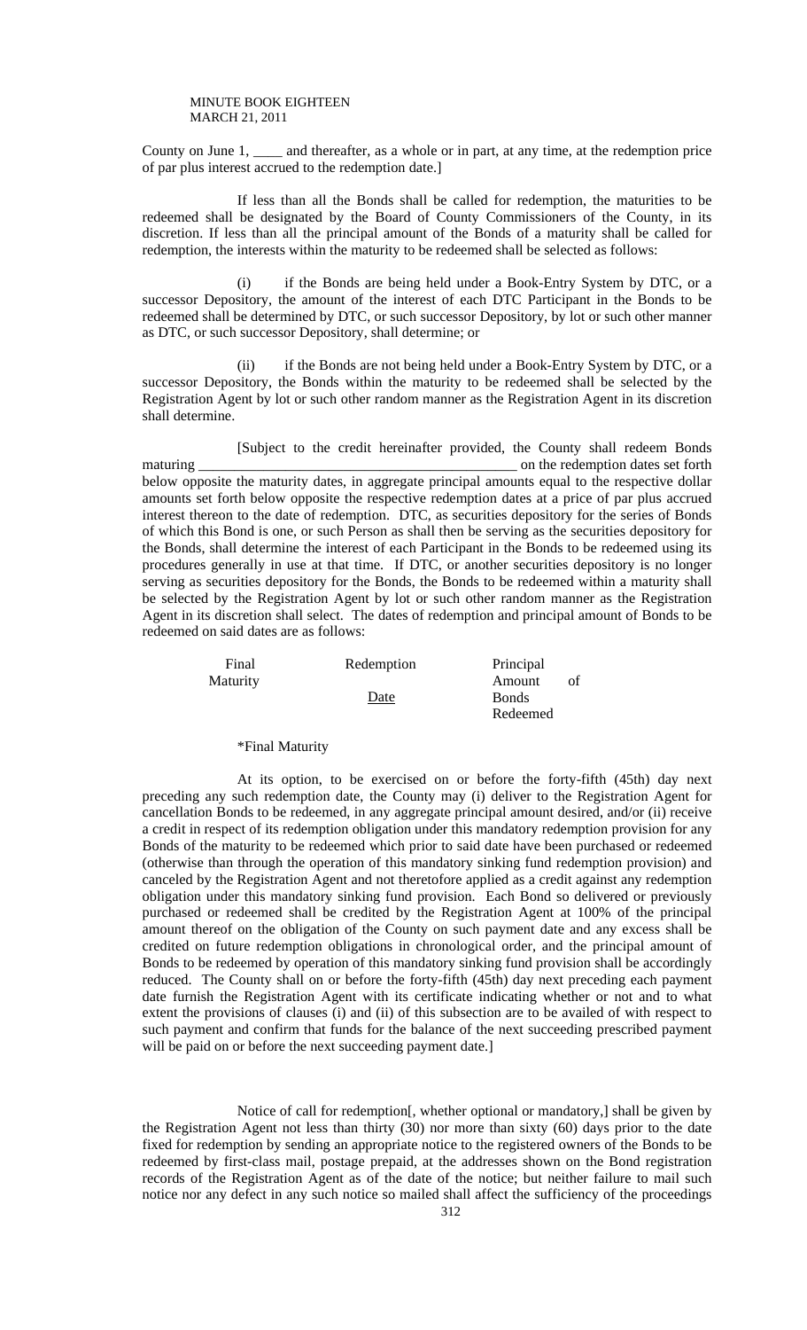County on June 1, ____ and thereafter, as a whole or in part, at any time, at the redemption price of par plus interest accrued to the redemption date.]

If less than all the Bonds shall be called for redemption, the maturities to be redeemed shall be designated by the Board of County Commissioners of the County, in its discretion. If less than all the principal amount of the Bonds of a maturity shall be called for redemption, the interests within the maturity to be redeemed shall be selected as follows:

(i) if the Bonds are being held under a Book-Entry System by DTC, or a successor Depository, the amount of the interest of each DTC Participant in the Bonds to be redeemed shall be determined by DTC, or such successor Depository, by lot or such other manner as DTC, or such successor Depository, shall determine; or

(ii) if the Bonds are not being held under a Book-Entry System by DTC, or a successor Depository, the Bonds within the maturity to be redeemed shall be selected by the Registration Agent by lot or such other random manner as the Registration Agent in its discretion shall determine.

[Subject to the credit hereinafter provided, the County shall redeem Bonds maturing ____________________________________________ on the redemption dates set forth below opposite the maturity dates, in aggregate principal amounts equal to the respective dollar amounts set forth below opposite the respective redemption dates at a price of par plus accrued interest thereon to the date of redemption. DTC, as securities depository for the series of Bonds of which this Bond is one, or such Person as shall then be serving as the securities depository for the Bonds, shall determine the interest of each Participant in the Bonds to be redeemed using its procedures generally in use at that time. If DTC, or another securities depository is no longer serving as securities depository for the Bonds, the Bonds to be redeemed within a maturity shall be selected by the Registration Agent by lot or such other random manner as the Registration Agent in its discretion shall select. The dates of redemption and principal amount of Bonds to be redeemed on said dates are as follows:

| Final Maturity | Redemption Date | Principal Amount of Bonds Redeemed |
|---|---|---|
| | | |

*Final Maturity

At its option, to be exercised on or before the forty-fifth (45th) day next preceding any such redemption date, the County may (i) deliver to the Registration Agent for cancellation Bonds to be redeemed, in any aggregate principal amount desired, and/or (ii) receive a credit in respect of its redemption obligation under this mandatory redemption provision for any Bonds of the maturity to be redeemed which prior to said date have been purchased or redeemed (otherwise than through the operation of this mandatory sinking fund redemption provision) and canceled by the Registration Agent and not theretofore applied as a credit against any redemption obligation under this mandatory sinking fund provision. Each Bond so delivered or previously purchased or redeemed shall be credited by the Registration Agent at 100% of the principal amount thereof on the obligation of the County on such payment date and any excess shall be credited on future redemption obligations in chronological order, and the principal amount of Bonds to be redeemed by operation of this mandatory sinking fund provision shall be accordingly reduced. The County shall on or before the forty-fifth (45th) day next preceding each payment date furnish the Registration Agent with its certificate indicating whether or not and to what extent the provisions of clauses (i) and (ii) of this subsection are to be availed of with respect to such payment and confirm that funds for the balance of the next succeeding prescribed payment will be paid on or before the next succeeding payment date.]

Notice of call for redemption[, whether optional or mandatory,] shall be given by the Registration Agent not less than thirty (30) nor more than sixty (60) days prior to the date fixed for redemption by sending an appropriate notice to the registered owners of the Bonds to be redeemed by first-class mail, postage prepaid, at the addresses shown on the Bond registration records of the Registration Agent as of the date of the notice; but neither failure to mail such notice nor any defect in any such notice so mailed shall affect the sufficiency of the proceedings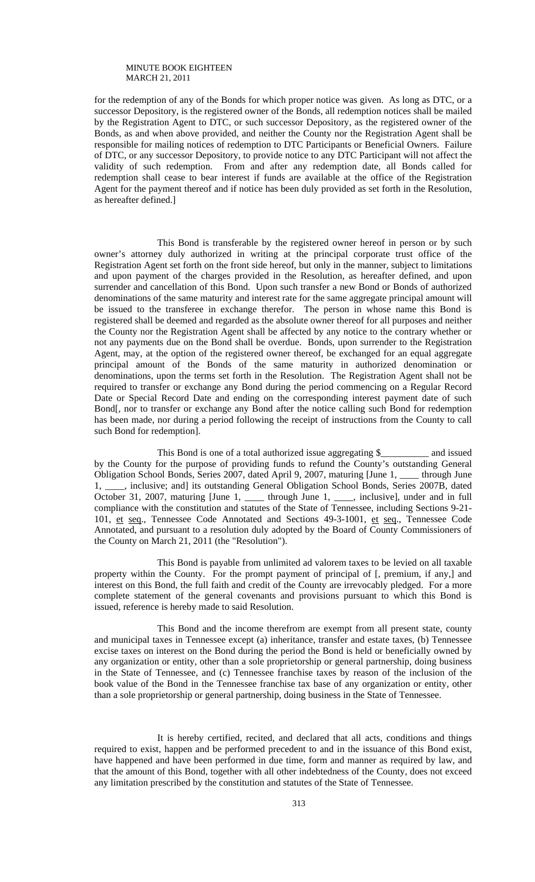for the redemption of any of the Bonds for which proper notice was given. As long as DTC, or a successor Depository, is the registered owner of the Bonds, all redemption notices shall be mailed by the Registration Agent to DTC, or such successor Depository, as the registered owner of the Bonds, as and when above provided, and neither the County nor the Registration Agent shall be responsible for mailing notices of redemption to DTC Participants or Beneficial Owners. Failure of DTC, or any successor Depository, to provide notice to any DTC Participant will not affect the validity of such redemption. From and after any redemption date, all Bonds called for redemption shall cease to bear interest if funds are available at the office of the Registration Agent for the payment thereof and if notice has been duly provided as set forth in the Resolution, as hereafter defined.]

This Bond is transferable by the registered owner hereof in person or by such owner's attorney duly authorized in writing at the principal corporate trust office of the Registration Agent set forth on the front side hereof, but only in the manner, subject to limitations and upon payment of the charges provided in the Resolution, as hereafter defined, and upon surrender and cancellation of this Bond. Upon such transfer a new Bond or Bonds of authorized denominations of the same maturity and interest rate for the same aggregate principal amount will be issued to the transferee in exchange therefor. The person in whose name this Bond is registered shall be deemed and regarded as the absolute owner thereof for all purposes and neither the County nor the Registration Agent shall be affected by any notice to the contrary whether or not any payments due on the Bond shall be overdue. Bonds, upon surrender to the Registration Agent, may, at the option of the registered owner thereof, be exchanged for an equal aggregate principal amount of the Bonds of the same maturity in authorized denomination or denominations, upon the terms set forth in the Resolution. The Registration Agent shall not be required to transfer or exchange any Bond during the period commencing on a Regular Record Date or Special Record Date and ending on the corresponding interest payment date of such Bond[, nor to transfer or exchange any Bond after the notice calling such Bond for redemption has been made, nor during a period following the receipt of instructions from the County to call such Bond for redemption].

This Bond is one of a total authorized issue aggregating $__________ and issued by the County for the purpose of providing funds to refund the County's outstanding General Obligation School Bonds, Series 2007, dated April 9, 2007, maturing [June 1, ____ through June 1, ____, inclusive; and] its outstanding General Obligation School Bonds, Series 2007B, dated October 31, 2007, maturing [June 1, ____ through June 1, ____, inclusive], under and in full compliance with the constitution and statutes of the State of Tennessee, including Sections 9-21-101, et seq., Tennessee Code Annotated and Sections 49-3-1001, et seq., Tennessee Code Annotated, and pursuant to a resolution duly adopted by the Board of County Commissioners of the County on March 21, 2011 (the "Resolution").

This Bond is payable from unlimited ad valorem taxes to be levied on all taxable property within the County. For the prompt payment of principal of [, premium, if any,] and interest on this Bond, the full faith and credit of the County are irrevocably pledged. For a more complete statement of the general covenants and provisions pursuant to which this Bond is issued, reference is hereby made to said Resolution.

This Bond and the income therefrom are exempt from all present state, county and municipal taxes in Tennessee except (a) inheritance, transfer and estate taxes, (b) Tennessee excise taxes on interest on the Bond during the period the Bond is held or beneficially owned by any organization or entity, other than a sole proprietorship or general partnership, doing business in the State of Tennessee, and (c) Tennessee franchise taxes by reason of the inclusion of the book value of the Bond in the Tennessee franchise tax base of any organization or entity, other than a sole proprietorship or general partnership, doing business in the State of Tennessee.

It is hereby certified, recited, and declared that all acts, conditions and things required to exist, happen and be performed precedent to and in the issuance of this Bond exist, have happened and have been performed in due time, form and manner as required by law, and that the amount of this Bond, together with all other indebtedness of the County, does not exceed any limitation prescribed by the constitution and statutes of the State of Tennessee.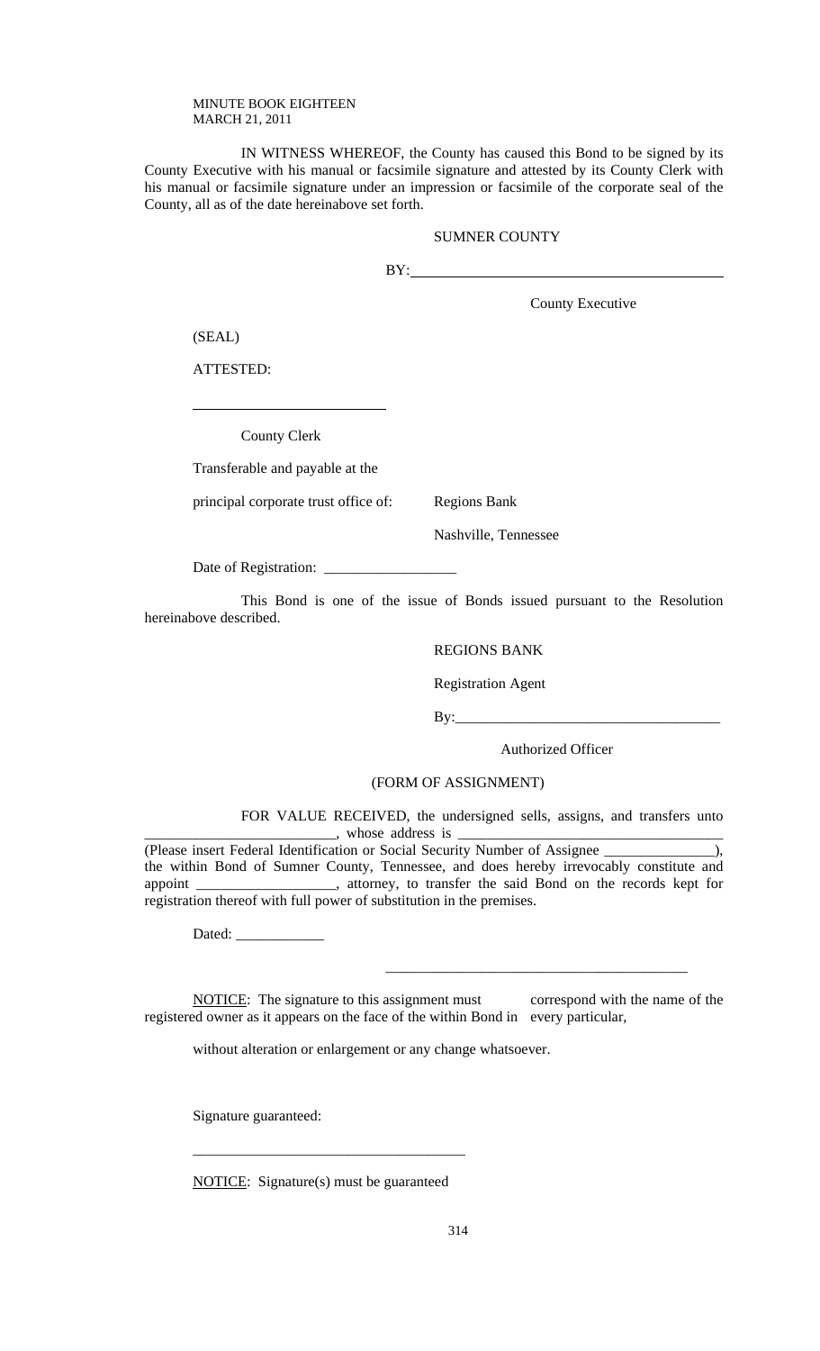MINUTE BOOK EIGHTEEN
MARCH 21, 2011

IN WITNESS WHEREOF, the County has caused this Bond to be signed by its County Executive with his manual or facsimile signature and attested by its County Clerk with his manual or facsimile signature under an impression or facsimile of the corporate seal of the County, all as of the date hereinabove set forth.

SUMNER COUNTY

BY:\_\_\_\_\_\_\_\_\_\_\_\_\_\_\_\_\_\_\_\_\_\_\_\_\_\_\_\_\_\_\_\_\_\_\_\_

County Executive

(SEAL)

ATTESTED:

\_\_\_\_\_\_\_\_\_\_\_\_\_\_\_\_\_\_\_\_\_\_\_\_\_\_

County Clerk

Transferable and payable at the

principal corporate trust office of: Regions Bank

Nashville, Tennessee

Date of Registration: \_\_\_\_\_\_\_\_\_\_\_\_\_\_\_\_\_\_

This Bond is one of the issue of Bonds issued pursuant to the Resolution hereinabove described.

REGIONS BANK

Registration Agent

By:\_\_\_\_\_\_\_\_\_\_\_\_\_\_\_\_\_\_\_\_\_\_\_\_\_\_\_\_\_\_\_\_\_\_\_\_

Authorized Officer

(FORM OF ASSIGNMENT)

FOR VALUE RECEIVED, the undersigned sells, assigns, and transfers unto \_\_\_\_\_\_\_\_\_\_\_\_\_\_\_\_\_\_\_\_\_\_\_\_\_\_, whose address is \_\_\_\_\_\_\_\_\_\_\_\_\_\_\_\_\_\_\_\_\_\_\_\_\_\_\_\_\_\_\_\_\_\_\_\_\_ (Please insert Federal Identification or Social Security Number of Assignee \_\_\_\_\_\_\_\_\_\_\_\_\_\_\_), the within Bond of Sumner County, Tennessee, and does hereby irrevocably constitute and appoint \_\_\_\_\_\_\_\_\_\_\_\_\_\_\_\_\_\_\_, attorney, to transfer the said Bond on the records kept for registration thereof with full power of substitution in the premises.

Dated: \_\_\_\_\_\_\_\_\_\_\_\_

\_\_\_\_\_\_\_\_\_\_\_\_\_\_\_\_\_\_\_\_\_\_\_\_\_\_\_\_\_\_\_\_\_\_\_\_\_\_\_\_\_

<u>NOTICE</u>: The signature to this assignment must correspond with the name of the registered owner as it appears on the face of the within Bond in every particular, without alteration or enlargement or any change whatsoever.

Signature guaranteed:

\_\_\_\_\_\_\_\_\_\_\_\_\_\_\_\_\_\_\_\_\_\_\_\_\_\_\_\_\_\_\_\_\_\_\_\_\_

<u>NOTICE</u>: Signature(s) must be guaranteed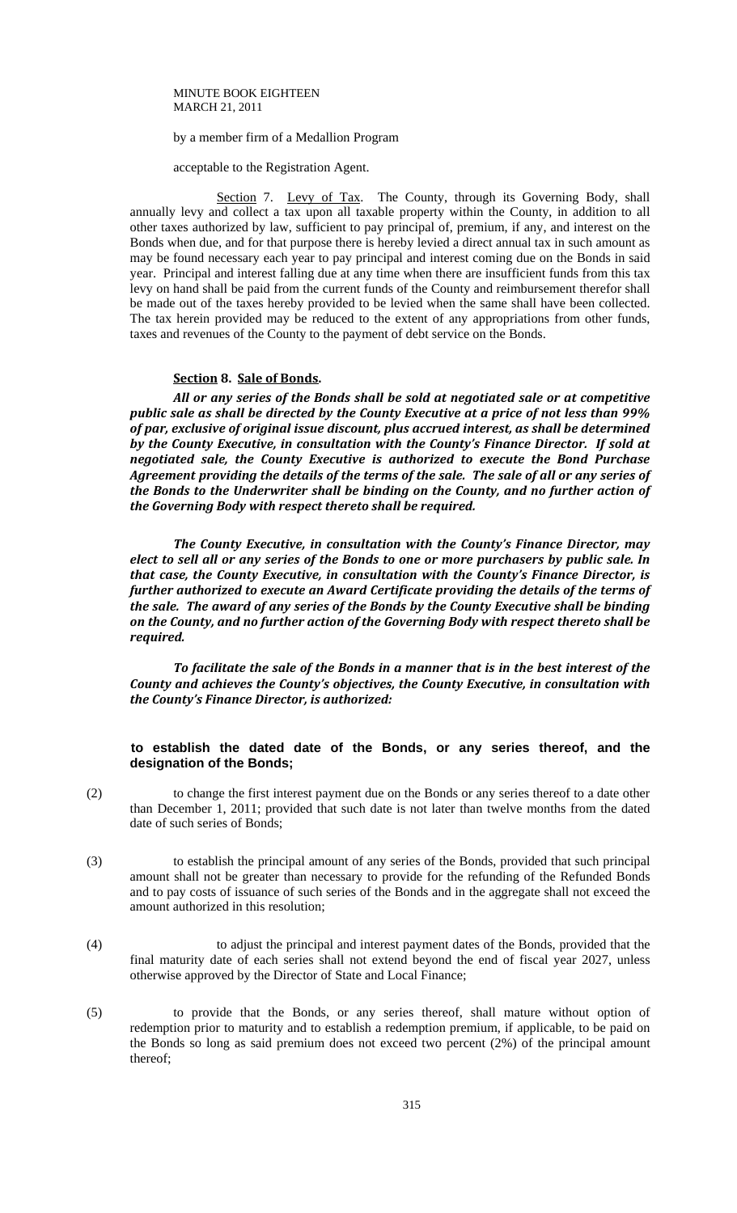by a member firm of a Medallion Program

acceptable to the Registration Agent.

Section 7. Levy of Tax. The County, through its Governing Body, shall annually levy and collect a tax upon all taxable property within the County, in addition to all other taxes authorized by law, sufficient to pay principal of, premium, if any, and interest on the Bonds when due, and for that purpose there is hereby levied a direct annual tax in such amount as may be found necessary each year to pay principal and interest coming due on the Bonds in said year. Principal and interest falling due at any time when there are insufficient funds from this tax levy on hand shall be paid from the current funds of the County and reimbursement therefor shall be made out of the taxes hereby provided to be levied when the same shall have been collected. The tax herein provided may be reduced to the extent of any appropriations from other funds, taxes and revenues of the County to the payment of debt service on the Bonds.

**Section 8. Sale of Bonds.**

***All or any series of the Bonds shall be sold at negotiated sale or at competitive public sale as shall be directed by the County Executive at a price of not less than 99% of par, exclusive of original issue discount, plus accrued interest, as shall be determined by the County Executive, in consultation with the County's Finance Director. If sold at negotiated sale, the County Executive is authorized to execute the Bond Purchase Agreement providing the details of the terms of the sale. The sale of all or any series of the Bonds to the Underwriter shall be binding on the County, and no further action of the Governing Body with respect thereto shall be required.***

***The County Executive, in consultation with the County's Finance Director, may elect to sell all or any series of the Bonds to one or more purchasers by public sale. In that case, the County Executive, in consultation with the County's Finance Director, is further authorized to execute an Award Certificate providing the details of the terms of the sale. The award of any series of the Bonds by the County Executive shall be binding on the County, and no further action of the Governing Body with respect thereto shall be required.***

***To facilitate the sale of the Bonds in a manner that is in the best interest of the County and achieves the County's objectives, the County Executive, in consultation with the County's Finance Director, is authorized:***

**to establish the dated date of the Bonds, or any series thereof, and the designation of the Bonds;**

(2) to change the first interest payment due on the Bonds or any series thereof to a date other than December 1, 2011; provided that such date is not later than twelve months from the dated date of such series of Bonds;

(3) to establish the principal amount of any series of the Bonds, provided that such principal amount shall not be greater than necessary to provide for the refunding of the Refunded Bonds and to pay costs of issuance of such series of the Bonds and in the aggregate shall not exceed the amount authorized in this resolution;

(4) to adjust the principal and interest payment dates of the Bonds, provided that the final maturity date of each series shall not extend beyond the end of fiscal year 2027, unless otherwise approved by the Director of State and Local Finance;

(5) to provide that the Bonds, or any series thereof, shall mature without option of redemption prior to maturity and to establish a redemption premium, if applicable, to be paid on the Bonds so long as said premium does not exceed two percent (2%) of the principal amount thereof;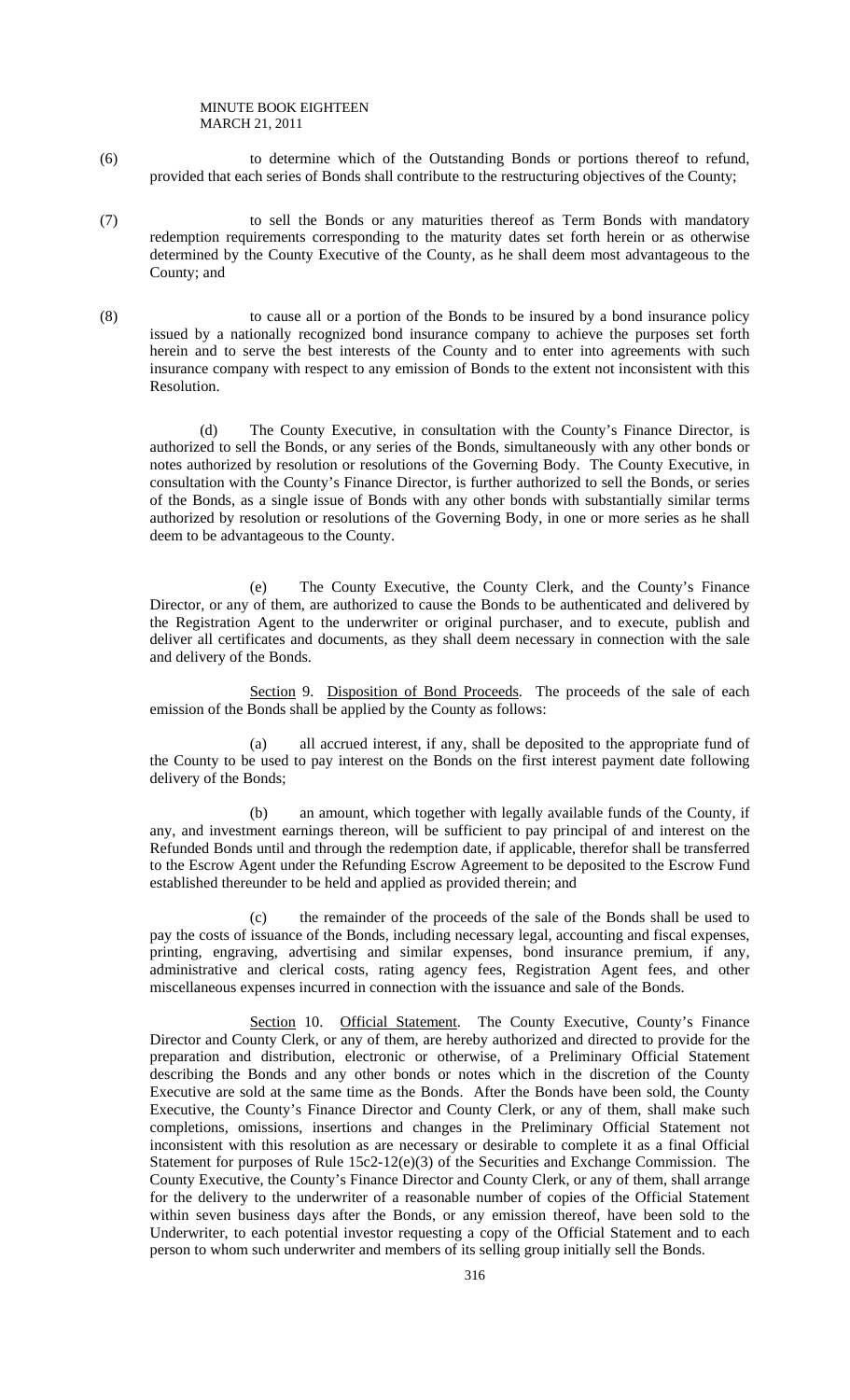(6) to determine which of the Outstanding Bonds or portions thereof to refund, provided that each series of Bonds shall contribute to the restructuring objectives of the County;

(7) to sell the Bonds or any maturities thereof as Term Bonds with mandatory redemption requirements corresponding to the maturity dates set forth herein or as otherwise determined by the County Executive of the County, as he shall deem most advantageous to the County; and

(8) to cause all or a portion of the Bonds to be insured by a bond insurance policy issued by a nationally recognized bond insurance company to achieve the purposes set forth herein and to serve the best interests of the County and to enter into agreements with such insurance company with respect to any emission of Bonds to the extent not inconsistent with this Resolution.

(d) The County Executive, in consultation with the County's Finance Director, is authorized to sell the Bonds, or any series of the Bonds, simultaneously with any other bonds or notes authorized by resolution or resolutions of the Governing Body. The County Executive, in consultation with the County's Finance Director, is further authorized to sell the Bonds, or series of the Bonds, as a single issue of Bonds with any other bonds with substantially similar terms authorized by resolution or resolutions of the Governing Body, in one or more series as he shall deem to be advantageous to the County.

(e) The County Executive, the County Clerk, and the County's Finance Director, or any of them, are authorized to cause the Bonds to be authenticated and delivered by the Registration Agent to the underwriter or original purchaser, and to execute, publish and deliver all certificates and documents, as they shall deem necessary in connection with the sale and delivery of the Bonds.

Section 9. Disposition of Bond Proceeds. The proceeds of the sale of each emission of the Bonds shall be applied by the County as follows:

(a) all accrued interest, if any, shall be deposited to the appropriate fund of the County to be used to pay interest on the Bonds on the first interest payment date following delivery of the Bonds;

(b) an amount, which together with legally available funds of the County, if any, and investment earnings thereon, will be sufficient to pay principal of and interest on the Refunded Bonds until and through the redemption date, if applicable, therefor shall be transferred to the Escrow Agent under the Refunding Escrow Agreement to be deposited to the Escrow Fund established thereunder to be held and applied as provided therein; and

(c) the remainder of the proceeds of the sale of the Bonds shall be used to pay the costs of issuance of the Bonds, including necessary legal, accounting and fiscal expenses, printing, engraving, advertising and similar expenses, bond insurance premium, if any, administrative and clerical costs, rating agency fees, Registration Agent fees, and other miscellaneous expenses incurred in connection with the issuance and sale of the Bonds.

Section 10. Official Statement. The County Executive, County's Finance Director and County Clerk, or any of them, are hereby authorized and directed to provide for the preparation and distribution, electronic or otherwise, of a Preliminary Official Statement describing the Bonds and any other bonds or notes which in the discretion of the County Executive are sold at the same time as the Bonds. After the Bonds have been sold, the County Executive, the County's Finance Director and County Clerk, or any of them, shall make such completions, omissions, insertions and changes in the Preliminary Official Statement not inconsistent with this resolution as are necessary or desirable to complete it as a final Official Statement for purposes of Rule 15c2-12(e)(3) of the Securities and Exchange Commission. The County Executive, the County's Finance Director and County Clerk, or any of them, shall arrange for the delivery to the underwriter of a reasonable number of copies of the Official Statement within seven business days after the Bonds, or any emission thereof, have been sold to the Underwriter, to each potential investor requesting a copy of the Official Statement and to each person to whom such underwriter and members of its selling group initially sell the Bonds.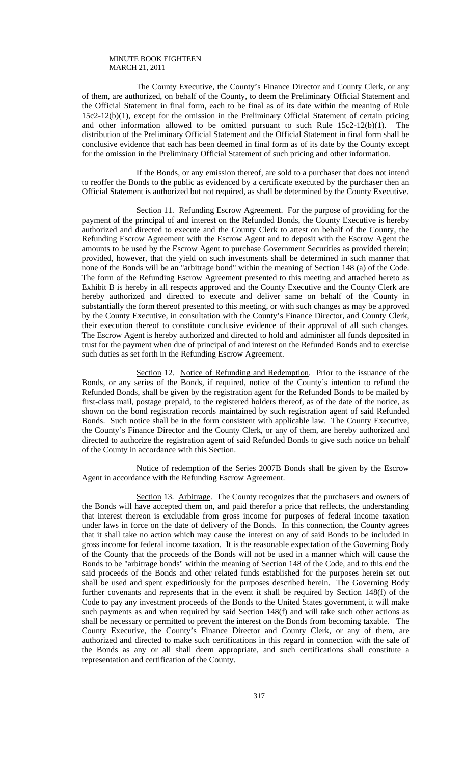The County Executive, the County's Finance Director and County Clerk, or any of them, are authorized, on behalf of the County, to deem the Preliminary Official Statement and the Official Statement in final form, each to be final as of its date within the meaning of Rule 15c2-12(b)(1), except for the omission in the Preliminary Official Statement of certain pricing and other information allowed to be omitted pursuant to such Rule 15c2-12(b)(1). The distribution of the Preliminary Official Statement and the Official Statement in final form shall be conclusive evidence that each has been deemed in final form as of its date by the County except for the omission in the Preliminary Official Statement of such pricing and other information.

If the Bonds, or any emission thereof, are sold to a purchaser that does not intend to reoffer the Bonds to the public as evidenced by a certificate executed by the purchaser then an Official Statement is authorized but not required, as shall be determined by the County Executive.

Section 11. Refunding Escrow Agreement. For the purpose of providing for the payment of the principal of and interest on the Refunded Bonds, the County Executive is hereby authorized and directed to execute and the County Clerk to attest on behalf of the County, the Refunding Escrow Agreement with the Escrow Agent and to deposit with the Escrow Agent the amounts to be used by the Escrow Agent to purchase Government Securities as provided therein; provided, however, that the yield on such investments shall be determined in such manner that none of the Bonds will be an "arbitrage bond" within the meaning of Section 148 (a) of the Code. The form of the Refunding Escrow Agreement presented to this meeting and attached hereto as Exhibit B is hereby in all respects approved and the County Executive and the County Clerk are hereby authorized and directed to execute and deliver same on behalf of the County in substantially the form thereof presented to this meeting, or with such changes as may be approved by the County Executive, in consultation with the County's Finance Director, and County Clerk, their execution thereof to constitute conclusive evidence of their approval of all such changes. The Escrow Agent is hereby authorized and directed to hold and administer all funds deposited in trust for the payment when due of principal of and interest on the Refunded Bonds and to exercise such duties as set forth in the Refunding Escrow Agreement.

Section 12. Notice of Refunding and Redemption. Prior to the issuance of the Bonds, or any series of the Bonds, if required, notice of the County's intention to refund the Refunded Bonds, shall be given by the registration agent for the Refunded Bonds to be mailed by first-class mail, postage prepaid, to the registered holders thereof, as of the date of the notice, as shown on the bond registration records maintained by such registration agent of said Refunded Bonds. Such notice shall be in the form consistent with applicable law. The County Executive, the County's Finance Director and the County Clerk, or any of them, are hereby authorized and directed to authorize the registration agent of said Refunded Bonds to give such notice on behalf of the County in accordance with this Section.

Notice of redemption of the Series 2007B Bonds shall be given by the Escrow Agent in accordance with the Refunding Escrow Agreement.

Section 13. Arbitrage. The County recognizes that the purchasers and owners of the Bonds will have accepted them on, and paid therefor a price that reflects, the understanding that interest thereon is excludable from gross income for purposes of federal income taxation under laws in force on the date of delivery of the Bonds. In this connection, the County agrees that it shall take no action which may cause the interest on any of said Bonds to be included in gross income for federal income taxation. It is the reasonable expectation of the Governing Body of the County that the proceeds of the Bonds will not be used in a manner which will cause the Bonds to be "arbitrage bonds" within the meaning of Section 148 of the Code, and to this end the said proceeds of the Bonds and other related funds established for the purposes herein set out shall be used and spent expeditiously for the purposes described herein. The Governing Body further covenants and represents that in the event it shall be required by Section 148(f) of the Code to pay any investment proceeds of the Bonds to the United States government, it will make such payments as and when required by said Section 148(f) and will take such other actions as shall be necessary or permitted to prevent the interest on the Bonds from becoming taxable. The County Executive, the County's Finance Director and County Clerk, or any of them, are authorized and directed to make such certifications in this regard in connection with the sale of the Bonds as any or all shall deem appropriate, and such certifications shall constitute a representation and certification of the County.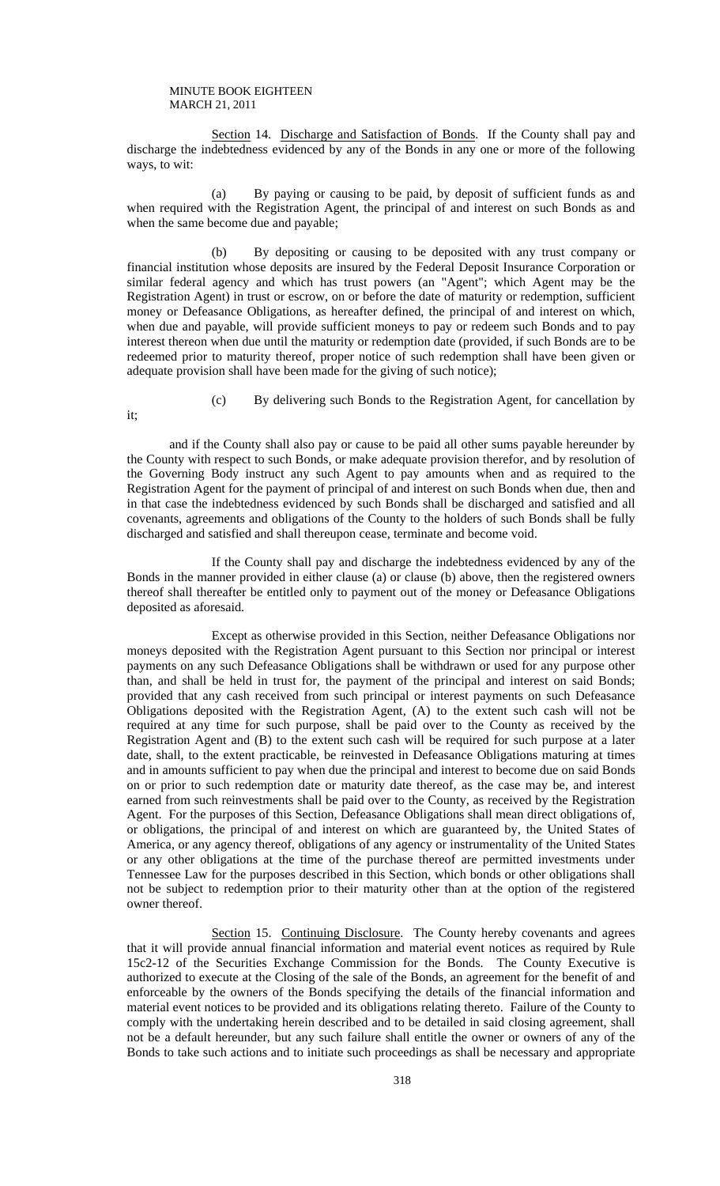Section 14. Discharge and Satisfaction of Bonds. If the County shall pay and discharge the indebtedness evidenced by any of the Bonds in any one or more of the following ways, to wit:

(a) By paying or causing to be paid, by deposit of sufficient funds as and when required with the Registration Agent, the principal of and interest on such Bonds as and when the same become due and payable;

(b) By depositing or causing to be deposited with any trust company or financial institution whose deposits are insured by the Federal Deposit Insurance Corporation or similar federal agency and which has trust powers (an "Agent"; which Agent may be the Registration Agent) in trust or escrow, on or before the date of maturity or redemption, sufficient money or Defeasance Obligations, as hereafter defined, the principal of and interest on which, when due and payable, will provide sufficient moneys to pay or redeem such Bonds and to pay interest thereon when due until the maturity or redemption date (provided, if such Bonds are to be redeemed prior to maturity thereof, proper notice of such redemption shall have been given or adequate provision shall have been made for the giving of such notice);

(c) By delivering such Bonds to the Registration Agent, for cancellation by it;

and if the County shall also pay or cause to be paid all other sums payable hereunder by the County with respect to such Bonds, or make adequate provision therefor, and by resolution of the Governing Body instruct any such Agent to pay amounts when and as required to the Registration Agent for the payment of principal of and interest on such Bonds when due, then and in that case the indebtedness evidenced by such Bonds shall be discharged and satisfied and all covenants, agreements and obligations of the County to the holders of such Bonds shall be fully discharged and satisfied and shall thereupon cease, terminate and become void.

If the County shall pay and discharge the indebtedness evidenced by any of the Bonds in the manner provided in either clause (a) or clause (b) above, then the registered owners thereof shall thereafter be entitled only to payment out of the money or Defeasance Obligations deposited as aforesaid.

Except as otherwise provided in this Section, neither Defeasance Obligations nor moneys deposited with the Registration Agent pursuant to this Section nor principal or interest payments on any such Defeasance Obligations shall be withdrawn or used for any purpose other than, and shall be held in trust for, the payment of the principal and interest on said Bonds; provided that any cash received from such principal or interest payments on such Defeasance Obligations deposited with the Registration Agent, (A) to the extent such cash will not be required at any time for such purpose, shall be paid over to the County as received by the Registration Agent and (B) to the extent such cash will be required for such purpose at a later date, shall, to the extent practicable, be reinvested in Defeasance Obligations maturing at times and in amounts sufficient to pay when due the principal and interest to become due on said Bonds on or prior to such redemption date or maturity date thereof, as the case may be, and interest earned from such reinvestments shall be paid over to the County, as received by the Registration Agent. For the purposes of this Section, Defeasance Obligations shall mean direct obligations of, or obligations, the principal of and interest on which are guaranteed by, the United States of America, or any agency thereof, obligations of any agency or instrumentality of the United States or any other obligations at the time of the purchase thereof are permitted investments under Tennessee Law for the purposes described in this Section, which bonds or other obligations shall not be subject to redemption prior to their maturity other than at the option of the registered owner thereof.

Section 15. Continuing Disclosure. The County hereby covenants and agrees that it will provide annual financial information and material event notices as required by Rule 15c2-12 of the Securities Exchange Commission for the Bonds. The County Executive is authorized to execute at the Closing of the sale of the Bonds, an agreement for the benefit of and enforceable by the owners of the Bonds specifying the details of the financial information and material event notices to be provided and its obligations relating thereto. Failure of the County to comply with the undertaking herein described and to be detailed in said closing agreement, shall not be a default hereunder, but any such failure shall entitle the owner or owners of any of the Bonds to take such actions and to initiate such proceedings as shall be necessary and appropriate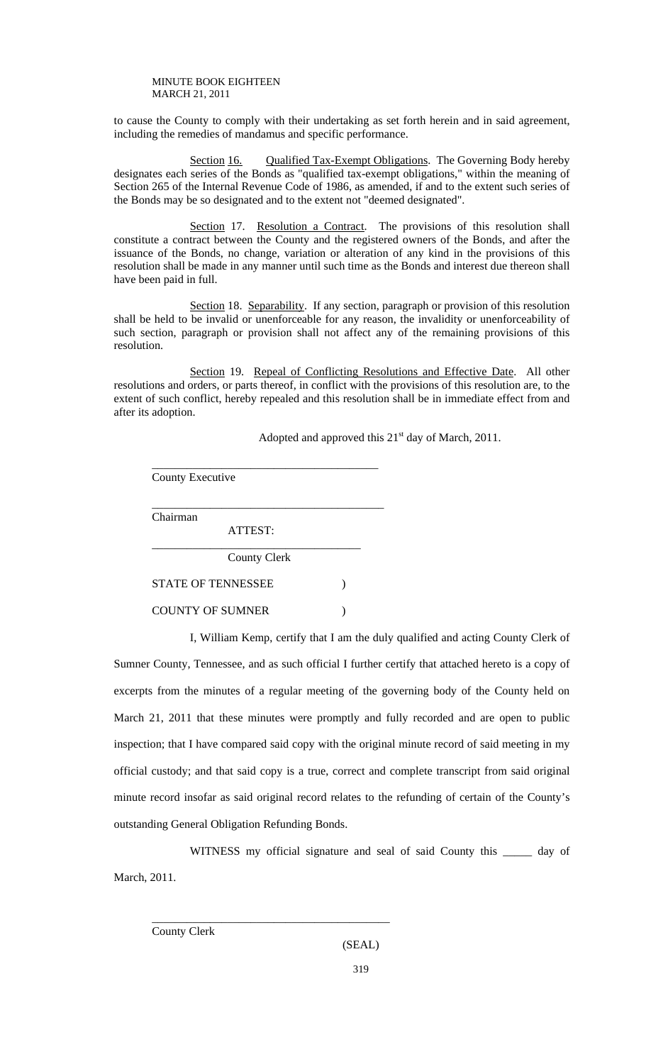to cause the County to comply with their undertaking as set forth herein and in said agreement, including the remedies of mandamus and specific performance.

Section 16. Qualified Tax-Exempt Obligations. The Governing Body hereby designates each series of the Bonds as "qualified tax-exempt obligations," within the meaning of Section 265 of the Internal Revenue Code of 1986, as amended, if and to the extent such series of the Bonds may be so designated and to the extent not "deemed designated".

Section 17. Resolution a Contract. The provisions of this resolution shall constitute a contract between the County and the registered owners of the Bonds, and after the issuance of the Bonds, no change, variation or alteration of any kind in the provisions of this resolution shall be made in any manner until such time as the Bonds and interest due thereon shall have been paid in full.

Section 18. Separability. If any section, paragraph or provision of this resolution shall be held to be invalid or unenforceable for any reason, the invalidity or unenforceability of such section, paragraph or provision shall not affect any of the remaining provisions of this resolution.

Section 19. Repeal of Conflicting Resolutions and Effective Date. All other resolutions and orders, or parts thereof, in conflict with the provisions of this resolution are, to the extent of such conflict, hereby repealed and this resolution shall be in immediate effect from and after its adoption.

Adopted and approved this 21st day of March, 2011.

\_\_\_\_\_\_\_\_\_\_\_\_\_\_\_\_\_\_\_\_\_\_\_\_\_\_\_\_\_\_\_\_\_\_\_\_\_\_\_
County Executive

\_\_\_\_\_\_\_\_\_\_\_\_\_\_\_\_\_\_\_\_\_\_\_\_\_\_\_\_\_\_\_\_\_\_\_\_\_\_\_
Chairman

ATTEST:

\_\_\_\_\_\_\_\_\_\_\_\_\_\_\_\_\_\_\_\_\_\_\_\_\_\_\_\_\_\_\_\_\_\_\_\_\_\_\_
County Clerk

STATE OF TENNESSEE )

COUNTY OF SUMNER )

I, William Kemp, certify that I am the duly qualified and acting County Clerk of Sumner County, Tennessee, and as such official I further certify that attached hereto is a copy of excerpts from the minutes of a regular meeting of the governing body of the County held on March 21, 2011 that these minutes were promptly and fully recorded and are open to public inspection; that I have compared said copy with the original minute record of said meeting in my official custody; and that said copy is a true, correct and complete transcript from said original minute record insofar as said original record relates to the refunding of certain of the County's outstanding General Obligation Refunding Bonds.

WITNESS my official signature and seal of said County this \_\_\_\_\_ day of March, 2011.

\_\_\_\_\_\_\_\_\_\_\_\_\_\_\_\_\_\_\_\_\_\_\_\_\_\_\_\_\_\_\_\_\_\_\_\_\_\_\_
County Clerk

(SEAL)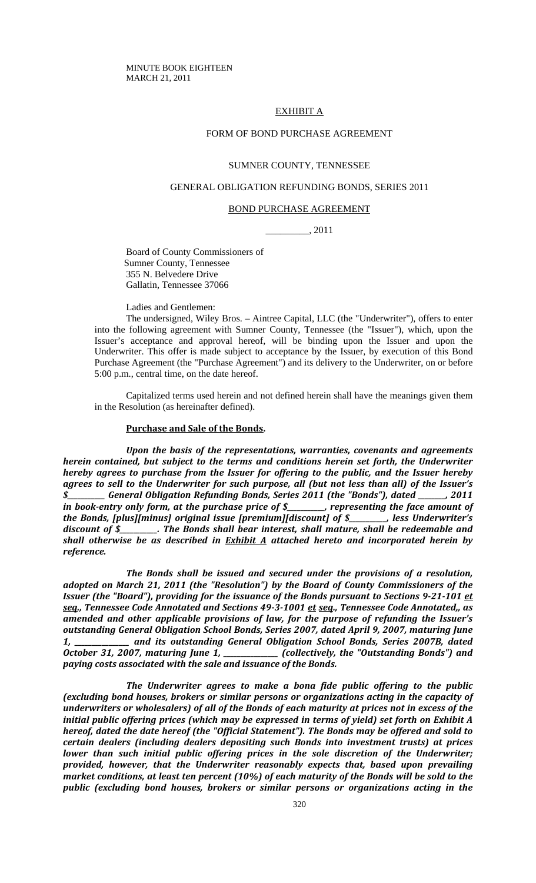MINUTE BOOK EIGHTEEN
MARCH 21, 2011

EXHIBIT A

FORM OF BOND PURCHASE AGREEMENT

SUMNER COUNTY, TENNESSEE

GENERAL OBLIGATION REFUNDING BONDS, SERIES 2011

BOND PURCHASE AGREEMENT

_________, 2011

Board of County Commissioners of
Sumner County, Tennessee
355 N. Belvedere Drive
Gallatin, Tennessee 37066

Ladies and Gentlemen:

The undersigned, Wiley Bros. – Aintree Capital, LLC (the "Underwriter"), offers to enter into the following agreement with Sumner County, Tennessee (the "Issuer"), which, upon the Issuer's acceptance and approval hereof, will be binding upon the Issuer and upon the Underwriter. This offer is made subject to acceptance by the Issuer, by execution of this Bond Purchase Agreement (the "Purchase Agreement") and its delivery to the Underwriter, on or before 5:00 p.m., central time, on the date hereof.

Capitalized terms used herein and not defined herein shall have the meanings given them in the Resolution (as hereinafter defined).

**Purchase and Sale of the Bonds.**

***Upon the basis of the representations, warranties, covenants and agreements herein contained, but subject to the terms and conditions herein set forth, the Underwriter hereby agrees to purchase from the Issuer for offering to the public, and the Issuer hereby agrees to sell to the Underwriter for such purpose, all (but not less than all) of the Issuer's $_________ General Obligation Refunding Bonds, Series 2011 (the "Bonds"), dated _______, 2011 in book-entry only form, at the purchase price of $_________, representing the face amount of the Bonds, [plus][minus] original issue [premium][discount] of $_________, less Underwriter's discount of $_________. The Bonds shall bear interest, shall mature, shall be redeemable and shall otherwise be as described in Exhibit A attached hereto and incorporated herein by reference.***

***The Bonds shall be issued and secured under the provisions of a resolution, adopted on March 21, 2011 (the "Resolution") by the Board of County Commissioners of the Issuer (the "Board"), providing for the issuance of the Bonds pursuant to Sections 9-21-101 et seq., Tennessee Code Annotated and Sections 49-3-1001 et seq., Tennessee Code Annotated,, as amended and other applicable provisions of law, for the purpose of refunding the Issuer's outstanding General Obligation School Bonds, Series 2007, dated April 9, 2007, maturing June 1, _____________ and its outstanding General Obligation School Bonds, Series 2007B, dated October 31, 2007, maturing June 1, _____________ (collectively, the "Outstanding Bonds") and paying costs associated with the sale and issuance of the Bonds.***

***The Underwriter agrees to make a bona fide public offering to the public (excluding bond houses, brokers or similar persons or organizations acting in the capacity of underwriters or wholesalers) of all of the Bonds of each maturity at prices not in excess of the initial public offering prices (which may be expressed in terms of yield) set forth on Exhibit A hereof, dated the date hereof (the "Official Statement"). The Bonds may be offered and sold to certain dealers (including dealers depositing such Bonds into investment trusts) at prices lower than such initial public offering prices in the sole discretion of the Underwriter; provided, however, that the Underwriter reasonably expects that, based upon prevailing market conditions, at least ten percent (10%) of each maturity of the Bonds will be sold to the public (excluding bond houses, brokers or similar persons or organizations acting in the***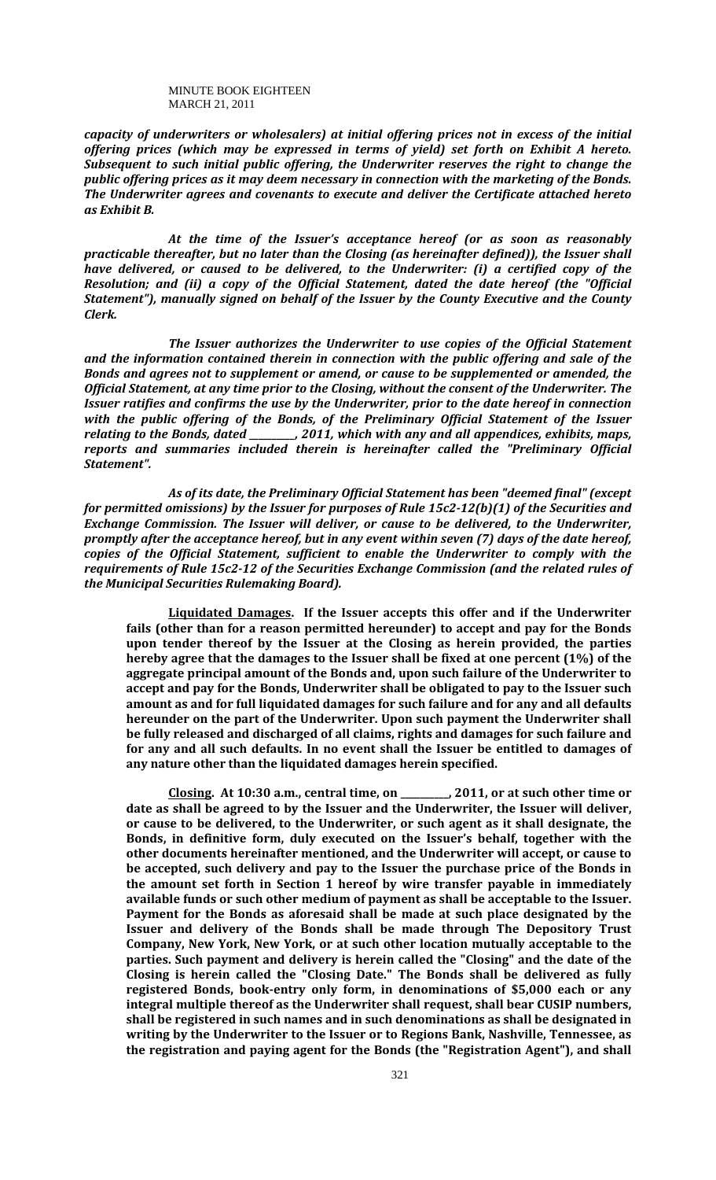***capacity of underwriters or wholesalers) at initial offering prices not in excess of the initial offering prices (which may be expressed in terms of yield) set forth on Exhibit A hereto. Subsequent to such initial public offering, the Underwriter reserves the right to change the public offering prices as it may deem necessary in connection with the marketing of the Bonds. The Underwriter agrees and covenants to execute and deliver the Certificate attached hereto as Exhibit B.***

***At the time of the Issuer's acceptance hereof (or as soon as reasonably practicable thereafter, but no later than the Closing (as hereinafter defined)), the Issuer shall have delivered, or caused to be delivered, to the Underwriter: (i) a certified copy of the Resolution; and (ii) a copy of the Official Statement, dated the date hereof (the "Official Statement"), manually signed on behalf of the Issuer by the County Executive and the County Clerk.***

***The Issuer authorizes the Underwriter to use copies of the Official Statement and the information contained therein in connection with the public offering and sale of the Bonds and agrees not to supplement or amend, or cause to be supplemented or amended, the Official Statement, at any time prior to the Closing, without the consent of the Underwriter. The Issuer ratifies and confirms the use by the Underwriter, prior to the date hereof in connection with the public offering of the Bonds, of the Preliminary Official Statement of the Issuer relating to the Bonds, dated __________, 2011, which with any and all appendices, exhibits, maps, reports and summaries included therein is hereinafter called the "Preliminary Official Statement".***

***As of its date, the Preliminary Official Statement has been "deemed final" (except for permitted omissions) by the Issuer for purposes of Rule 15c2-12(b)(1) of the Securities and Exchange Commission. The Issuer will deliver, or cause to be delivered, to the Underwriter, promptly after the acceptance hereof, but in any event within seven (7) days of the date hereof, copies of the Official Statement, sufficient to enable the Underwriter to comply with the requirements of Rule 15c2-12 of the Securities Exchange Commission (and the related rules of the Municipal Securities Rulemaking Board).***

**<u>Liquidated Damages</u>. If the Issuer accepts this offer and if the Underwriter fails (other than for a reason permitted hereunder) to accept and pay for the Bonds upon tender thereof by the Issuer at the Closing as herein provided, the parties hereby agree that the damages to the Issuer shall be fixed at one percent (1%) of the aggregate principal amount of the Bonds and, upon such failure of the Underwriter to accept and pay for the Bonds, Underwriter shall be obligated to pay to the Issuer such amount as and for full liquidated damages for such failure and for any and all defaults hereunder on the part of the Underwriter. Upon such payment the Underwriter shall be fully released and discharged of all claims, rights and damages for such failure and for any and all such defaults. In no event shall the Issuer be entitled to damages of any nature other than the liquidated damages herein specified.**

**<u>Closing</u>. At 10:30 a.m., central time, on __________, 2011, or at such other time or date as shall be agreed to by the Issuer and the Underwriter, the Issuer will deliver, or cause to be delivered, to the Underwriter, or such agent as it shall designate, the Bonds, in definitive form, duly executed on the Issuer's behalf, together with the other documents hereinafter mentioned, and the Underwriter will accept, or cause to be accepted, such delivery and pay to the Issuer the purchase price of the Bonds in the amount set forth in Section 1 hereof by wire transfer payable in immediately available funds or such other medium of payment as shall be acceptable to the Issuer. Payment for the Bonds as aforesaid shall be made at such place designated by the Issuer and delivery of the Bonds shall be made through The Depository Trust Company, New York, New York, or at such other location mutually acceptable to the parties. Such payment and delivery is herein called the "Closing" and the date of the Closing is herein called the "Closing Date." The Bonds shall be delivered as fully registered Bonds, book-entry only form, in denominations of $5,000 each or any integral multiple thereof as the Underwriter shall request, shall bear CUSIP numbers, shall be registered in such names and in such denominations as shall be designated in writing by the Underwriter to the Issuer or to Regions Bank, Nashville, Tennessee, as the registration and paying agent for the Bonds (the "Registration Agent"), and shall**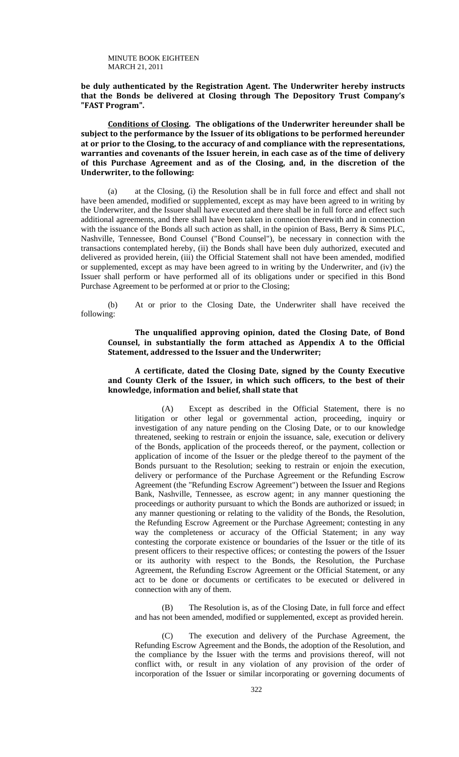**be duly authenticated by the Registration Agent. The Underwriter hereby instructs that the Bonds be delivered at Closing through The Depository Trust Company's "FAST Program".**

**Conditions of Closing. The obligations of the Underwriter hereunder shall be subject to the performance by the Issuer of its obligations to be performed hereunder at or prior to the Closing, to the accuracy of and compliance with the representations, warranties and covenants of the Issuer herein, in each case as of the time of delivery of this Purchase Agreement and as of the Closing, and, in the discretion of the Underwriter, to the following:**

(a) at the Closing, (i) the Resolution shall be in full force and effect and shall not have been amended, modified or supplemented, except as may have been agreed to in writing by the Underwriter, and the Issuer shall have executed and there shall be in full force and effect such additional agreements, and there shall have been taken in connection therewith and in connection with the issuance of the Bonds all such action as shall, in the opinion of Bass, Berry & Sims PLC, Nashville, Tennessee, Bond Counsel ("Bond Counsel"), be necessary in connection with the transactions contemplated hereby, (ii) the Bonds shall have been duly authorized, executed and delivered as provided herein, (iii) the Official Statement shall not have been amended, modified or supplemented, except as may have been agreed to in writing by the Underwriter, and (iv) the Issuer shall perform or have performed all of its obligations under or specified in this Bond Purchase Agreement to be performed at or prior to the Closing;

(b) At or prior to the Closing Date, the Underwriter shall have received the following:

**The unqualified approving opinion, dated the Closing Date, of Bond Counsel, in substantially the form attached as Appendix A to the Official Statement, addressed to the Issuer and the Underwriter;**

**A certificate, dated the Closing Date, signed by the County Executive and County Clerk of the Issuer, in which such officers, to the best of their knowledge, information and belief, shall state that**

(A) Except as described in the Official Statement, there is no litigation or other legal or governmental action, proceeding, inquiry or investigation of any nature pending on the Closing Date, or to our knowledge threatened, seeking to restrain or enjoin the issuance, sale, execution or delivery of the Bonds, application of the proceeds thereof, or the payment, collection or application of income of the Issuer or the pledge thereof to the payment of the Bonds pursuant to the Resolution; seeking to restrain or enjoin the execution, delivery or performance of the Purchase Agreement or the Refunding Escrow Agreement (the "Refunding Escrow Agreement") between the Issuer and Regions Bank, Nashville, Tennessee, as escrow agent; in any manner questioning the proceedings or authority pursuant to which the Bonds are authorized or issued; in any manner questioning or relating to the validity of the Bonds, the Resolution, the Refunding Escrow Agreement or the Purchase Agreement; contesting in any way the completeness or accuracy of the Official Statement; in any way contesting the corporate existence or boundaries of the Issuer or the title of its present officers to their respective offices; or contesting the powers of the Issuer or its authority with respect to the Bonds, the Resolution, the Purchase Agreement, the Refunding Escrow Agreement or the Official Statement, or any act to be done or documents or certificates to be executed or delivered in connection with any of them.

(B) The Resolution is, as of the Closing Date, in full force and effect and has not been amended, modified or supplemented, except as provided herein.

(C) The execution and delivery of the Purchase Agreement, the Refunding Escrow Agreement and the Bonds, the adoption of the Resolution, and the compliance by the Issuer with the terms and provisions thereof, will not conflict with, or result in any violation of any provision of the order of incorporation of the Issuer or similar incorporating or governing documents of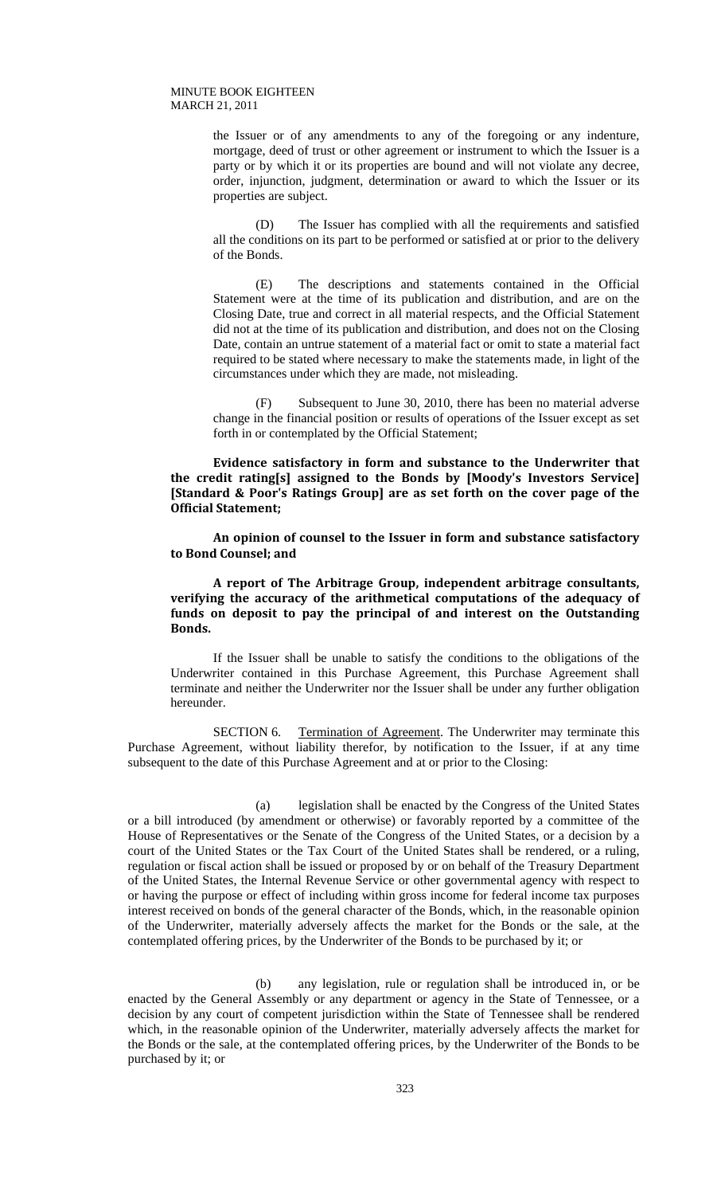the Issuer or of any amendments to any of the foregoing or any indenture, mortgage, deed of trust or other agreement or instrument to which the Issuer is a party or by which it or its properties are bound and will not violate any decree, order, injunction, judgment, determination or award to which the Issuer or its properties are subject.

(D) The Issuer has complied with all the requirements and satisfied all the conditions on its part to be performed or satisfied at or prior to the delivery of the Bonds.

(E) The descriptions and statements contained in the Official Statement were at the time of its publication and distribution, and are on the Closing Date, true and correct in all material respects, and the Official Statement did not at the time of its publication and distribution, and does not on the Closing Date, contain an untrue statement of a material fact or omit to state a material fact required to be stated where necessary to make the statements made, in light of the circumstances under which they are made, not misleading.

(F) Subsequent to June 30, 2010, there has been no material adverse change in the financial position or results of operations of the Issuer except as set forth in or contemplated by the Official Statement;

**Evidence satisfactory in form and substance to the Underwriter that the credit rating[s] assigned to the Bonds by [Moody's Investors Service] [Standard & Poor's Ratings Group] are as set forth on the cover page of the Official Statement;**

**An opinion of counsel to the Issuer in form and substance satisfactory to Bond Counsel; and**

**A report of The Arbitrage Group, independent arbitrage consultants, verifying the accuracy of the arithmetical computations of the adequacy of funds on deposit to pay the principal of and interest on the Outstanding Bonds.**

If the Issuer shall be unable to satisfy the conditions to the obligations of the Underwriter contained in this Purchase Agreement, this Purchase Agreement shall terminate and neither the Underwriter nor the Issuer shall be under any further obligation hereunder.

SECTION 6. Termination of Agreement. The Underwriter may terminate this Purchase Agreement, without liability therefor, by notification to the Issuer, if at any time subsequent to the date of this Purchase Agreement and at or prior to the Closing:

(a) legislation shall be enacted by the Congress of the United States or a bill introduced (by amendment or otherwise) or favorably reported by a committee of the House of Representatives or the Senate of the Congress of the United States, or a decision by a court of the United States or the Tax Court of the United States shall be rendered, or a ruling, regulation or fiscal action shall be issued or proposed by or on behalf of the Treasury Department of the United States, the Internal Revenue Service or other governmental agency with respect to or having the purpose or effect of including within gross income for federal income tax purposes interest received on bonds of the general character of the Bonds, which, in the reasonable opinion of the Underwriter, materially adversely affects the market for the Bonds or the sale, at the contemplated offering prices, by the Underwriter of the Bonds to be purchased by it; or

(b) any legislation, rule or regulation shall be introduced in, or be enacted by the General Assembly or any department or agency in the State of Tennessee, or a decision by any court of competent jurisdiction within the State of Tennessee shall be rendered which, in the reasonable opinion of the Underwriter, materially adversely affects the market for the Bonds or the sale, at the contemplated offering prices, by the Underwriter of the Bonds to be purchased by it; or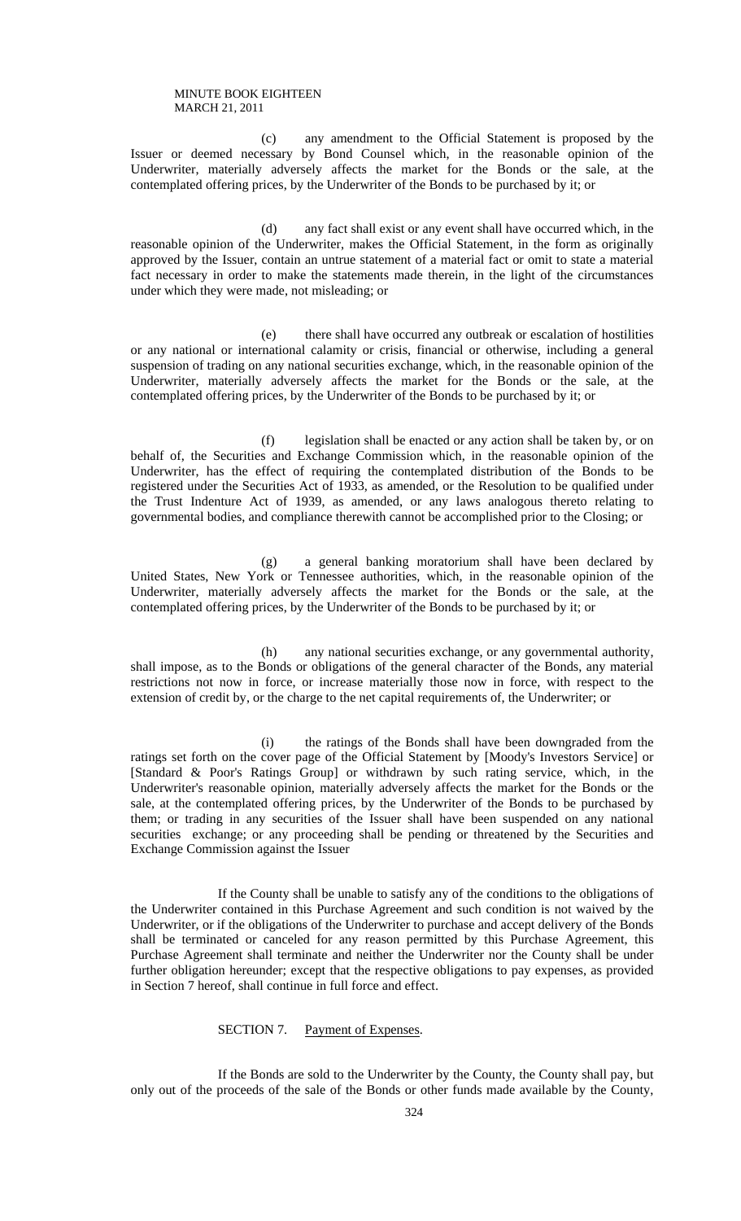(c) any amendment to the Official Statement is proposed by the Issuer or deemed necessary by Bond Counsel which, in the reasonable opinion of the Underwriter, materially adversely affects the market for the Bonds or the sale, at the contemplated offering prices, by the Underwriter of the Bonds to be purchased by it; or

(d) any fact shall exist or any event shall have occurred which, in the reasonable opinion of the Underwriter, makes the Official Statement, in the form as originally approved by the Issuer, contain an untrue statement of a material fact or omit to state a material fact necessary in order to make the statements made therein, in the light of the circumstances under which they were made, not misleading; or

(e) there shall have occurred any outbreak or escalation of hostilities or any national or international calamity or crisis, financial or otherwise, including a general suspension of trading on any national securities exchange, which, in the reasonable opinion of the Underwriter, materially adversely affects the market for the Bonds or the sale, at the contemplated offering prices, by the Underwriter of the Bonds to be purchased by it; or

(f) legislation shall be enacted or any action shall be taken by, or on behalf of, the Securities and Exchange Commission which, in the reasonable opinion of the Underwriter, has the effect of requiring the contemplated distribution of the Bonds to be registered under the Securities Act of 1933, as amended, or the Resolution to be qualified under the Trust Indenture Act of 1939, as amended, or any laws analogous thereto relating to governmental bodies, and compliance therewith cannot be accomplished prior to the Closing; or

(g) a general banking moratorium shall have been declared by United States, New York or Tennessee authorities, which, in the reasonable opinion of the Underwriter, materially adversely affects the market for the Bonds or the sale, at the contemplated offering prices, by the Underwriter of the Bonds to be purchased by it; or

(h) any national securities exchange, or any governmental authority, shall impose, as to the Bonds or obligations of the general character of the Bonds, any material restrictions not now in force, or increase materially those now in force, with respect to the extension of credit by, or the charge to the net capital requirements of, the Underwriter; or

(i) the ratings of the Bonds shall have been downgraded from the ratings set forth on the cover page of the Official Statement by [Moody's Investors Service] or [Standard & Poor's Ratings Group] or withdrawn by such rating service, which, in the Underwriter's reasonable opinion, materially adversely affects the market for the Bonds or the sale, at the contemplated offering prices, by the Underwriter of the Bonds to be purchased by them; or trading in any securities of the Issuer shall have been suspended on any national securities exchange; or any proceeding shall be pending or threatened by the Securities and Exchange Commission against the Issuer

If the County shall be unable to satisfy any of the conditions to the obligations of the Underwriter contained in this Purchase Agreement and such condition is not waived by the Underwriter, or if the obligations of the Underwriter to purchase and accept delivery of the Bonds shall be terminated or canceled for any reason permitted by this Purchase Agreement, this Purchase Agreement shall terminate and neither the Underwriter nor the County shall be under further obligation hereunder; except that the respective obligations to pay expenses, as provided in Section 7 hereof, shall continue in full force and effect.

SECTION 7. Payment of Expenses.

If the Bonds are sold to the Underwriter by the County, the County shall pay, but only out of the proceeds of the sale of the Bonds or other funds made available by the County,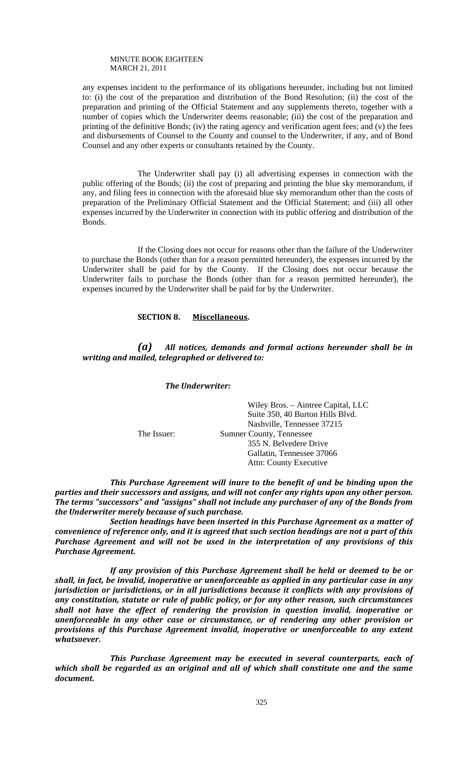any expenses incident to the performance of its obligations hereunder, including but not limited to: (i) the cost of the preparation and distribution of the Bond Resolution; (ii) the cost of the preparation and printing of the Official Statement and any supplements thereto, together with a number of copies which the Underwriter deems reasonable; (iii) the cost of the preparation and printing of the definitive Bonds; (iv) the rating agency and verification agent fees; and (v) the fees and disbursements of Counsel to the County and counsel to the Underwriter, if any, and of Bond Counsel and any other experts or consultants retained by the County.

The Underwriter shall pay (i) all advertising expenses in connection with the public offering of the Bonds; (ii) the cost of preparing and printing the blue sky memorandum, if any, and filing fees in connection with the aforesaid blue sky memorandum other than the costs of preparation of the Preliminary Official Statement and the Official Statement; and (iii) all other expenses incurred by the Underwriter in connection with its public offering and distribution of the Bonds.

If the Closing does not occur for reasons other than the failure of the Underwriter to purchase the Bonds (other than for a reason permitted hereunder), the expenses incurred by the Underwriter shall be paid for by the County. If the Closing does not occur because the Underwriter fails to purchase the Bonds (other than for a reason permitted hereunder), the expenses incurred by the Underwriter shall be paid for by the Underwriter.

**SECTION 8. Miscellaneous.**

***(a) All notices, demands and formal actions hereunder shall be in writing and mailed, telegraphed or delivered to:***

***The Underwriter:***

Wiley Bros. – Aintree Capital, LLC
Suite 350, 40 Burton Hills Blvd.
Nashville, Tennessee 37215

The Issuer: Sumner County, Tennessee
355 N. Belvedere Drive
Gallatin, Tennessee 37066
Attn: County Executive

***This Purchase Agreement will inure to the benefit of and be binding upon the parties and their successors and assigns, and will not confer any rights upon any other person. The terms "successors" and "assigns" shall not include any purchaser of any of the Bonds from the Underwriter merely because of such purchase.***

***Section headings have been inserted in this Purchase Agreement as a matter of convenience of reference only, and it is agreed that such section headings are not a part of this Purchase Agreement and will not be used in the interpretation of any provisions of this Purchase Agreement.***

***If any provision of this Purchase Agreement shall be held or deemed to be or shall, in fact, be invalid, inoperative or unenforceable as applied in any particular case in any jurisdiction or jurisdictions, or in all jurisdictions because it conflicts with any provisions of any constitution, statute or rule of public policy, or for any other reason, such circumstances shall not have the effect of rendering the provision in question invalid, inoperative or unenforceable in any other case or circumstance, or of rendering any other provision or provisions of this Purchase Agreement invalid, inoperative or unenforceable to any extent whatsoever.***

***This Purchase Agreement may be executed in several counterparts, each of which shall be regarded as an original and all of which shall constitute one and the same document.***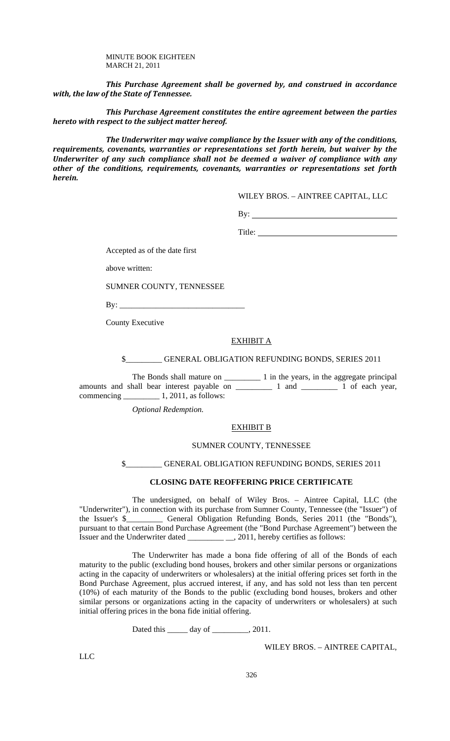MINUTE BOOK EIGHTEEN
MARCH 21, 2011

***This Purchase Agreement shall be governed by, and construed in accordance with, the law of the State of Tennessee.***

***This Purchase Agreement constitutes the entire agreement between the parties hereto with respect to the subject matter hereof.***

***The Underwriter may waive compliance by the Issuer with any of the conditions, requirements, covenants, warranties or representations set forth herein, but waiver by the Underwriter of any such compliance shall not be deemed a waiver of compliance with any other of the conditions, requirements, covenants, warranties or representations set forth herein.***

WILEY BROS. – AINTREE CAPITAL, LLC

By: ___________________________________

Title: ___________________________________

Accepted as of the date first

above written:

SUMNER COUNTY, TENNESSEE

By: ______________________________

County Executive

EXHIBIT A

$_________ GENERAL OBLIGATION REFUNDING BONDS, SERIES 2011

The Bonds shall mature on _________ 1 in the years, in the aggregate principal amounts and shall bear interest payable on _________ 1 and _________ 1 of each year, commencing _________ 1, 2011, as follows:

*Optional Redemption.*

EXHIBIT B

SUMNER COUNTY, TENNESSEE

$_________ GENERAL OBLIGATION REFUNDING BONDS, SERIES 2011

**CLOSING DATE REOFFERING PRICE CERTIFICATE**

The undersigned, on behalf of Wiley Bros. – Aintree Capital, LLC (the "Underwriter"), in connection with its purchase from Sumner County, Tennessee (the "Issuer") of the Issuer's $_________ General Obligation Refunding Bonds, Series 2011 (the "Bonds"), pursuant to that certain Bond Purchase Agreement (the "Bond Purchase Agreement") between the Issuer and the Underwriter dated _________ __, 2011, hereby certifies as follows:

The Underwriter has made a bona fide offering of all of the Bonds of each maturity to the public (excluding bond houses, brokers and other similar persons or organizations acting in the capacity of underwriters or wholesalers) at the initial offering prices set forth in the Bond Purchase Agreement, plus accrued interest, if any, and has sold not less than ten percent (10%) of each maturity of the Bonds to the public (excluding bond houses, brokers and other similar persons or organizations acting in the capacity of underwriters or wholesalers) at such initial offering prices in the bona fide initial offering.

Dated this _____ day of _________, 2011.

WILEY BROS. – AINTREE CAPITAL, LLC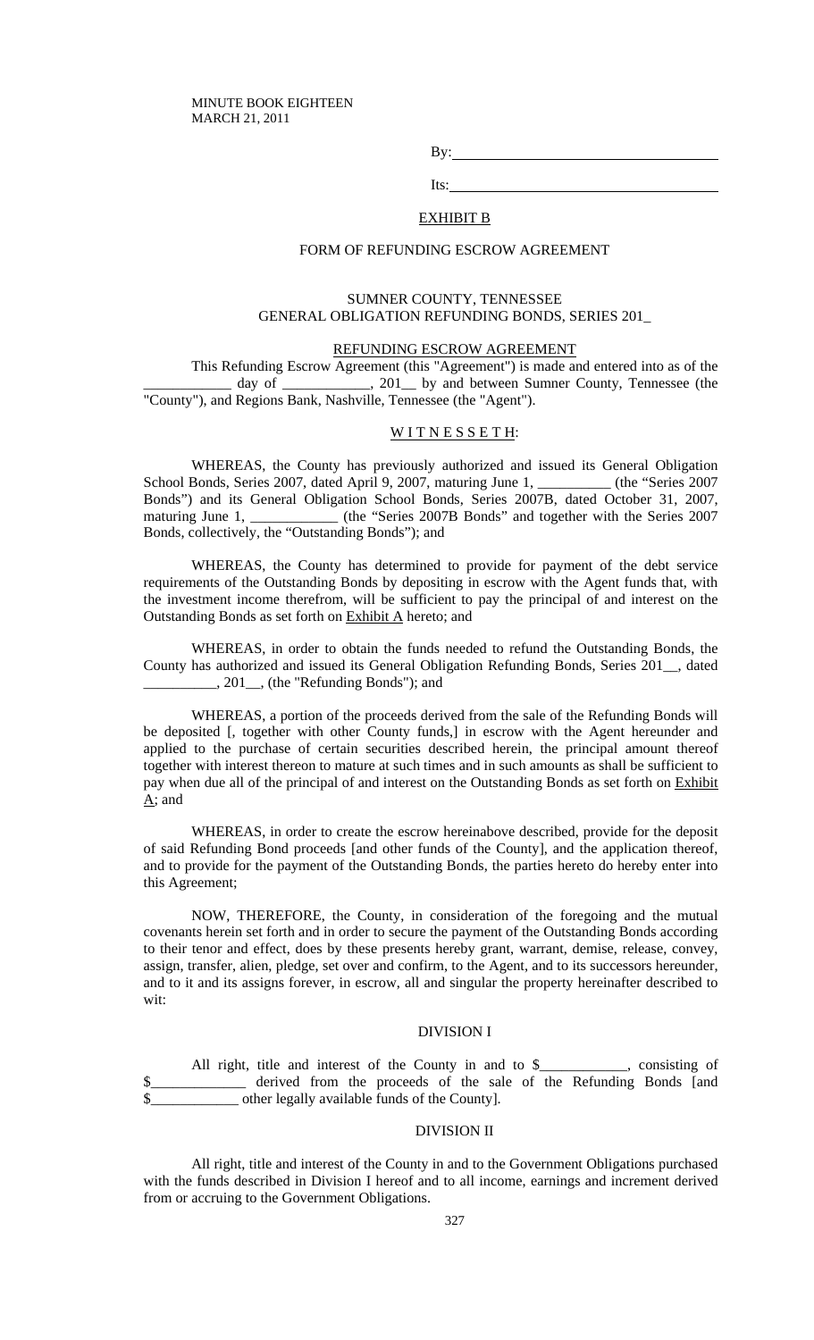MINUTE BOOK EIGHTEEN
MARCH 21, 2011

By:\_\_\_\_\_\_\_\_\_\_\_\_\_\_\_\_\_\_\_\_\_\_\_\_\_\_\_\_\_\_\_\_

Its:\_\_\_\_\_\_\_\_\_\_\_\_\_\_\_\_\_\_\_\_\_\_\_\_\_\_\_\_\_\_\_\_

EXHIBIT B

FORM OF REFUNDING ESCROW AGREEMENT

SUMNER COUNTY, TENNESSEE
GENERAL OBLIGATION REFUNDING BONDS, SERIES 201_

REFUNDING ESCROW AGREEMENT

This Refunding Escrow Agreement (this "Agreement") is made and entered into as of the ____________ day of ____________, 201__ by and between Sumner County, Tennessee (the "County"), and Regions Bank, Nashville, Tennessee (the "Agent").

W I T N E S S E T H:

WHEREAS, the County has previously authorized and issued its General Obligation School Bonds, Series 2007, dated April 9, 2007, maturing June 1, __________ (the "Series 2007 Bonds") and its General Obligation School Bonds, Series 2007B, dated October 31, 2007, maturing June 1, ____________ (the "Series 2007B Bonds" and together with the Series 2007 Bonds, collectively, the "Outstanding Bonds"); and

WHEREAS, the County has determined to provide for payment of the debt service requirements of the Outstanding Bonds by depositing in escrow with the Agent funds that, with the investment income therefrom, will be sufficient to pay the principal of and interest on the Outstanding Bonds as set forth on Exhibit A hereto; and

WHEREAS, in order to obtain the funds needed to refund the Outstanding Bonds, the County has authorized and issued its General Obligation Refunding Bonds, Series 201__, dated __________, 201__, (the "Refunding Bonds"); and

WHEREAS, a portion of the proceeds derived from the sale of the Refunding Bonds will be deposited [, together with other County funds,] in escrow with the Agent hereunder and applied to the purchase of certain securities described herein, the principal amount thereof together with interest thereon to mature at such times and in such amounts as shall be sufficient to pay when due all of the principal of and interest on the Outstanding Bonds as set forth on Exhibit A; and

WHEREAS, in order to create the escrow hereinabove described, provide for the deposit of said Refunding Bond proceeds [and other funds of the County], and the application thereof, and to provide for the payment of the Outstanding Bonds, the parties hereto do hereby enter into this Agreement;

NOW, THEREFORE, the County, in consideration of the foregoing and the mutual covenants herein set forth and in order to secure the payment of the Outstanding Bonds according to their tenor and effect, does by these presents hereby grant, warrant, demise, release, convey, assign, transfer, alien, pledge, set over and confirm, to the Agent, and to its successors hereunder, and to it and its assigns forever, in escrow, all and singular the property hereinafter described to wit:

DIVISION I

All right, title and interest of the County in and to $____________, consisting of $_____________ derived from the proceeds of the sale of the Refunding Bonds [and $____________ other legally available funds of the County].

DIVISION II

All right, title and interest of the County in and to the Government Obligations purchased with the funds described in Division I hereof and to all income, earnings and increment derived from or accruing to the Government Obligations.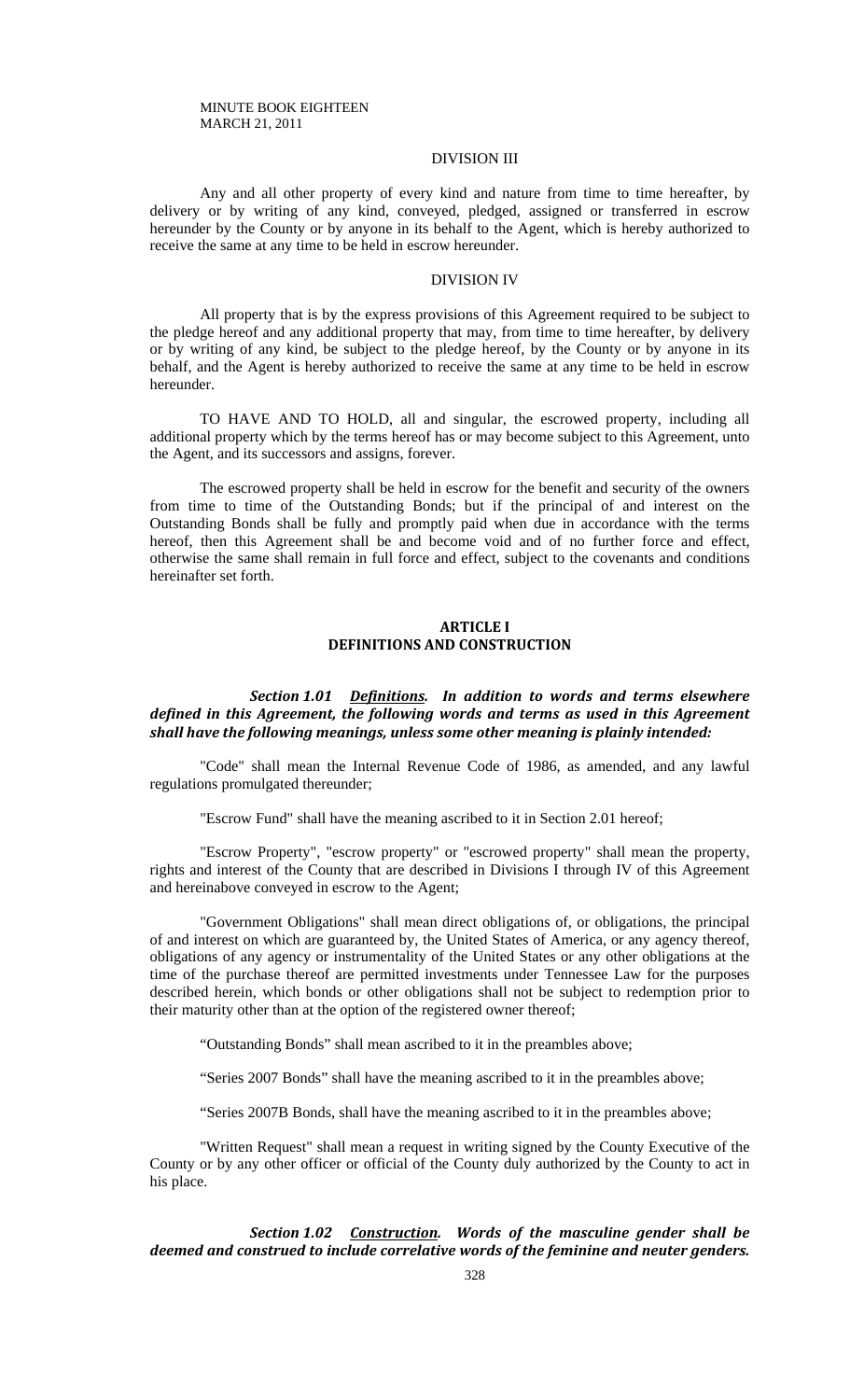### DIVISION III

Any and all other property of every kind and nature from time to time hereafter, by delivery or by writing of any kind, conveyed, pledged, assigned or transferred in escrow hereunder by the County or by anyone in its behalf to the Agent, which is hereby authorized to receive the same at any time to be held in escrow hereunder.

### DIVISION IV

All property that is by the express provisions of this Agreement required to be subject to the pledge hereof and any additional property that may, from time to time hereafter, by delivery or by writing of any kind, be subject to the pledge hereof, by the County or by anyone in its behalf, and the Agent is hereby authorized to receive the same at any time to be held in escrow hereunder.

TO HAVE AND TO HOLD, all and singular, the escrowed property, including all additional property which by the terms hereof has or may become subject to this Agreement, unto the Agent, and its successors and assigns, forever.

The escrowed property shall be held in escrow for the benefit and security of the owners from time to time of the Outstanding Bonds; but if the principal of and interest on the Outstanding Bonds shall be fully and promptly paid when due in accordance with the terms hereof, then this Agreement shall be and become void and of no further force and effect, otherwise the same shall remain in full force and effect, subject to the covenants and conditions hereinafter set forth.

## ARTICLE I
## DEFINITIONS AND CONSTRUCTION

***Section 1.01 Definitions. In addition to words and terms elsewhere defined in this Agreement, the following words and terms as used in this Agreement shall have the following meanings, unless some other meaning is plainly intended:***

"Code" shall mean the Internal Revenue Code of 1986, as amended, and any lawful regulations promulgated thereunder;

"Escrow Fund" shall have the meaning ascribed to it in Section 2.01 hereof;

"Escrow Property", "escrow property" or "escrowed property" shall mean the property, rights and interest of the County that are described in Divisions I through IV of this Agreement and hereinabove conveyed in escrow to the Agent;

"Government Obligations" shall mean direct obligations of, or obligations, the principal of and interest on which are guaranteed by, the United States of America, or any agency thereof, obligations of any agency or instrumentality of the United States or any other obligations at the time of the purchase thereof are permitted investments under Tennessee Law for the purposes described herein, which bonds or other obligations shall not be subject to redemption prior to their maturity other than at the option of the registered owner thereof;

"Outstanding Bonds" shall mean ascribed to it in the preambles above;

"Series 2007 Bonds" shall have the meaning ascribed to it in the preambles above;

"Series 2007B Bonds, shall have the meaning ascribed to it in the preambles above;

"Written Request" shall mean a request in writing signed by the County Executive of the County or by any other officer or official of the County duly authorized by the County to act in his place.

***Section 1.02 Construction. Words of the masculine gender shall be deemed and construed to include correlative words of the feminine and neuter genders.***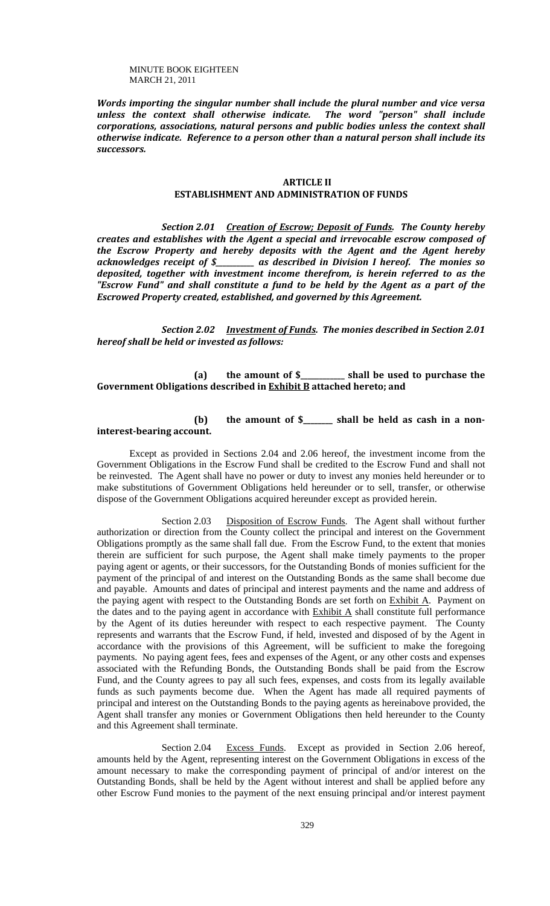*Words importing the singular number shall include the plural number and vice versa unless the context shall otherwise indicate. The word "person" shall include corporations, associations, natural persons and public bodies unless the context shall otherwise indicate. Reference to a person other than a natural person shall include its successors.*

## ARTICLE II
## ESTABLISHMENT AND ADMINISTRATION OF FUNDS

***Section 2.01*** ***Creation of Escrow; Deposit of Funds.*** ***The County hereby creates and establishes with the Agent a special and irrevocable escrow composed of the Escrow Property and hereby deposits with the Agent and the Agent hereby acknowledges receipt of $_________ as described in Division I hereof. The monies so deposited, together with investment income therefrom, is herein referred to as the "Escrow Fund" and shall constitute a fund to be held by the Agent as a part of the Escrowed Property created, established, and governed by this Agreement.***

***Section 2.02*** ***Investment of Funds.*** ***The monies described in Section 2.01 hereof shall be held or invested as follows:***

**(a) the amount of $__________ shall be used to purchase the Government Obligations described in Exhibit B attached hereto; and**

**(b) the amount of $_______ shall be held as cash in a non-interest-bearing account.**

Except as provided in Sections 2.04 and 2.06 hereof, the investment income from the Government Obligations in the Escrow Fund shall be credited to the Escrow Fund and shall not be reinvested. The Agent shall have no power or duty to invest any monies held hereunder or to make substitutions of Government Obligations held hereunder or to sell, transfer, or otherwise dispose of the Government Obligations acquired hereunder except as provided herein.

Section 2.03 Disposition of Escrow Funds. The Agent shall without further authorization or direction from the County collect the principal and interest on the Government Obligations promptly as the same shall fall due. From the Escrow Fund, to the extent that monies therein are sufficient for such purpose, the Agent shall make timely payments to the proper paying agent or agents, or their successors, for the Outstanding Bonds of monies sufficient for the payment of the principal of and interest on the Outstanding Bonds as the same shall become due and payable. Amounts and dates of principal and interest payments and the name and address of the paying agent with respect to the Outstanding Bonds are set forth on Exhibit A. Payment on the dates and to the paying agent in accordance with Exhibit A shall constitute full performance by the Agent of its duties hereunder with respect to each respective payment. The County represents and warrants that the Escrow Fund, if held, invested and disposed of by the Agent in accordance with the provisions of this Agreement, will be sufficient to make the foregoing payments. No paying agent fees, fees and expenses of the Agent, or any other costs and expenses associated with the Refunding Bonds, the Outstanding Bonds shall be paid from the Escrow Fund, and the County agrees to pay all such fees, expenses, and costs from its legally available funds as such payments become due. When the Agent has made all required payments of principal and interest on the Outstanding Bonds to the paying agents as hereinabove provided, the Agent shall transfer any monies or Government Obligations then held hereunder to the County and this Agreement shall terminate.

Section 2.04 Excess Funds. Except as provided in Section 2.06 hereof, amounts held by the Agent, representing interest on the Government Obligations in excess of the amount necessary to make the corresponding payment of principal of and/or interest on the Outstanding Bonds, shall be held by the Agent without interest and shall be applied before any other Escrow Fund monies to the payment of the next ensuing principal and/or interest payment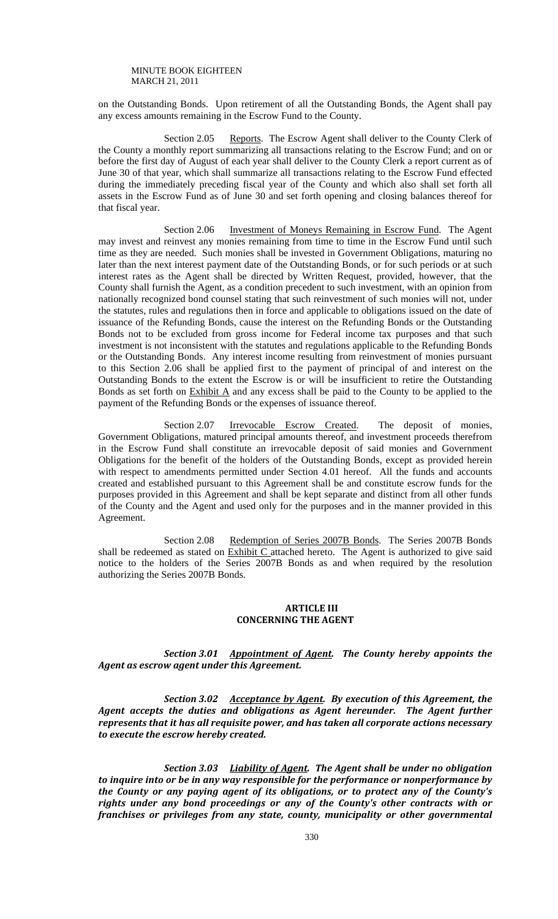on the Outstanding Bonds. Upon retirement of all the Outstanding Bonds, the Agent shall pay any excess amounts remaining in the Escrow Fund to the County.

Section 2.05 Reports. The Escrow Agent shall deliver to the County Clerk of the County a monthly report summarizing all transactions relating to the Escrow Fund; and on or before the first day of August of each year shall deliver to the County Clerk a report current as of June 30 of that year, which shall summarize all transactions relating to the Escrow Fund effected during the immediately preceding fiscal year of the County and which also shall set forth all assets in the Escrow Fund as of June 30 and set forth opening and closing balances thereof for that fiscal year.

Section 2.06 Investment of Moneys Remaining in Escrow Fund. The Agent may invest and reinvest any monies remaining from time to time in the Escrow Fund until such time as they are needed. Such monies shall be invested in Government Obligations, maturing no later than the next interest payment date of the Outstanding Bonds, or for such periods or at such interest rates as the Agent shall be directed by Written Request, provided, however, that the County shall furnish the Agent, as a condition precedent to such investment, with an opinion from nationally recognized bond counsel stating that such reinvestment of such monies will not, under the statutes, rules and regulations then in force and applicable to obligations issued on the date of issuance of the Refunding Bonds, cause the interest on the Refunding Bonds or the Outstanding Bonds not to be excluded from gross income for Federal income tax purposes and that such investment is not inconsistent with the statutes and regulations applicable to the Refunding Bonds or the Outstanding Bonds. Any interest income resulting from reinvestment of monies pursuant to this Section 2.06 shall be applied first to the payment of principal of and interest on the Outstanding Bonds to the extent the Escrow is or will be insufficient to retire the Outstanding Bonds as set forth on Exhibit A and any excess shall be paid to the County to be applied to the payment of the Refunding Bonds or the expenses of issuance thereof.

Section 2.07 Irrevocable Escrow Created. The deposit of monies, Government Obligations, matured principal amounts thereof, and investment proceeds therefrom in the Escrow Fund shall constitute an irrevocable deposit of said monies and Government Obligations for the benefit of the holders of the Outstanding Bonds, except as provided herein with respect to amendments permitted under Section 4.01 hereof. All the funds and accounts created and established pursuant to this Agreement shall be and constitute escrow funds for the purposes provided in this Agreement and shall be kept separate and distinct from all other funds of the County and the Agent and used only for the purposes and in the manner provided in this Agreement.

Section 2.08 Redemption of Series 2007B Bonds. The Series 2007B Bonds shall be redeemed as stated on Exhibit C attached hereto. The Agent is authorized to give said notice to the holders of the Series 2007B Bonds as and when required by the resolution authorizing the Series 2007B Bonds.

## ARTICLE III
## CONCERNING THE AGENT

***Section 3.01 Appointment of Agent. The County hereby appoints the Agent as escrow agent under this Agreement.***

***Section 3.02 Acceptance by Agent. By execution of this Agreement, the Agent accepts the duties and obligations as Agent hereunder. The Agent further represents that it has all requisite power, and has taken all corporate actions necessary to execute the escrow hereby created.***

***Section 3.03 Liability of Agent. The Agent shall be under no obligation to inquire into or be in any way responsible for the performance or nonperformance by the County or any paying agent of its obligations, or to protect any of the County's rights under any bond proceedings or any of the County's other contracts with or franchises or privileges from any state, county, municipality or other governmental***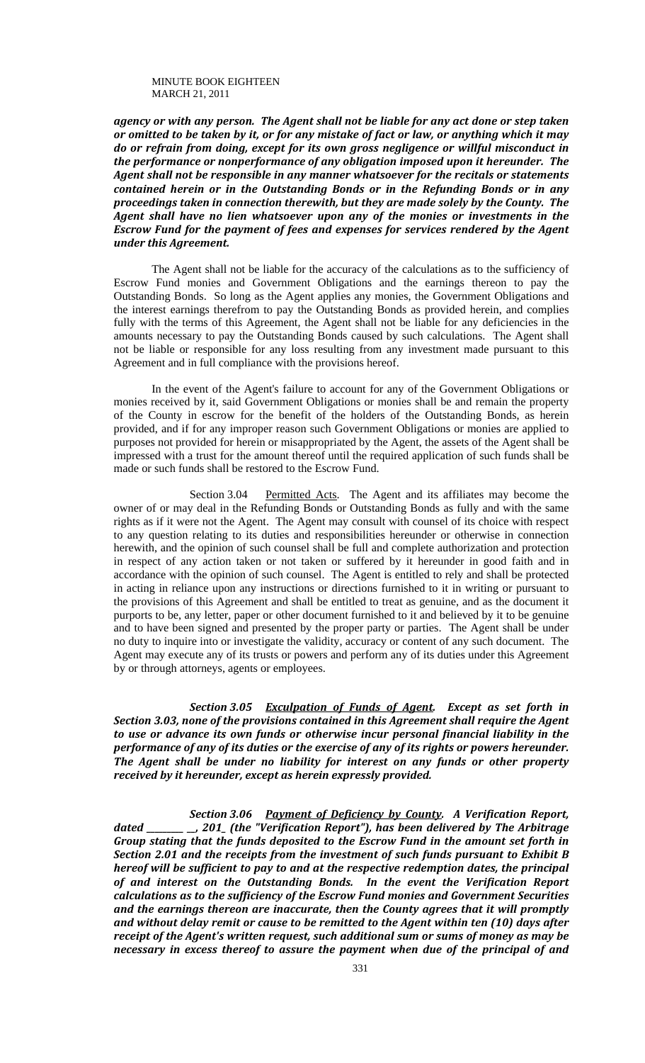***agency or with any person. The Agent shall not be liable for any act done or step taken or omitted to be taken by it, or for any mistake of fact or law, or anything which it may do or refrain from doing, except for its own gross negligence or willful misconduct in the performance or nonperformance of any obligation imposed upon it hereunder. The Agent shall not be responsible in any manner whatsoever for the recitals or statements contained herein or in the Outstanding Bonds or in the Refunding Bonds or in any proceedings taken in connection therewith, but they are made solely by the County. The Agent shall have no lien whatsoever upon any of the monies or investments in the Escrow Fund for the payment of fees and expenses for services rendered by the Agent under this Agreement.***

The Agent shall not be liable for the accuracy of the calculations as to the sufficiency of Escrow Fund monies and Government Obligations and the earnings thereon to pay the Outstanding Bonds. So long as the Agent applies any monies, the Government Obligations and the interest earnings therefrom to pay the Outstanding Bonds as provided herein, and complies fully with the terms of this Agreement, the Agent shall not be liable for any deficiencies in the amounts necessary to pay the Outstanding Bonds caused by such calculations. The Agent shall not be liable or responsible for any loss resulting from any investment made pursuant to this Agreement and in full compliance with the provisions hereof.

In the event of the Agent's failure to account for any of the Government Obligations or monies received by it, said Government Obligations or monies shall be and remain the property of the County in escrow for the benefit of the holders of the Outstanding Bonds, as herein provided, and if for any improper reason such Government Obligations or monies are applied to purposes not provided for herein or misappropriated by the Agent, the assets of the Agent shall be impressed with a trust for the amount thereof until the required application of such funds shall be made or such funds shall be restored to the Escrow Fund.

Section 3.04 Permitted Acts. The Agent and its affiliates may become the owner of or may deal in the Refunding Bonds or Outstanding Bonds as fully and with the same rights as if it were not the Agent. The Agent may consult with counsel of its choice with respect to any question relating to its duties and responsibilities hereunder or otherwise in connection herewith, and the opinion of such counsel shall be full and complete authorization and protection in respect of any action taken or not taken or suffered by it hereunder in good faith and in accordance with the opinion of such counsel. The Agent is entitled to rely and shall be protected in acting in reliance upon any instructions or directions furnished to it in writing or pursuant to the provisions of this Agreement and shall be entitled to treat as genuine, and as the document it purports to be, any letter, paper or other document furnished to it and believed by it to be genuine and to have been signed and presented by the proper party or parties. The Agent shall be under no duty to inquire into or investigate the validity, accuracy or content of any such document. The Agent may execute any of its trusts or powers and perform any of its duties under this Agreement by or through attorneys, agents or employees.

***Section 3.05 Exculpation of Funds of Agent. Except as set forth in Section 3.03, none of the provisions contained in this Agreement shall require the Agent to use or advance its own funds or otherwise incur personal financial liability in the performance of any of its duties or the exercise of any of its rights or powers hereunder. The Agent shall be under no liability for interest on any funds or other property received by it hereunder, except as herein expressly provided.***

***Section 3.06 Payment of Deficiency by County. A Verification Report, dated ________ __, 201_ (the "Verification Report"), has been delivered by The Arbitrage Group stating that the funds deposited to the Escrow Fund in the amount set forth in Section 2.01 and the receipts from the investment of such funds pursuant to Exhibit B hereof will be sufficient to pay to and at the respective redemption dates, the principal of and interest on the Outstanding Bonds. In the event the Verification Report calculations as to the sufficiency of the Escrow Fund monies and Government Securities and the earnings thereon are inaccurate, then the County agrees that it will promptly and without delay remit or cause to be remitted to the Agent within ten (10) days after receipt of the Agent's written request, such additional sum or sums of money as may be necessary in excess thereof to assure the payment when due of the principal of and***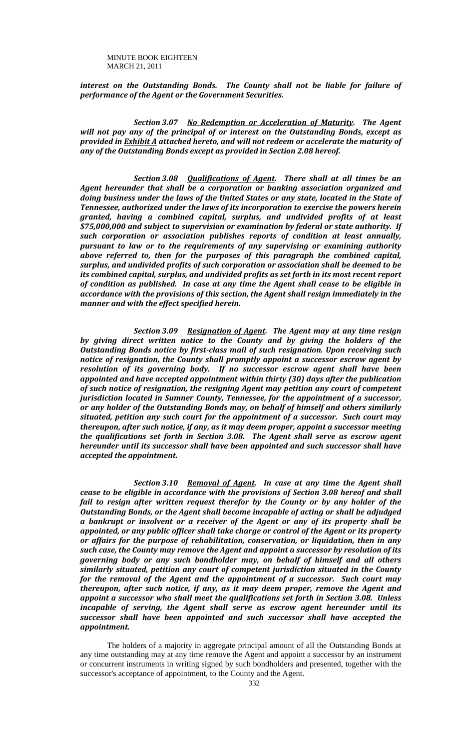***interest on the Outstanding Bonds. The County shall not be liable for failure of performance of the Agent or the Government Securities.***

***Section 3.07 <u>No Redemption or Acceleration of Maturity</u>. The Agent will not pay any of the principal of or interest on the Outstanding Bonds, except as provided in <u>Exhibit A</u> attached hereto, and will not redeem or accelerate the maturity of any of the Outstanding Bonds except as provided in Section 2.08 hereof.***

***Section 3.08 <u>Qualifications of Agent</u>. There shall at all times be an Agent hereunder that shall be a corporation or banking association organized and doing business under the laws of the United States or any state, located in the State of Tennessee, authorized under the laws of its incorporation to exercise the powers herein granted, having a combined capital, surplus, and undivided profits of at least $75,000,000 and subject to supervision or examination by federal or state authority. If such corporation or association publishes reports of condition at least annually, pursuant to law or to the requirements of any supervising or examining authority above referred to, then for the purposes of this paragraph the combined capital, surplus, and undivided profits of such corporation or association shall be deemed to be its combined capital, surplus, and undivided profits as set forth in its most recent report of condition as published. In case at any time the Agent shall cease to be eligible in accordance with the provisions of this section, the Agent shall resign immediately in the manner and with the effect specified herein.***

***Section 3.09 <u>Resignation of Agent</u>. The Agent may at any time resign by giving direct written notice to the County and by giving the holders of the Outstanding Bonds notice by first-class mail of such resignation. Upon receiving such notice of resignation, the County shall promptly appoint a successor escrow agent by resolution of its governing body. If no successor escrow agent shall have been appointed and have accepted appointment within thirty (30) days after the publication of such notice of resignation, the resigning Agent may petition any court of competent jurisdiction located in Sumner County, Tennessee, for the appointment of a successor, or any holder of the Outstanding Bonds may, on behalf of himself and others similarly situated, petition any such court for the appointment of a successor. Such court may thereupon, after such notice, if any, as it may deem proper, appoint a successor meeting the qualifications set forth in Section 3.08. The Agent shall serve as escrow agent hereunder until its successor shall have been appointed and such successor shall have accepted the appointment.***

***Section 3.10 <u>Removal of Agent</u>. In case at any time the Agent shall cease to be eligible in accordance with the provisions of Section 3.08 hereof and shall fail to resign after written request therefor by the County or by any holder of the Outstanding Bonds, or the Agent shall become incapable of acting or shall be adjudged a bankrupt or insolvent or a receiver of the Agent or any of its property shall be appointed, or any public officer shall take charge or control of the Agent or its property or affairs for the purpose of rehabilitation, conservation, or liquidation, then in any such case, the County may remove the Agent and appoint a successor by resolution of its governing body or any such bondholder may, on behalf of himself and all others similarly situated, petition any court of competent jurisdiction situated in the County for the removal of the Agent and the appointment of a successor. Such court may thereupon, after such notice, if any, as it may deem proper, remove the Agent and appoint a successor who shall meet the qualifications set forth in Section 3.08. Unless incapable of serving, the Agent shall serve as escrow agent hereunder until its successor shall have been appointed and such successor shall have accepted the appointment.***

The holders of a majority in aggregate principal amount of all the Outstanding Bonds at any time outstanding may at any time remove the Agent and appoint a successor by an instrument or concurrent instruments in writing signed by such bondholders and presented, together with the successor's acceptance of appointment, to the County and the Agent.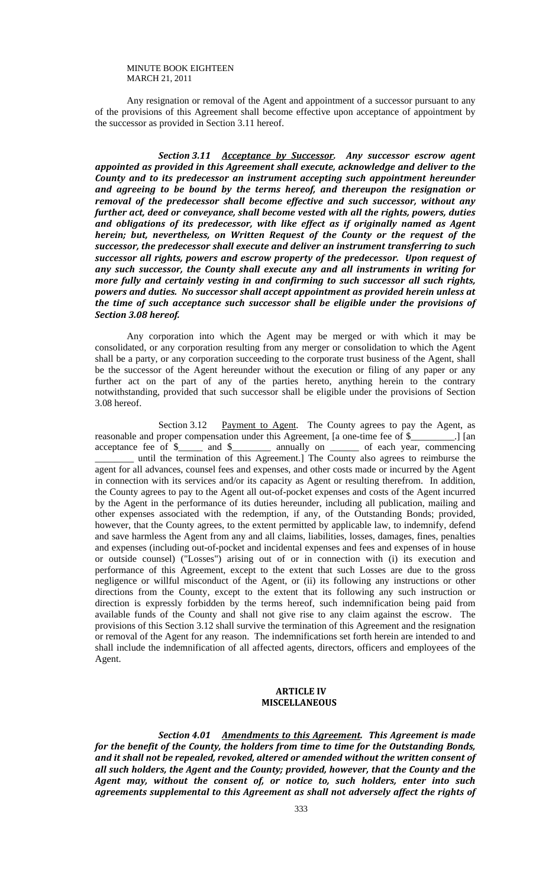Any resignation or removal of the Agent and appointment of a successor pursuant to any of the provisions of this Agreement shall become effective upon acceptance of appointment by the successor as provided in Section 3.11 hereof.

***Section 3.11*** ***Acceptance by Successor.*** ***Any successor escrow agent appointed as provided in this Agreement shall execute, acknowledge and deliver to the County and to its predecessor an instrument accepting such appointment hereunder and agreeing to be bound by the terms hereof, and thereupon the resignation or removal of the predecessor shall become effective and such successor, without any further act, deed or conveyance, shall become vested with all the rights, powers, duties and obligations of its predecessor, with like effect as if originally named as Agent herein; but, nevertheless, on Written Request of the County or the request of the successor, the predecessor shall execute and deliver an instrument transferring to such successor all rights, powers and escrow property of the predecessor. Upon request of any such successor, the County shall execute any and all instruments in writing for more fully and certainly vesting in and confirming to such successor all such rights, powers and duties. No successor shall accept appointment as provided herein unless at the time of such acceptance such successor shall be eligible under the provisions of Section 3.08 hereof.***

Any corporation into which the Agent may be merged or with which it may be consolidated, or any corporation resulting from any merger or consolidation to which the Agent shall be a party, or any corporation succeeding to the corporate trust business of the Agent, shall be the successor of the Agent hereunder without the execution or filing of any paper or any further act on the part of any of the parties hereto, anything herein to the contrary notwithstanding, provided that such successor shall be eligible under the provisions of Section 3.08 hereof.

Section 3.12 Payment to Agent. The County agrees to pay the Agent, as reasonable and proper compensation under this Agreement, [a one-time fee of $_________.] [an acceptance fee of $_____ and $________ annually on ______ of each year, commencing ________ until the termination of this Agreement.] The County also agrees to reimburse the agent for all advances, counsel fees and expenses, and other costs made or incurred by the Agent in connection with its services and/or its capacity as Agent or resulting therefrom. In addition, the County agrees to pay to the Agent all out-of-pocket expenses and costs of the Agent incurred by the Agent in the performance of its duties hereunder, including all publication, mailing and other expenses associated with the redemption, if any, of the Outstanding Bonds; provided, however, that the County agrees, to the extent permitted by applicable law, to indemnify, defend and save harmless the Agent from any and all claims, liabilities, losses, damages, fines, penalties and expenses (including out-of-pocket and incidental expenses and fees and expenses of in house or outside counsel) ("Losses") arising out of or in connection with (i) its execution and performance of this Agreement, except to the extent that such Losses are due to the gross negligence or willful misconduct of the Agent, or (ii) its following any instructions or other directions from the County, except to the extent that its following any such instruction or direction is expressly forbidden by the terms hereof, such indemnification being paid from available funds of the County and shall not give rise to any claim against the escrow. The provisions of this Section 3.12 shall survive the termination of this Agreement and the resignation or removal of the Agent for any reason. The indemnifications set forth herein are intended to and shall include the indemnification of all affected agents, directors, officers and employees of the Agent.

## ARTICLE IV
## MISCELLANEOUS

***Section 4.01*** ***Amendments to this Agreement.*** ***This Agreement is made for the benefit of the County, the holders from time to time for the Outstanding Bonds, and it shall not be repealed, revoked, altered or amended without the written consent of all such holders, the Agent and the County; provided, however, that the County and the Agent may, without the consent of, or notice to, such holders, enter into such agreements supplemental to this Agreement as shall not adversely affect the rights of***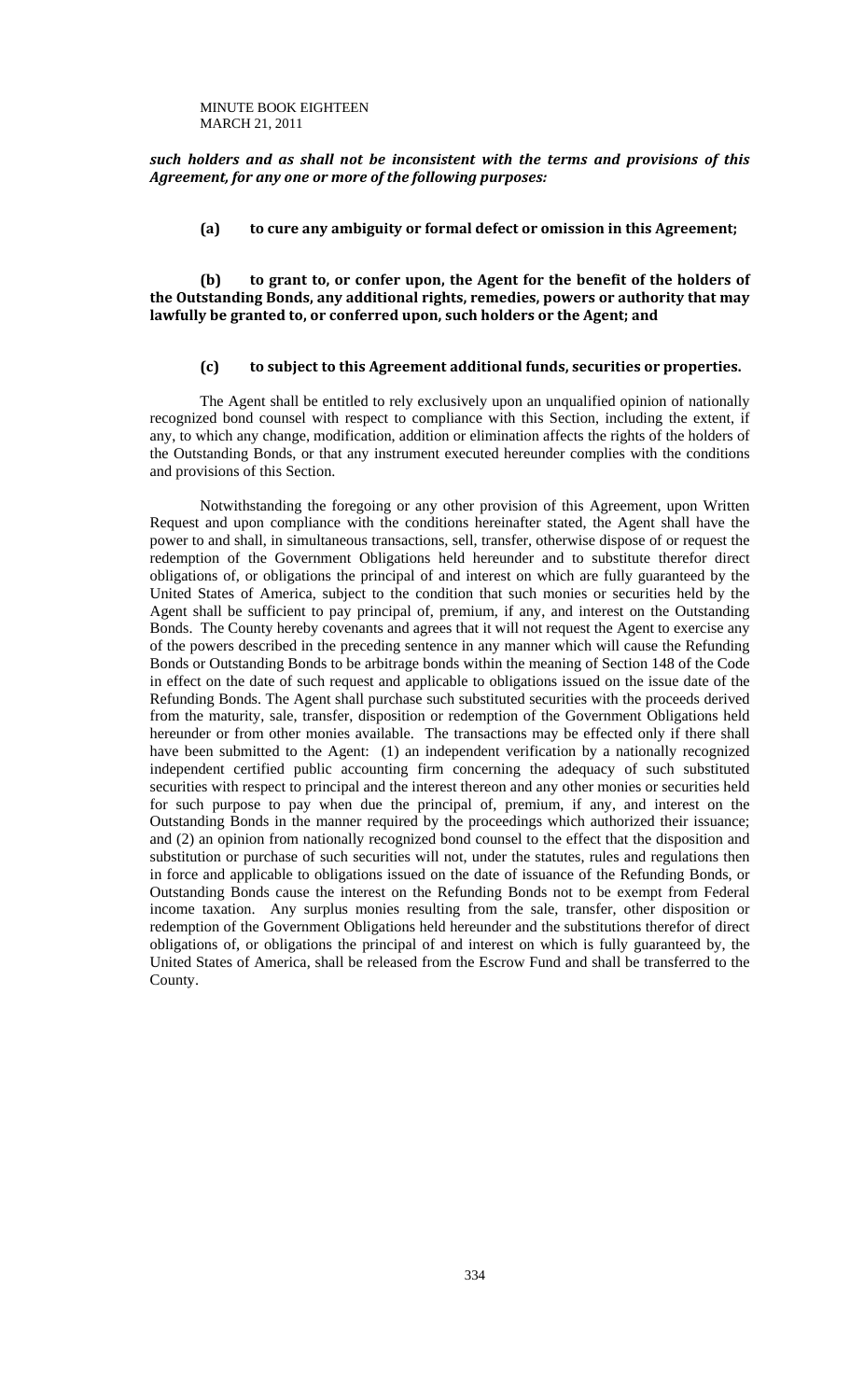***such holders and as shall not be inconsistent with the terms and provisions of this Agreement, for any one or more of the following purposes:***

**(a) to cure any ambiguity or formal defect or omission in this Agreement;**

**(b) to grant to, or confer upon, the Agent for the benefit of the holders of the Outstanding Bonds, any additional rights, remedies, powers or authority that may lawfully be granted to, or conferred upon, such holders or the Agent; and**

**(c) to subject to this Agreement additional funds, securities or properties.**

The Agent shall be entitled to rely exclusively upon an unqualified opinion of nationally recognized bond counsel with respect to compliance with this Section, including the extent, if any, to which any change, modification, addition or elimination affects the rights of the holders of the Outstanding Bonds, or that any instrument executed hereunder complies with the conditions and provisions of this Section.

Notwithstanding the foregoing or any other provision of this Agreement, upon Written Request and upon compliance with the conditions hereinafter stated, the Agent shall have the power to and shall, in simultaneous transactions, sell, transfer, otherwise dispose of or request the redemption of the Government Obligations held hereunder and to substitute therefor direct obligations of, or obligations the principal of and interest on which are fully guaranteed by the United States of America, subject to the condition that such monies or securities held by the Agent shall be sufficient to pay principal of, premium, if any, and interest on the Outstanding Bonds. The County hereby covenants and agrees that it will not request the Agent to exercise any of the powers described in the preceding sentence in any manner which will cause the Refunding Bonds or Outstanding Bonds to be arbitrage bonds within the meaning of Section 148 of the Code in effect on the date of such request and applicable to obligations issued on the issue date of the Refunding Bonds. The Agent shall purchase such substituted securities with the proceeds derived from the maturity, sale, transfer, disposition or redemption of the Government Obligations held hereunder or from other monies available. The transactions may be effected only if there shall have been submitted to the Agent: (1) an independent verification by a nationally recognized independent certified public accounting firm concerning the adequacy of such substituted securities with respect to principal and the interest thereon and any other monies or securities held for such purpose to pay when due the principal of, premium, if any, and interest on the Outstanding Bonds in the manner required by the proceedings which authorized their issuance; and (2) an opinion from nationally recognized bond counsel to the effect that the disposition and substitution or purchase of such securities will not, under the statutes, rules and regulations then in force and applicable to obligations issued on the date of issuance of the Refunding Bonds, or Outstanding Bonds cause the interest on the Refunding Bonds not to be exempt from Federal income taxation. Any surplus monies resulting from the sale, transfer, other disposition or redemption of the Government Obligations held hereunder and the substitutions therefor of direct obligations of, or obligations the principal of and interest on which is fully guaranteed by, the United States of America, shall be released from the Escrow Fund and shall be transferred to the County.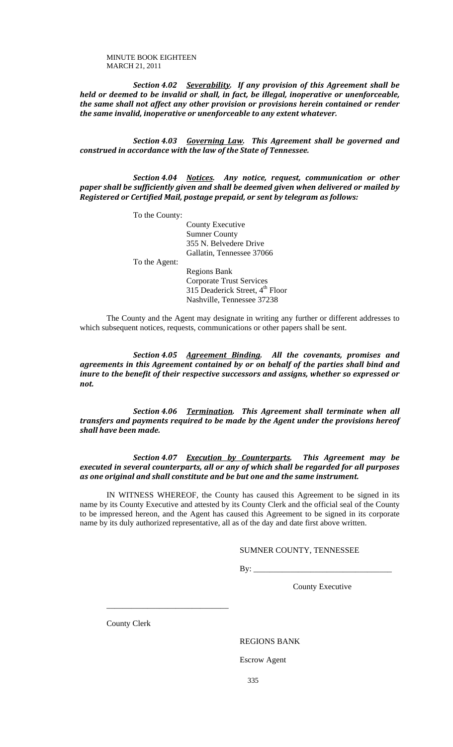***Section 4.02 <u>Severability</u>. If any provision of this Agreement shall be held or deemed to be invalid or shall, in fact, be illegal, inoperative or unenforceable, the same shall not affect any other provision or provisions herein contained or render the same invalid, inoperative or unenforceable to any extent whatever.***

***Section 4.03 <u>Governing Law</u>. This Agreement shall be governed and construed in accordance with the law of the State of Tennessee.***

***Section 4.04 <u>Notices</u>. Any notice, request, communication or other paper shall be sufficiently given and shall be deemed given when delivered or mailed by Registered or Certified Mail, postage prepaid, or sent by telegram as follows:***

To the County:

County Executive
Sumner County
355 N. Belvedere Drive
Gallatin, Tennessee 37066

To the Agent:

Regions Bank
Corporate Trust Services
315 Deaderick Street, 4th Floor
Nashville, Tennessee 37238

The County and the Agent may designate in writing any further or different addresses to which subsequent notices, requests, communications or other papers shall be sent.

***Section 4.05 <u>Agreement Binding</u>. All the covenants, promises and agreements in this Agreement contained by or on behalf of the parties shall bind and inure to the benefit of their respective successors and assigns, whether so expressed or not.***

***Section 4.06 <u>Termination</u>. This Agreement shall terminate when all transfers and payments required to be made by the Agent under the provisions hereof shall have been made.***

***Section 4.07 <u>Execution by Counterparts</u>. This Agreement may be executed in several counterparts, all or any of which shall be regarded for all purposes as one original and shall constitute and be but one and the same instrument.***

IN WITNESS WHEREOF, the County has caused this Agreement to be signed in its name by its County Executive and attested by its County Clerk and the official seal of the County to be impressed hereon, and the Agent has caused this Agreement to be signed in its corporate name by its duly authorized representative, all as of the day and date first above written.

SUMNER COUNTY, TENNESSEE

By: ___________________________________

County Executive

_______________________________

County Clerk

REGIONS BANK

Escrow Agent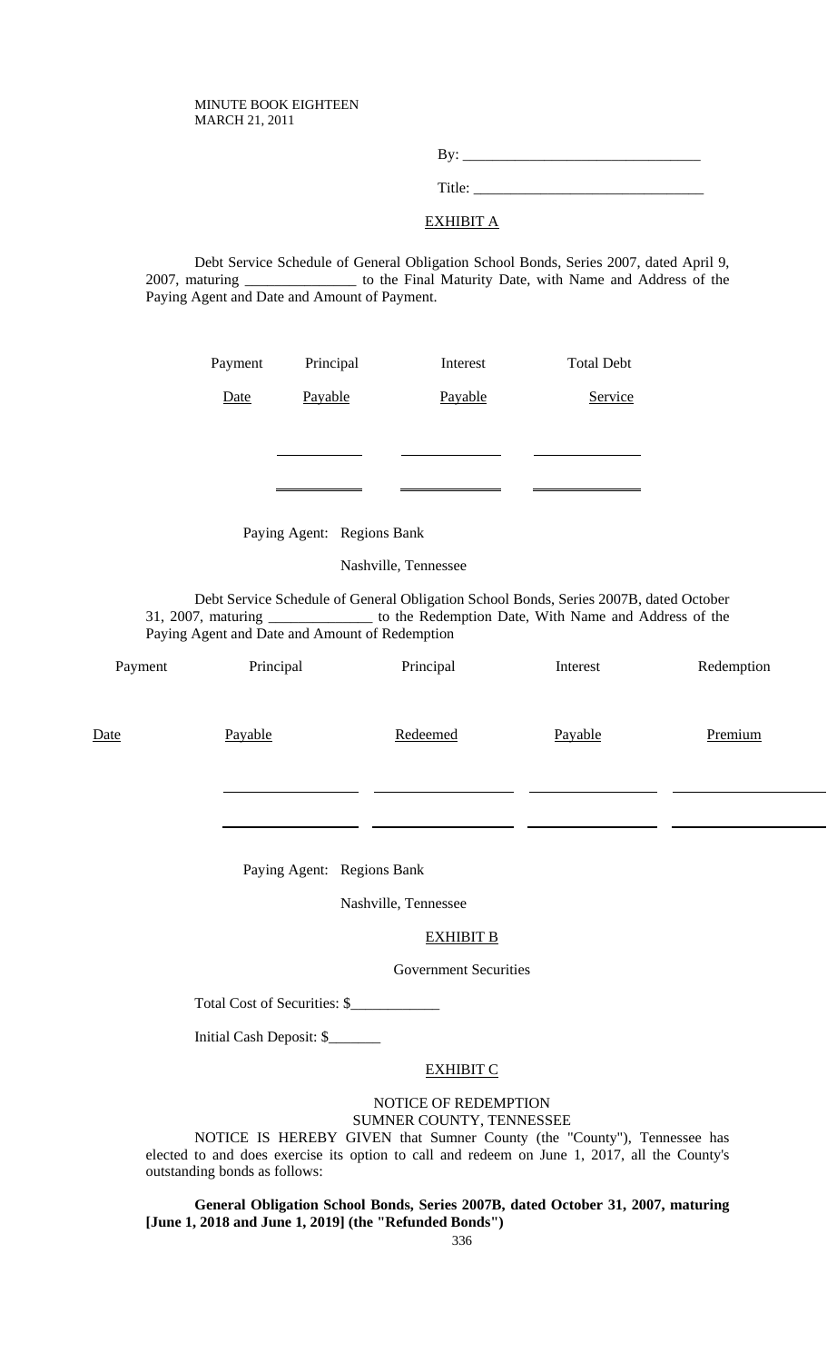By: _______________________________

Title: ______________________________

EXHIBIT A

Debt Service Schedule of General Obligation School Bonds, Series 2007, dated April 9, 2007, maturing ______________ to the Final Maturity Date, with Name and Address of the Paying Agent and Date and Amount of Payment.

| Payment Date | Principal Payable | Interest Payable | Total Debt Service |
|---|---|---|---|
| | | | |
| | | | |

Paying Agent: Regions Bank

Nashville, Tennessee

Debt Service Schedule of General Obligation School Bonds, Series 2007B, dated October 31, 2007, maturing _____________ to the Redemption Date, With Name and Address of the Paying Agent and Date and Amount of Redemption

| Payment Date | Principal Payable | Principal Redeemed | Interest Payable | Redemption Premium |
|---|---|---|---|---|
| | | | | |
| | | | | |

Paying Agent: Regions Bank

Nashville, Tennessee

EXHIBIT B

Government Securities

Total Cost of Securities: $____________

Initial Cash Deposit: $_______

EXHIBIT C

NOTICE OF REDEMPTION
SUMNER COUNTY, TENNESSEE

NOTICE IS HEREBY GIVEN that Sumner County (the "County"), Tennessee has elected to and does exercise its option to call and redeem on June 1, 2017, all the County's outstanding bonds as follows:

**General Obligation School Bonds, Series 2007B, dated October 31, 2007, maturing [June 1, 2018 and June 1, 2019] (the "Refunded Bonds")**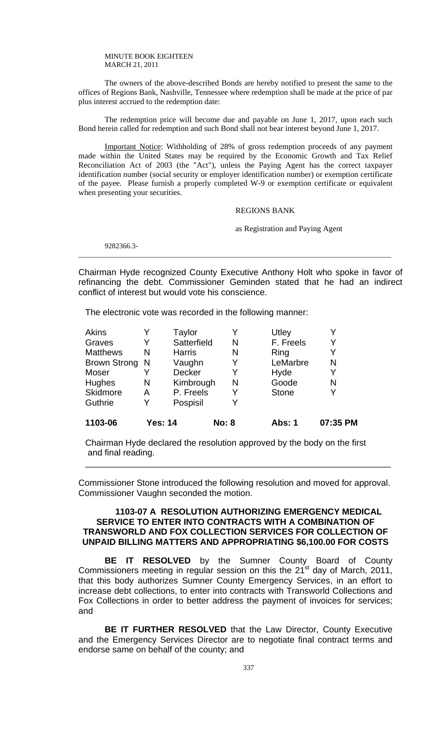MINUTE BOOK EIGHTEEN
MARCH 21, 2011

The owners of the above-described Bonds are hereby notified to present the same to the offices of Regions Bank, Nashville, Tennessee where redemption shall be made at the price of par plus interest accrued to the redemption date:

The redemption price will become due and payable on June 1, 2017, upon each such Bond herein called for redemption and such Bond shall not bear interest beyond June 1, 2017.

Important Notice: Withholding of 28% of gross redemption proceeds of any payment made within the United States may be required by the Economic Growth and Tax Relief Reconciliation Act of 2003 (the "Act"), unless the Paying Agent has the correct taxpayer identification number (social security or employer identification number) or exemption certificate of the payee. Please furnish a properly completed W-9 or exemption certificate or equivalent when presenting your securities.

REGIONS BANK

as Registration and Paying Agent

9282366.3-

---

Chairman Hyde recognized County Executive Anthony Holt who spoke in favor of refinancing the debt. Commissioner Geminden stated that he had an indirect conflict of interest but would vote his conscience.

The electronic vote was recorded in the following manner:

| | | | | | |
|---|---|---|---|---|---|
| Akins | Y | Taylor | Y | Utley | Y |
| Graves | Y | Satterfield | N | F. Freels | Y |
| Matthews | N | Harris | N | Ring | Y |
| Brown Strong | N | Vaughn | Y | LeMarbre | N |
| Moser | Y | Decker | Y | Hyde | Y |
| Hughes | N | Kimbrough | N | Goode | N |
| Skidmore | A | P. Freels | Y | Stone | Y |
| Guthrie | Y | Pospisil | Y | | |
| **1103-06** | **Yes: 14** | | **No: 8** | **Abs: 1** | **07:35 PM** |

Chairman Hyde declared the resolution approved by the body on the first and final reading.

---

Commissioner Stone introduced the following resolution and moved for approval. Commissioner Vaughn seconded the motion.

**1103-07 A RESOLUTION AUTHORIZING EMERGENCY MEDICAL SERVICE TO ENTER INTO CONTRACTS WITH A COMBINATION OF TRANSWORLD AND FOX COLLECTION SERVICES FOR COLLECTION OF UNPAID BILLING MATTERS AND APPROPRIATING $6,100.00 FOR COSTS**

**BE IT RESOLVED** by the Sumner County Board of County Commissioners meeting in regular session on this the 21st day of March, 2011, that this body authorizes Sumner County Emergency Services, in an effort to increase debt collections, to enter into contracts with Transworld Collections and Fox Collections in order to better address the payment of invoices for services; and

**BE IT FURTHER RESOLVED** that the Law Director, County Executive and the Emergency Services Director are to negotiate final contract terms and endorse same on behalf of the county; and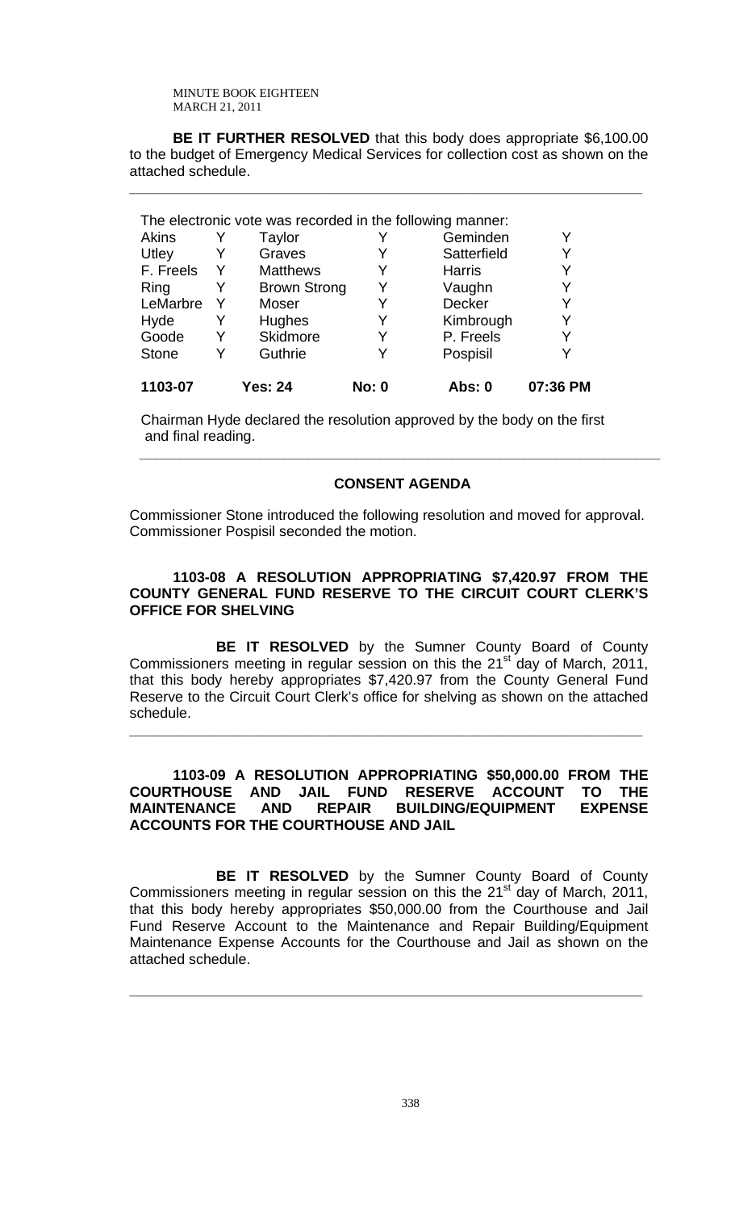**BE IT FURTHER RESOLVED** that this body does appropriate $6,100.00 to the budget of Emergency Medical Services for collection cost as shown on the attached schedule.

The electronic vote was recorded in the following manner:

| | | | | | |
|---|---|---|---|---|---|
| Akins | Y | Taylor | Y | Geminden | Y |
| Utley | Y | Graves | Y | Satterfield | Y |
| F. Freels | Y | Matthews | Y | Harris | Y |
| Ring | Y | Brown Strong | Y | Vaughn | Y |
| LeMarbre | Y | Moser | Y | Decker | Y |
| Hyde | Y | Hughes | Y | Kimbrough | Y |
| Goode | Y | Skidmore | Y | P. Freels | Y |
| Stone | Y | Guthrie | Y | Pospisil | Y |
| **1103-07** | | **Yes: 24** | **No: 0** | **Abs: 0** | **07:36 PM** |

Chairman Hyde declared the resolution approved by the body on the first and final reading.

## CONSENT AGENDA

Commissioner Stone introduced the following resolution and moved for approval. Commissioner Pospisil seconded the motion.

### 1103-08 A RESOLUTION APPROPRIATING $7,420.97 FROM THE COUNTY GENERAL FUND RESERVE TO THE CIRCUIT COURT CLERK'S OFFICE FOR SHELVING

**BE IT RESOLVED** by the Sumner County Board of County Commissioners meeting in regular session on this the 21st day of March, 2011, that this body hereby appropriates $7,420.97 from the County General Fund Reserve to the Circuit Court Clerk's office for shelving as shown on the attached schedule.

### 1103-09 A RESOLUTION APPROPRIATING $50,000.00 FROM THE COURTHOUSE AND JAIL FUND RESERVE ACCOUNT TO THE MAINTENANCE AND REPAIR BUILDING/EQUIPMENT EXPENSE ACCOUNTS FOR THE COURTHOUSE AND JAIL

**BE IT RESOLVED** by the Sumner County Board of County Commissioners meeting in regular session on this the 21st day of March, 2011, that this body hereby appropriates $50,000.00 from the Courthouse and Jail Fund Reserve Account to the Maintenance and Repair Building/Equipment Maintenance Expense Accounts for the Courthouse and Jail as shown on the attached schedule.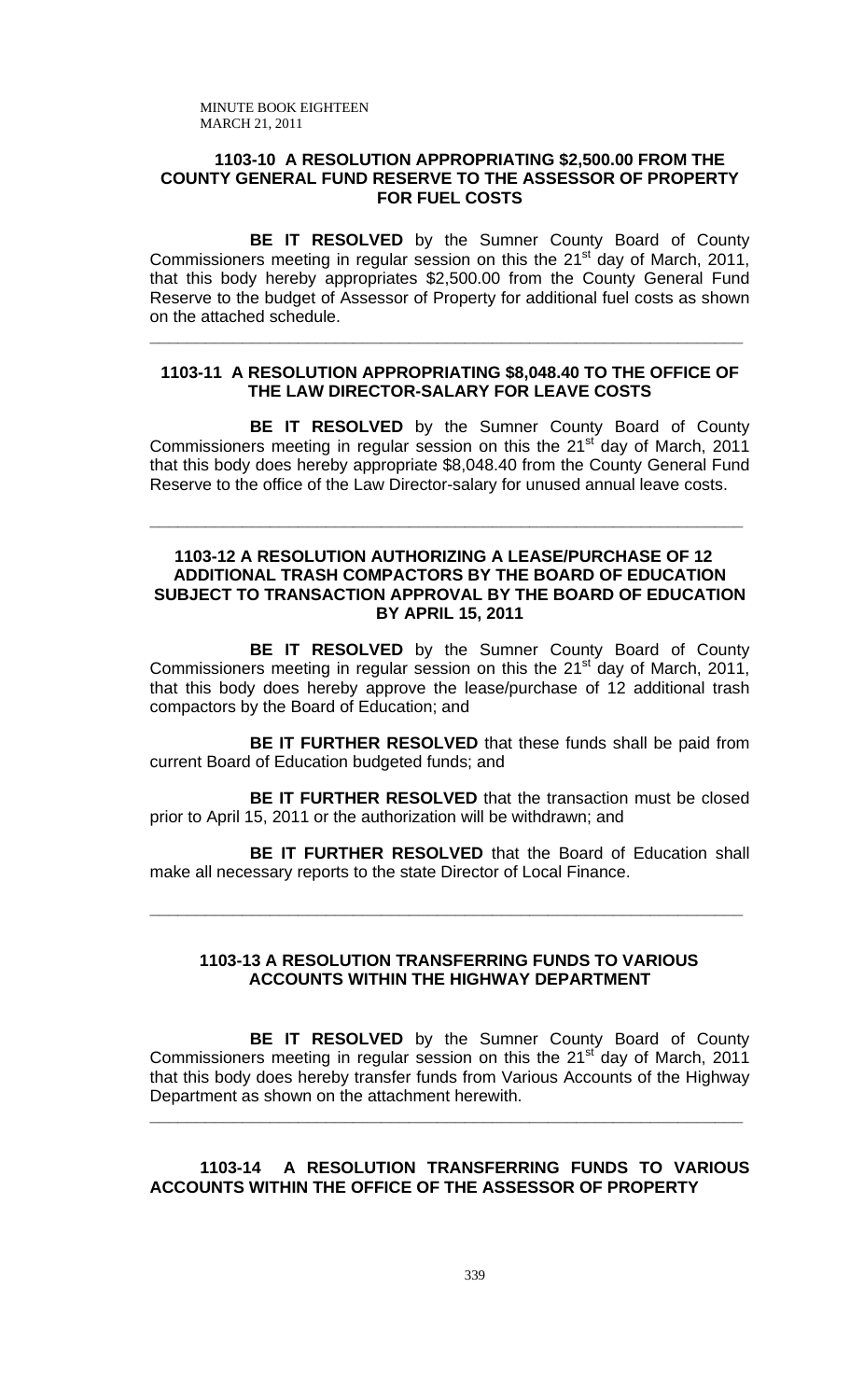### 1103-10 A RESOLUTION APPROPRIATING $2,500.00 FROM THE COUNTY GENERAL FUND RESERVE TO THE ASSESSOR OF PROPERTY FOR FUEL COSTS

**BE IT RESOLVED** by the Sumner County Board of County Commissioners meeting in regular session on this the 21st day of March, 2011, that this body hereby appropriates $2,500.00 from the County General Fund Reserve to the budget of Assessor of Property for additional fuel costs as shown on the attached schedule.

---

### 1103-11 A RESOLUTION APPROPRIATING $8,048.40 TO THE OFFICE OF THE LAW DIRECTOR-SALARY FOR LEAVE COSTS

**BE IT RESOLVED** by the Sumner County Board of County Commissioners meeting in regular session on this the 21st day of March, 2011 that this body does hereby appropriate $8,048.40 from the County General Fund Reserve to the office of the Law Director-salary for unused annual leave costs.

---

### 1103-12 A RESOLUTION AUTHORIZING A LEASE/PURCHASE OF 12 ADDITIONAL TRASH COMPACTORS BY THE BOARD OF EDUCATION SUBJECT TO TRANSACTION APPROVAL BY THE BOARD OF EDUCATION BY APRIL 15, 2011

**BE IT RESOLVED** by the Sumner County Board of County Commissioners meeting in regular session on this the 21st day of March, 2011, that this body does hereby approve the lease/purchase of 12 additional trash compactors by the Board of Education; and

**BE IT FURTHER RESOLVED** that these funds shall be paid from current Board of Education budgeted funds; and

**BE IT FURTHER RESOLVED** that the transaction must be closed prior to April 15, 2011 or the authorization will be withdrawn; and

**BE IT FURTHER RESOLVED** that the Board of Education shall make all necessary reports to the state Director of Local Finance.

---

### 1103-13 A RESOLUTION TRANSFERRING FUNDS TO VARIOUS ACCOUNTS WITHIN THE HIGHWAY DEPARTMENT

**BE IT RESOLVED** by the Sumner County Board of County Commissioners meeting in regular session on this the 21st day of March, 2011 that this body does hereby transfer funds from Various Accounts of the Highway Department as shown on the attachment herewith.

---

### 1103-14 A RESOLUTION TRANSFERRING FUNDS TO VARIOUS ACCOUNTS WITHIN THE OFFICE OF THE ASSESSOR OF PROPERTY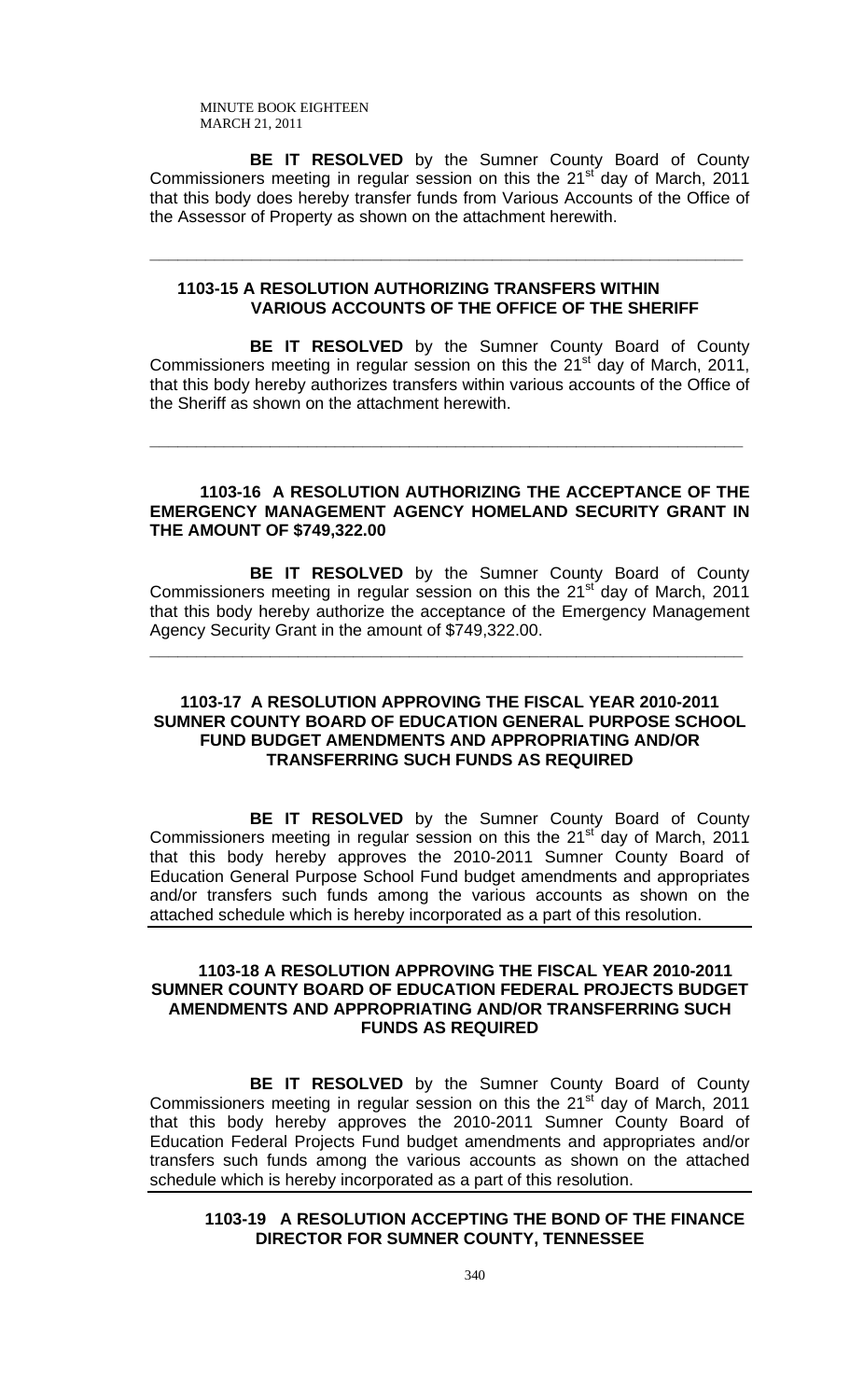**BE IT RESOLVED** by the Sumner County Board of County Commissioners meeting in regular session on this the 21st day of March, 2011 that this body does hereby transfer funds from Various Accounts of the Office of the Assessor of Property as shown on the attachment herewith.

---

**1103-15 A RESOLUTION AUTHORIZING TRANSFERS WITHIN VARIOUS ACCOUNTS OF THE OFFICE OF THE SHERIFF**

**BE IT RESOLVED** by the Sumner County Board of County Commissioners meeting in regular session on this the 21st day of March, 2011, that this body hereby authorizes transfers within various accounts of the Office of the Sheriff as shown on the attachment herewith.

---

**1103-16 A RESOLUTION AUTHORIZING THE ACCEPTANCE OF THE EMERGENCY MANAGEMENT AGENCY HOMELAND SECURITY GRANT IN THE AMOUNT OF $749,322.00**

**BE IT RESOLVED** by the Sumner County Board of County Commissioners meeting in regular session on this the 21st day of March, 2011 that this body hereby authorize the acceptance of the Emergency Management Agency Security Grant in the amount of $749,322.00.

---

**1103-17 A RESOLUTION APPROVING THE FISCAL YEAR 2010-2011 SUMNER COUNTY BOARD OF EDUCATION GENERAL PURPOSE SCHOOL FUND BUDGET AMENDMENTS AND APPROPRIATING AND/OR TRANSFERRING SUCH FUNDS AS REQUIRED**

**BE IT RESOLVED** by the Sumner County Board of County Commissioners meeting in regular session on this the 21st day of March, 2011 that this body hereby approves the 2010-2011 Sumner County Board of Education General Purpose School Fund budget amendments and appropriates and/or transfers such funds among the various accounts as shown on the attached schedule which is hereby incorporated as a part of this resolution.

---

**1103-18 A RESOLUTION APPROVING THE FISCAL YEAR 2010-2011 SUMNER COUNTY BOARD OF EDUCATION FEDERAL PROJECTS BUDGET AMENDMENTS AND APPROPRIATING AND/OR TRANSFERRING SUCH FUNDS AS REQUIRED**

**BE IT RESOLVED** by the Sumner County Board of County Commissioners meeting in regular session on this the 21st day of March, 2011 that this body hereby approves the 2010-2011 Sumner County Board of Education Federal Projects Fund budget amendments and appropriates and/or transfers such funds among the various accounts as shown on the attached schedule which is hereby incorporated as a part of this resolution.

---

**1103-19 A RESOLUTION ACCEPTING THE BOND OF THE FINANCE DIRECTOR FOR SUMNER COUNTY, TENNESSEE**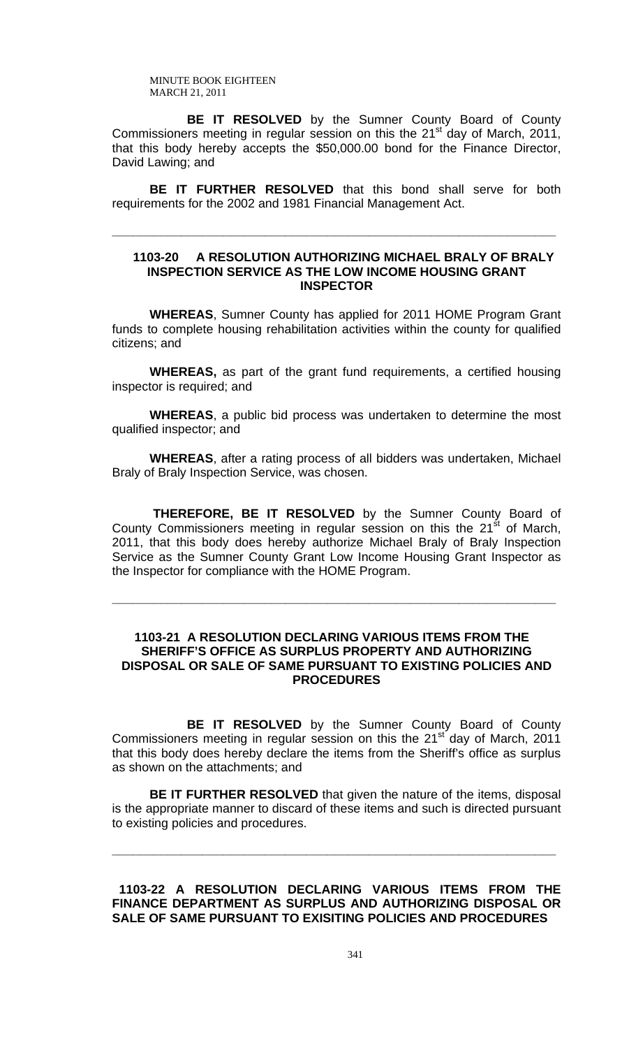**BE IT RESOLVED** by the Sumner County Board of County Commissioners meeting in regular session on this the 21st day of March, 2011, that this body hereby accepts the $50,000.00 bond for the Finance Director, David Lawing; and

**BE IT FURTHER RESOLVED** that this bond shall serve for both requirements for the 2002 and 1981 Financial Management Act.

---

### 1103-20 A RESOLUTION AUTHORIZING MICHAEL BRALY OF BRALY INSPECTION SERVICE AS THE LOW INCOME HOUSING GRANT INSPECTOR

**WHEREAS**, Sumner County has applied for 2011 HOME Program Grant funds to complete housing rehabilitation activities within the county for qualified citizens; and

**WHEREAS,** as part of the grant fund requirements, a certified housing inspector is required; and

**WHEREAS**, a public bid process was undertaken to determine the most qualified inspector; and

**WHEREAS**, after a rating process of all bidders was undertaken, Michael Braly of Braly Inspection Service, was chosen.

**THEREFORE, BE IT RESOLVED** by the Sumner County Board of County Commissioners meeting in regular session on this the 21st of March, 2011, that this body does hereby authorize Michael Braly of Braly Inspection Service as the Sumner County Grant Low Income Housing Grant Inspector as the Inspector for compliance with the HOME Program.

---

### 1103-21 A RESOLUTION DECLARING VARIOUS ITEMS FROM THE SHERIFF'S OFFICE AS SURPLUS PROPERTY AND AUTHORIZING DISPOSAL OR SALE OF SAME PURSUANT TO EXISTING POLICIES AND PROCEDURES

**BE IT RESOLVED** by the Sumner County Board of County Commissioners meeting in regular session on this the 21st day of March, 2011 that this body does hereby declare the items from the Sheriff's office as surplus as shown on the attachments; and

**BE IT FURTHER RESOLVED** that given the nature of the items, disposal is the appropriate manner to discard of these items and such is directed pursuant to existing policies and procedures.

---

### 1103-22 A RESOLUTION DECLARING VARIOUS ITEMS FROM THE FINANCE DEPARTMENT AS SURPLUS AND AUTHORIZING DISPOSAL OR SALE OF SAME PURSUANT TO EXISITING POLICIES AND PROCEDURES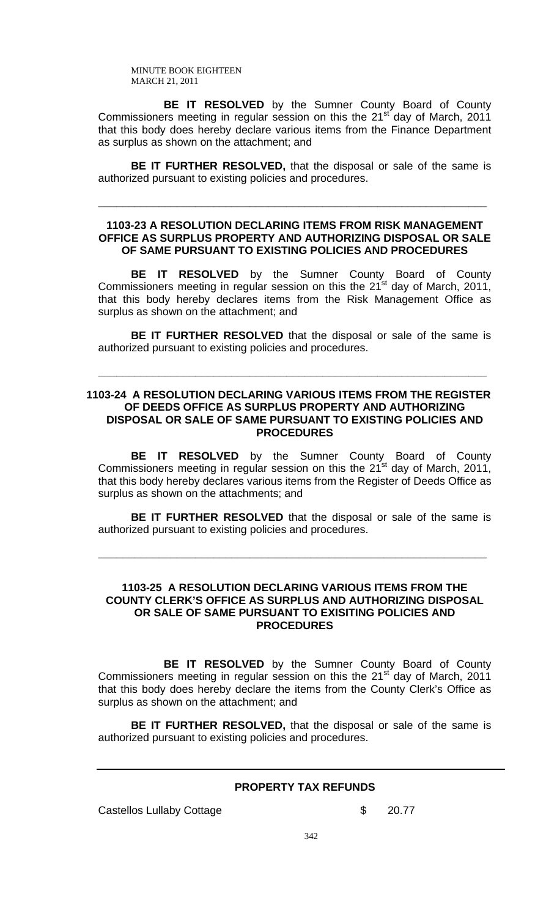**BE IT RESOLVED** by the Sumner County Board of County Commissioners meeting in regular session on this the 21st day of March, 2011 that this body does hereby declare various items from the Finance Department as surplus as shown on the attachment; and

**BE IT FURTHER RESOLVED,** that the disposal or sale of the same is authorized pursuant to existing policies and procedures.

---

**1103-23 A RESOLUTION DECLARING ITEMS FROM RISK MANAGEMENT OFFICE AS SURPLUS PROPERTY AND AUTHORIZING DISPOSAL OR SALE OF SAME PURSUANT TO EXISTING POLICIES AND PROCEDURES**

**BE IT RESOLVED** by the Sumner County Board of County Commissioners meeting in regular session on this the 21st day of March, 2011, that this body hereby declares items from the Risk Management Office as surplus as shown on the attachment; and

**BE IT FURTHER RESOLVED** that the disposal or sale of the same is authorized pursuant to existing policies and procedures.

---

**1103-24 A RESOLUTION DECLARING VARIOUS ITEMS FROM THE REGISTER OF DEEDS OFFICE AS SURPLUS PROPERTY AND AUTHORIZING DISPOSAL OR SALE OF SAME PURSUANT TO EXISTING POLICIES AND PROCEDURES**

**BE IT RESOLVED** by the Sumner County Board of County Commissioners meeting in regular session on this the 21st day of March, 2011, that this body hereby declares various items from the Register of Deeds Office as surplus as shown on the attachments; and

**BE IT FURTHER RESOLVED** that the disposal or sale of the same is authorized pursuant to existing policies and procedures.

---

**1103-25 A RESOLUTION DECLARING VARIOUS ITEMS FROM THE COUNTY CLERK'S OFFICE AS SURPLUS AND AUTHORIZING DISPOSAL OR SALE OF SAME PURSUANT TO EXISITING POLICIES AND PROCEDURES**

**BE IT RESOLVED** by the Sumner County Board of County Commissioners meeting in regular session on this the 21st day of March, 2011 that this body does hereby declare the items from the County Clerk's Office as surplus as shown on the attachment; and

**BE IT FURTHER RESOLVED,** that the disposal or sale of the same is authorized pursuant to existing policies and procedures.

---

**PROPERTY TAX REFUNDS**

| | |
|---|---|
| Castellos Lullaby Cottage | $ 20.77 |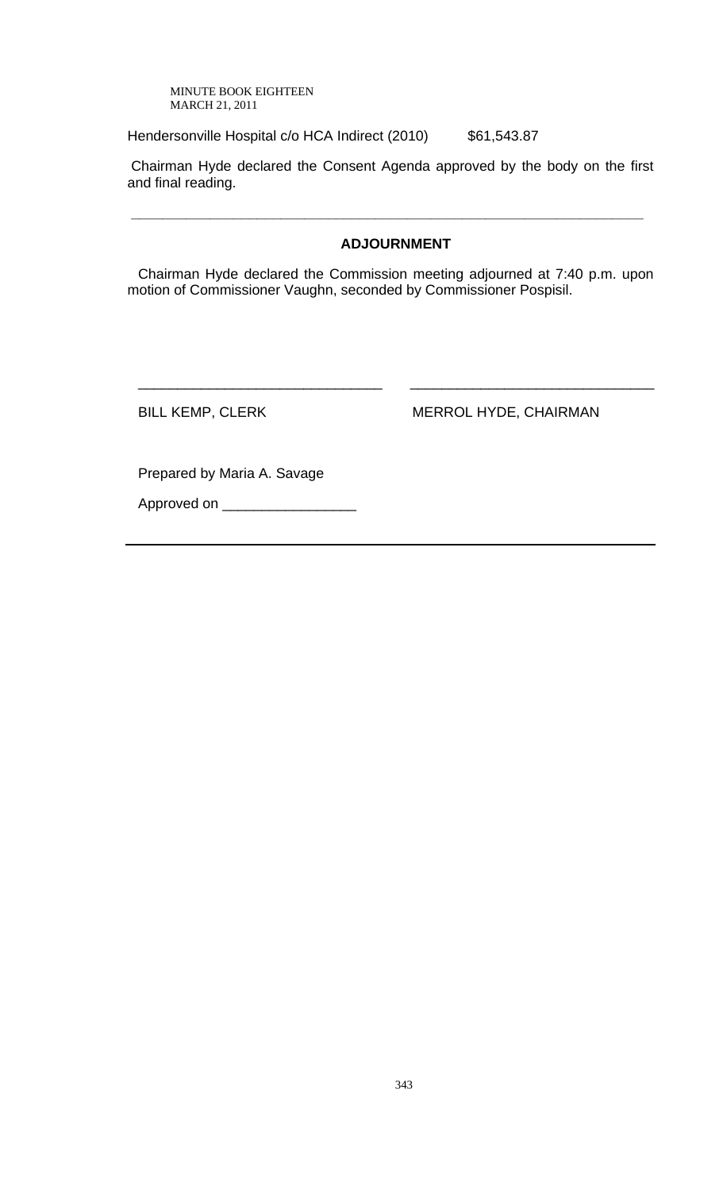Hendersonville Hospital c/o HCA Indirect (2010) $61,543.87

Chairman Hyde declared the Consent Agenda approved by the body on the first and final reading.

---

## ADJOURNMENT

Chairman Hyde declared the Commission meeting adjourned at 7:40 p.m. upon motion of Commissioner Vaughn, seconded by Commissioner Pospisil.

______________________________ ______________________________

BILL KEMP, CLERK MERROL HYDE, CHAIRMAN

Prepared by Maria A. Savage

Approved on _________________